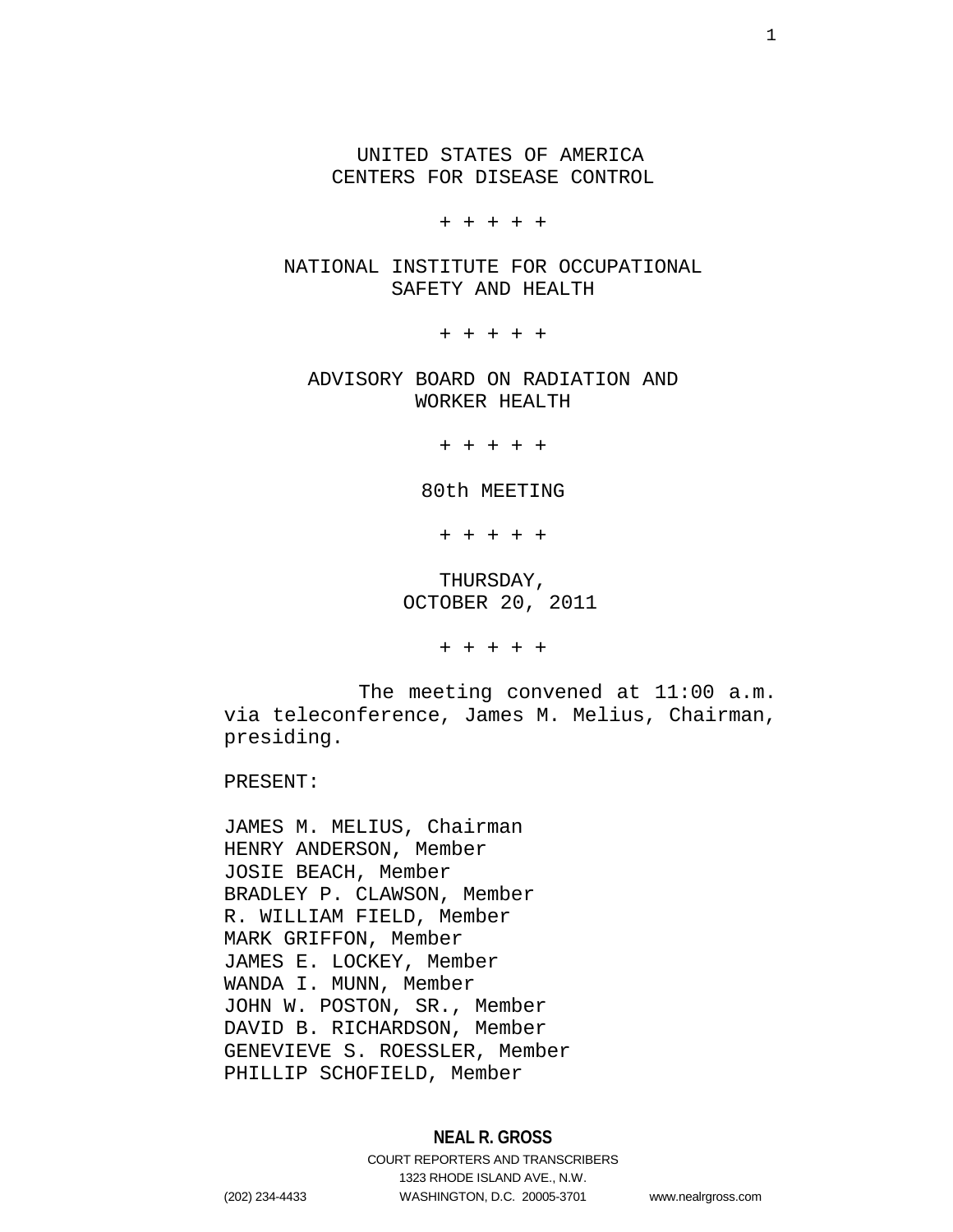UNITED STATES OF AMERICA
CENTERS FOR DISEASE CONTROL

\+ + + + +

NATIONAL INSTITUTE FOR OCCUPATIONAL SAFETY AND HEALTH

\+ + + + +

ADVISORY BOARD ON RADIATION AND WORKER HEALTH

\+ + + + +

80th MEETING

\+ + + + +

THURSDAY,
OCTOBER 20, 2011

\+ + + + +

The meeting convened at 11:00 a.m. via teleconference, James M. Melius, Chairman, presiding.

PRESENT:

JAMES M. MELIUS, Chairman
HENRY ANDERSON, Member
JOSIE BEACH, Member
BRADLEY P. CLAWSON, Member
R. WILLIAM FIELD, Member
MARK GRIFFON, Member
JAMES E. LOCKEY, Member
WANDA I. MUNN, Member
JOHN W. POSTON, SR., Member
DAVID B. RICHARDSON, Member
GENEVIEVE S. ROESSLER, Member
PHILLIP SCHOFIELD, Member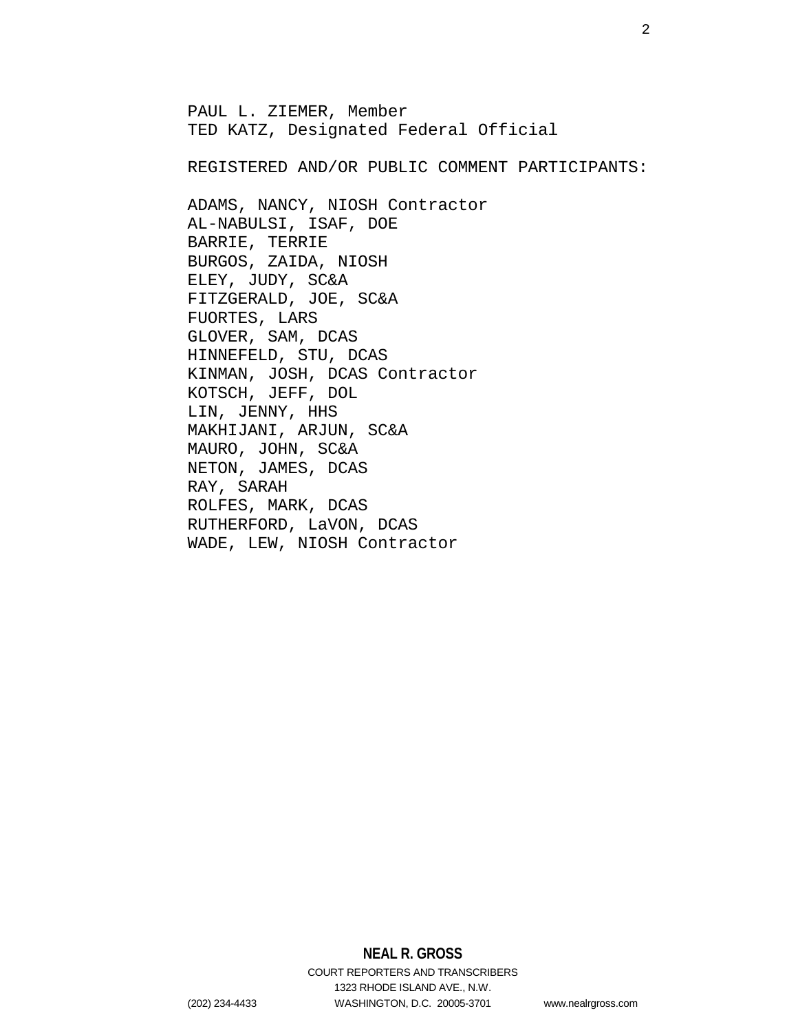PAUL L. ZIEMER, Member
TED KATZ, Designated Federal Official

REGISTERED AND/OR PUBLIC COMMENT PARTICIPANTS:

ADAMS, NANCY, NIOSH Contractor
AL-NABULSI, ISAF, DOE
BARRIE, TERRIE
BURGOS, ZAIDA, NIOSH
ELEY, JUDY, SC&A
FITZGERALD, JOE, SC&A
FUORTES, LARS
GLOVER, SAM, DCAS
HINNEFELD, STU, DCAS
KINMAN, JOSH, DCAS Contractor
KOTSCH, JEFF, DOL
LIN, JENNY, HHS
MAKHIJANI, ARJUN, SC&A
MAURO, JOHN, SC&A
NETON, JAMES, DCAS
RAY, SARAH
ROLFES, MARK, DCAS
RUTHERFORD, LaVON, DCAS
WADE, LEW, NIOSH Contractor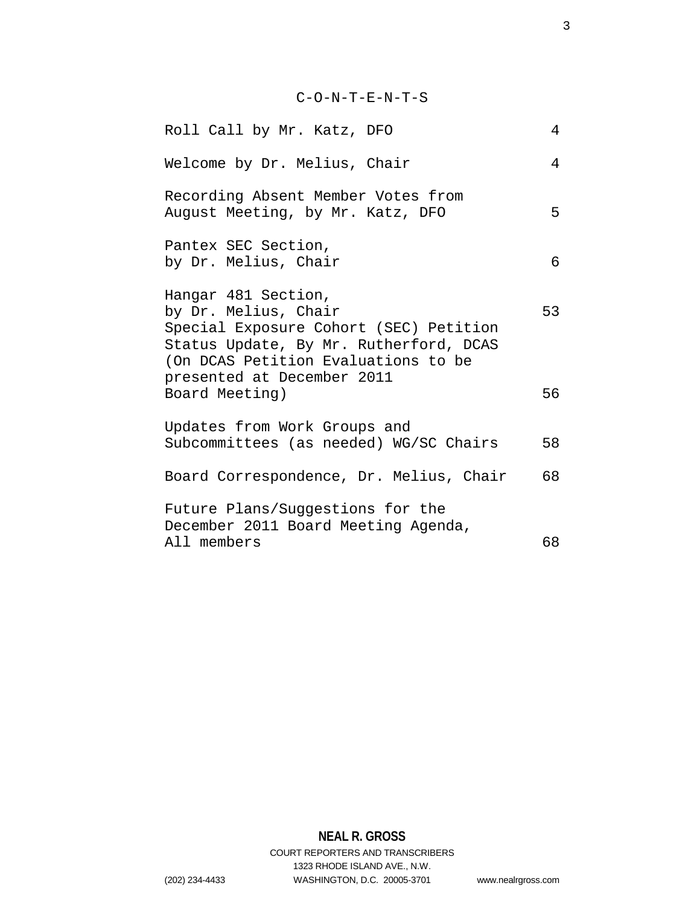# C-O-N-T-E-N-T-S

| | |
|---|---|
| Roll Call by Mr. Katz, DFO | 4 |
| Welcome by Dr. Melius, Chair | 4 |
| Recording Absent Member Votes from August Meeting, by Mr. Katz, DFO | 5 |
| Pantex SEC Section, by Dr. Melius, Chair | 6 |
| Hangar 481 Section, by Dr. Melius, Chair | 53 |
| Special Exposure Cohort (SEC) Petition Status Update, By Mr. Rutherford, DCAS (On DCAS Petition Evaluations to be presented at December 2011 Board Meeting) | 56 |
| Updates from Work Groups and Subcommittees (as needed) WG/SC Chairs | 58 |
| Board Correspondence, Dr. Melius, Chair | 68 |
| Future Plans/Suggestions for the December 2011 Board Meeting Agenda, All members | 68 |

**NEAL R. GROSS**
COURT REPORTERS AND TRANSCRIBERS
1323 RHODE ISLAND AVE., N.W.
(202) 234-4433 WASHINGTON, D.C. 20005-3701 www.nealrgross.com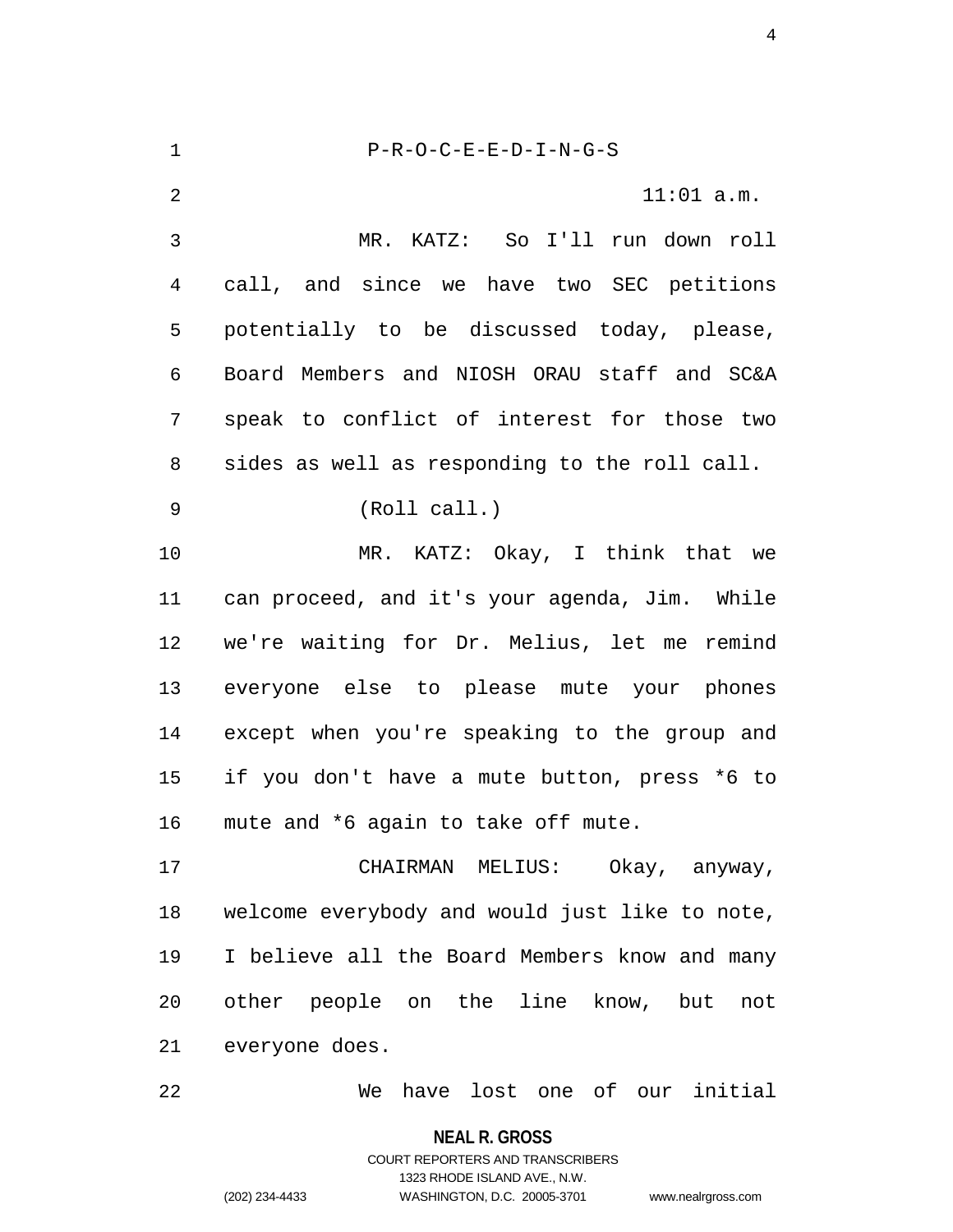P-R-O-C-E-E-D-I-N-G-S

11:01 a.m.

MR. KATZ: So I'll run down roll call, and since we have two SEC petitions potentially to be discussed today, please, Board Members and NIOSH ORAU staff and SC&A speak to conflict of interest for those two sides as well as responding to the roll call.

(Roll call.)

MR. KATZ: Okay, I think that we can proceed, and it's your agenda, Jim. While we're waiting for Dr. Melius, let me remind everyone else to please mute your phones except when you're speaking to the group and if you don't have a mute button, press *6 to mute and *6 again to take off mute.

CHAIRMAN MELIUS: Okay, anyway, welcome everybody and would just like to note, I believe all the Board Members know and many other people on the line know, but not everyone does.

We have lost one of our initial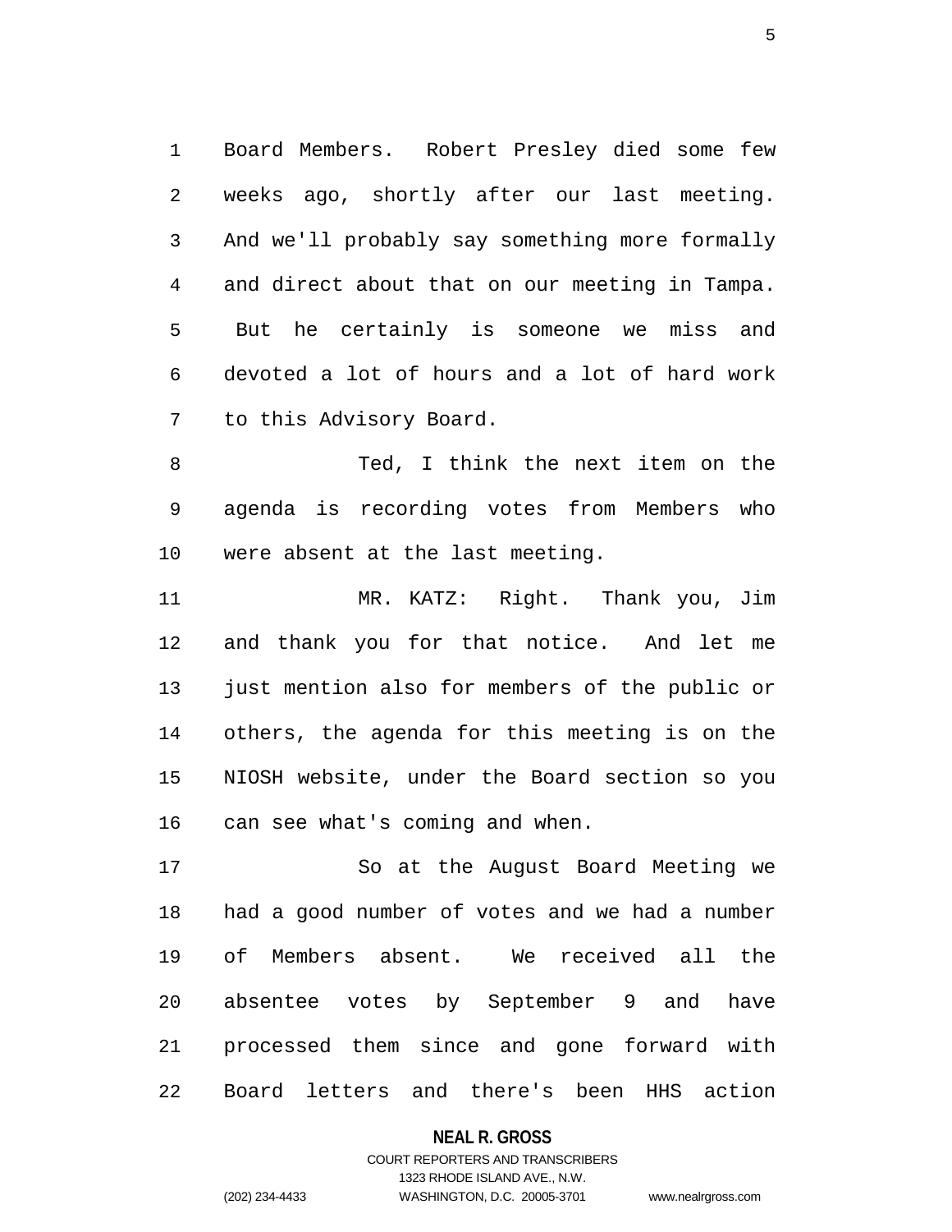Board Members. Robert Presley died some few weeks ago, shortly after our last meeting. And we'll probably say something more formally and direct about that on our meeting in Tampa. But he certainly is someone we miss and devoted a lot of hours and a lot of hard work to this Advisory Board.

Ted, I think the next item on the agenda is recording votes from Members who were absent at the last meeting.

MR. KATZ: Right. Thank you, Jim and thank you for that notice. And let me just mention also for members of the public or others, the agenda for this meeting is on the NIOSH website, under the Board section so you can see what's coming and when.

So at the August Board Meeting we had a good number of votes and we had a number of Members absent. We received all the absentee votes by September 9 and have processed them since and gone forward with Board letters and there's been HHS action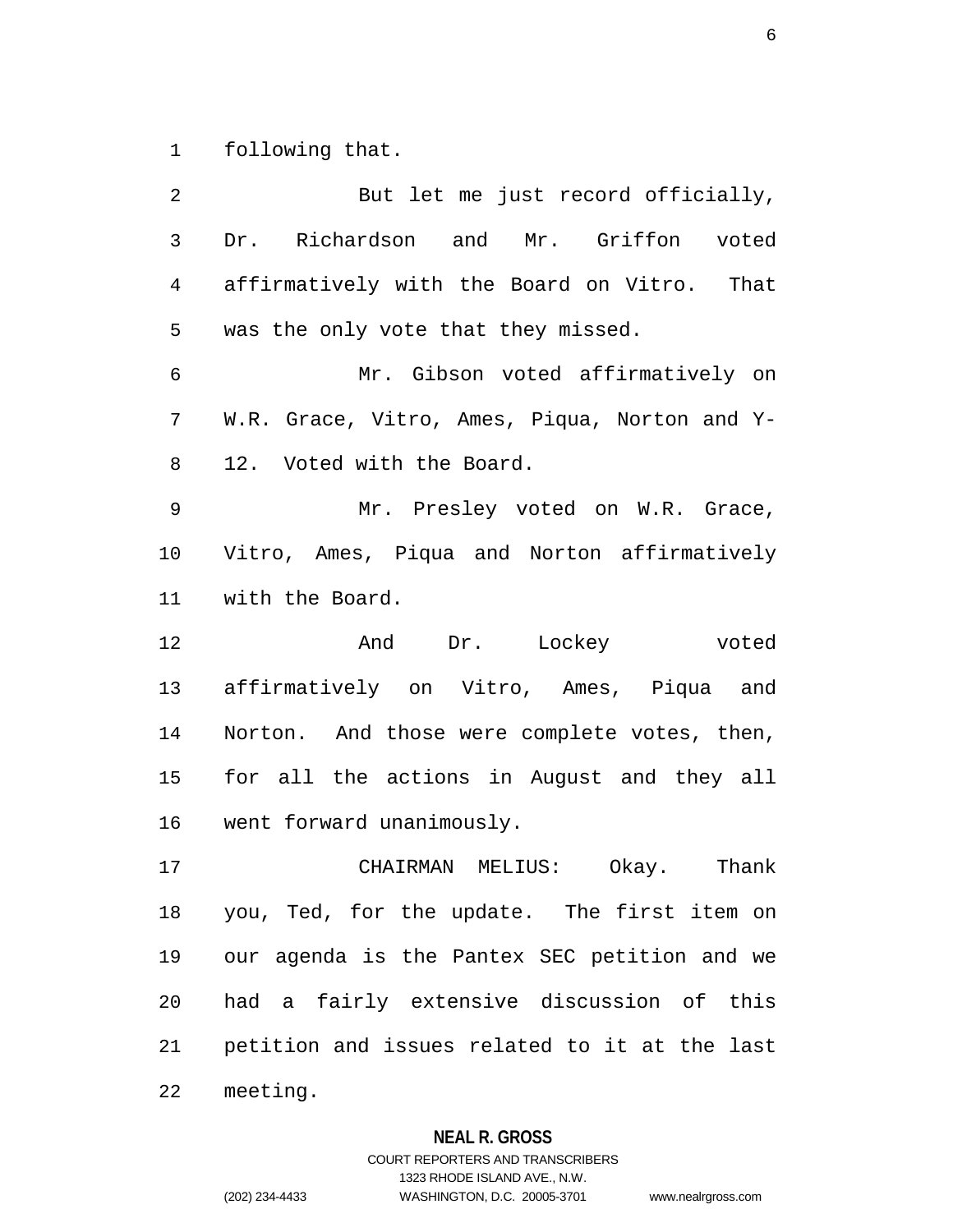following that.

But let me just record officially, Dr. Richardson and Mr. Griffon voted affirmatively with the Board on Vitro. That was the only vote that they missed.

Mr. Gibson voted affirmatively on W.R. Grace, Vitro, Ames, Piqua, Norton and Y-12. Voted with the Board.

Mr. Presley voted on W.R. Grace, Vitro, Ames, Piqua and Norton affirmatively with the Board.

And Dr. Lockey voted affirmatively on Vitro, Ames, Piqua and Norton. And those were complete votes, then, for all the actions in August and they all went forward unanimously.

CHAIRMAN MELIUS: Okay. Thank you, Ted, for the update. The first item on our agenda is the Pantex SEC petition and we had a fairly extensive discussion of this petition and issues related to it at the last meeting.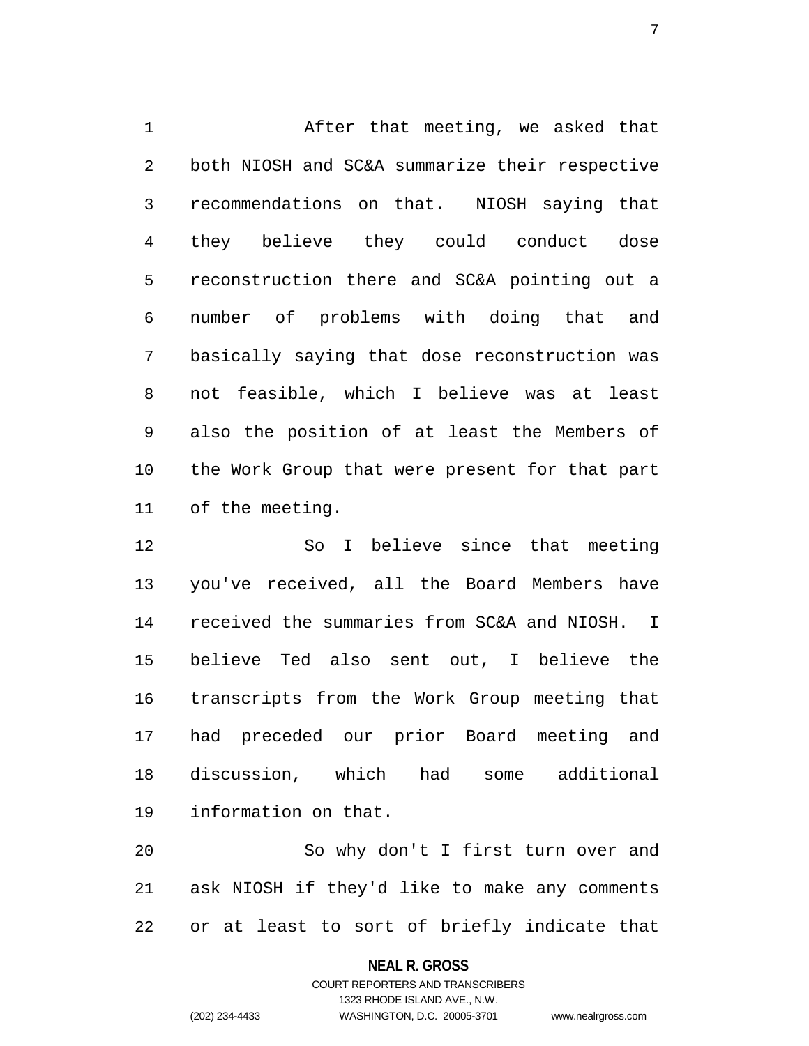After that meeting, we asked that both NIOSH and SC&A summarize their respective recommendations on that. NIOSH saying that they believe they could conduct dose reconstruction there and SC&A pointing out a number of problems with doing that and basically saying that dose reconstruction was not feasible, which I believe was at least also the position of at least the Members of the Work Group that were present for that part of the meeting.

So I believe since that meeting you've received, all the Board Members have received the summaries from SC&A and NIOSH. I believe Ted also sent out, I believe the transcripts from the Work Group meeting that had preceded our prior Board meeting and discussion, which had some additional information on that.

So why don't I first turn over and ask NIOSH if they'd like to make any comments or at least to sort of briefly indicate that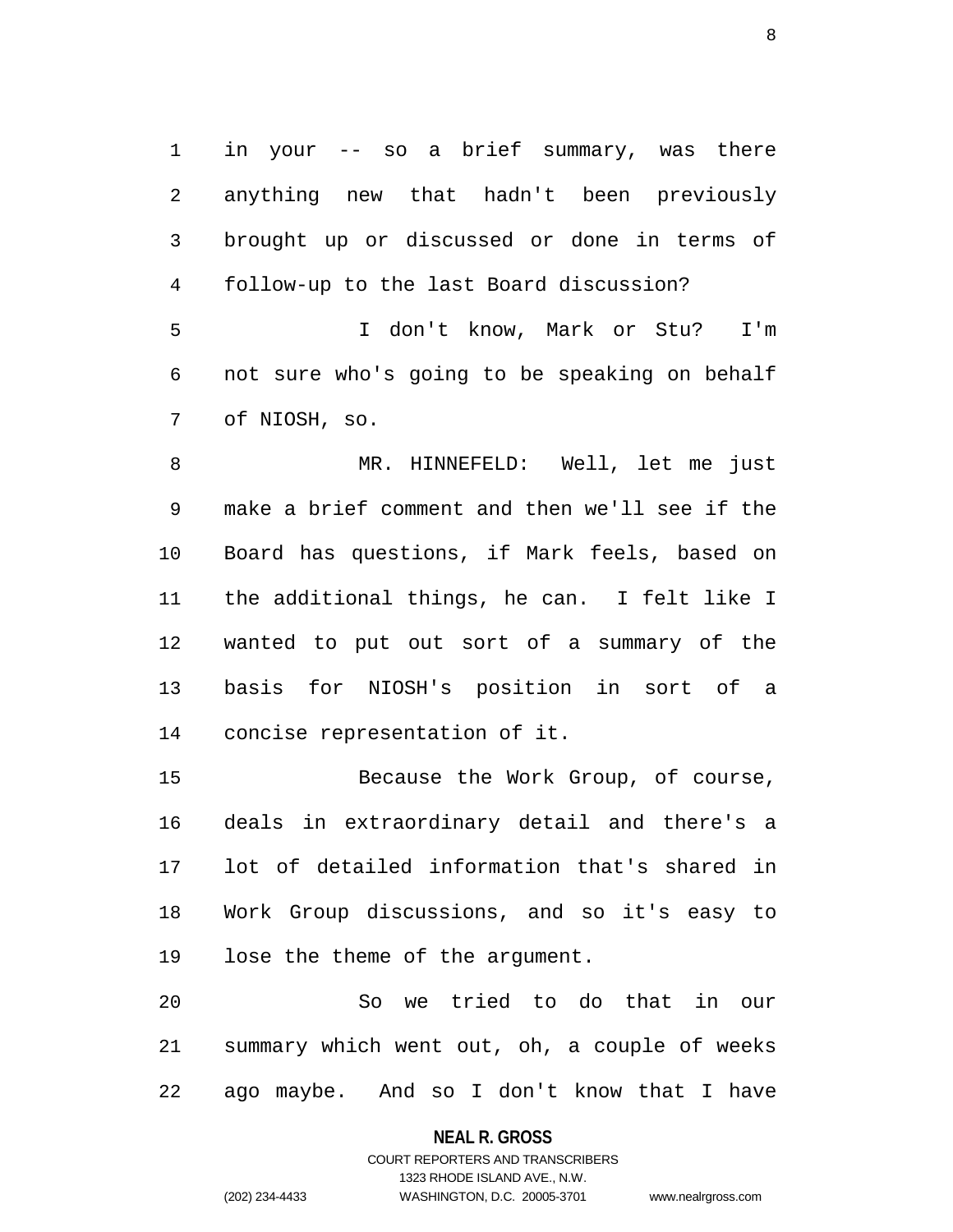in your -- so a brief summary, was there anything new that hadn't been previously brought up or discussed or done in terms of follow-up to the last Board discussion?

I don't know, Mark or Stu? I'm not sure who's going to be speaking on behalf of NIOSH, so.

MR. HINNEFELD: Well, let me just make a brief comment and then we'll see if the Board has questions, if Mark feels, based on the additional things, he can. I felt like I wanted to put out sort of a summary of the basis for NIOSH's position in sort of a concise representation of it.

Because the Work Group, of course, deals in extraordinary detail and there's a lot of detailed information that's shared in Work Group discussions, and so it's easy to lose the theme of the argument.

So we tried to do that in our summary which went out, oh, a couple of weeks ago maybe. And so I don't know that I have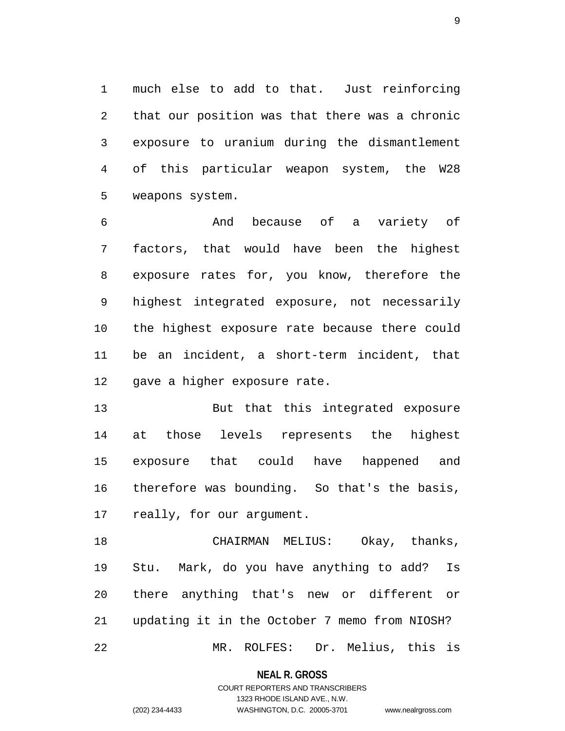much else to add to that. Just reinforcing that our position was that there was a chronic exposure to uranium during the dismantlement of this particular weapon system, the W28 weapons system.

And because of a variety of factors, that would have been the highest exposure rates for, you know, therefore the highest integrated exposure, not necessarily the highest exposure rate because there could be an incident, a short-term incident, that gave a higher exposure rate.

But that this integrated exposure at those levels represents the highest exposure that could have happened and therefore was bounding. So that's the basis, really, for our argument.

CHAIRMAN MELIUS: Okay, thanks, Stu. Mark, do you have anything to add? Is there anything that's new or different or updating it in the October 7 memo from NIOSH?

MR. ROLFES: Dr. Melius, this is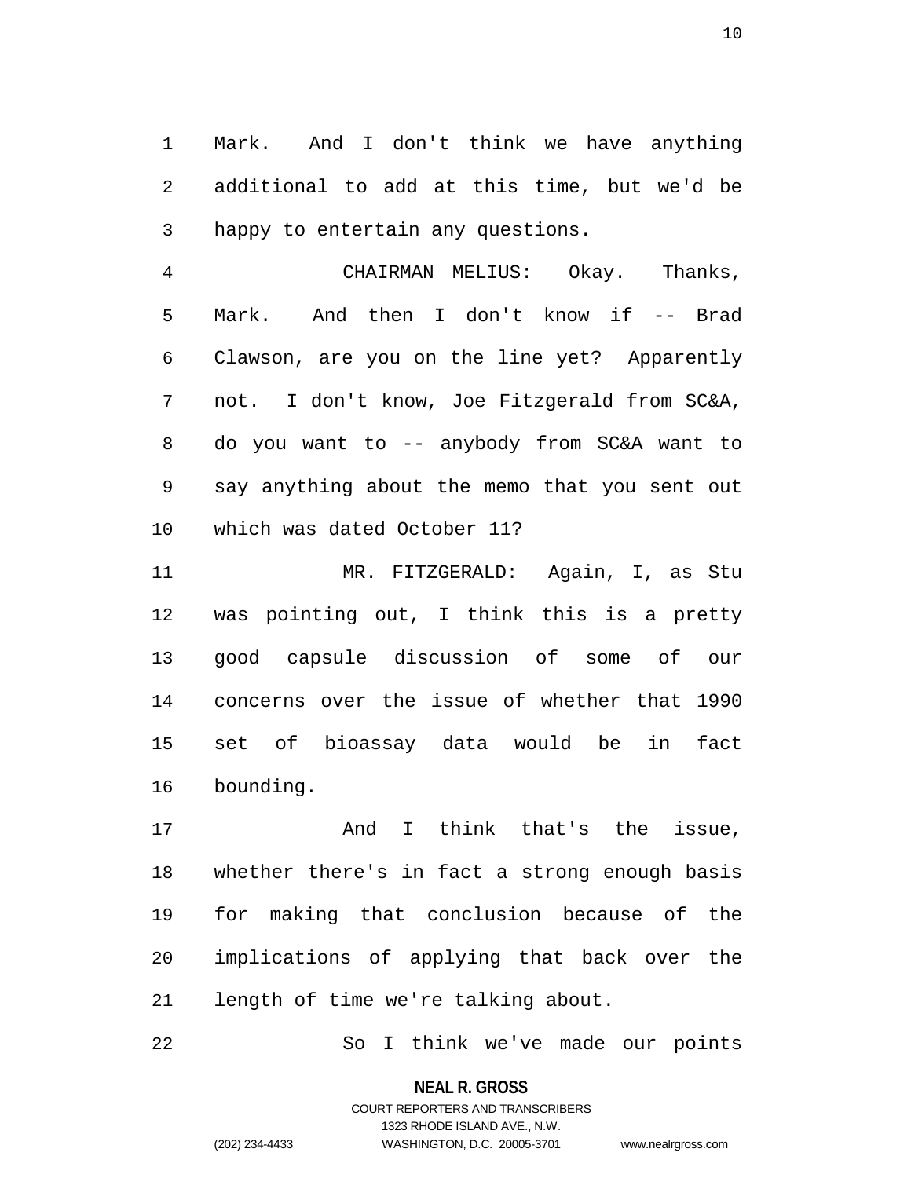Mark. And I don't think we have anything additional to add at this time, but we'd be happy to entertain any questions.

CHAIRMAN MELIUS: Okay. Thanks, Mark. And then I don't know if -- Brad Clawson, are you on the line yet? Apparently not. I don't know, Joe Fitzgerald from SC&A, do you want to -- anybody from SC&A want to say anything about the memo that you sent out which was dated October 11?

MR. FITZGERALD: Again, I, as Stu was pointing out, I think this is a pretty good capsule discussion of some of our concerns over the issue of whether that 1990 set of bioassay data would be in fact bounding.

And I think that's the issue, whether there's in fact a strong enough basis for making that conclusion because of the implications of applying that back over the length of time we're talking about.

So I think we've made our points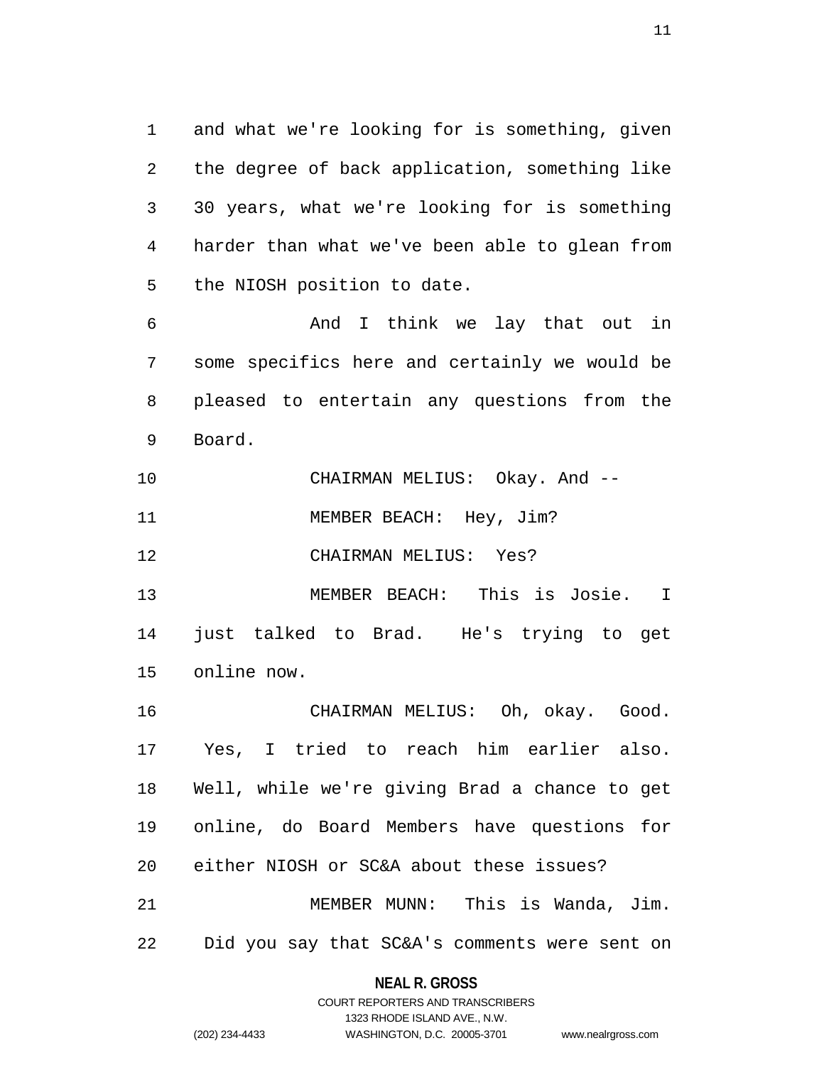and what we're looking for is something, given the degree of back application, something like 30 years, what we're looking for is something harder than what we've been able to glean from the NIOSH position to date.

And I think we lay that out in some specifics here and certainly we would be pleased to entertain any questions from the Board.

CHAIRMAN MELIUS: Okay. And --

MEMBER BEACH: Hey, Jim?

CHAIRMAN MELIUS: Yes?

MEMBER BEACH: This is Josie. I just talked to Brad. He's trying to get online now.

CHAIRMAN MELIUS: Oh, okay. Good. Yes, I tried to reach him earlier also. Well, while we're giving Brad a chance to get online, do Board Members have questions for either NIOSH or SC&A about these issues?

MEMBER MUNN: This is Wanda, Jim. Did you say that SC&A's comments were sent on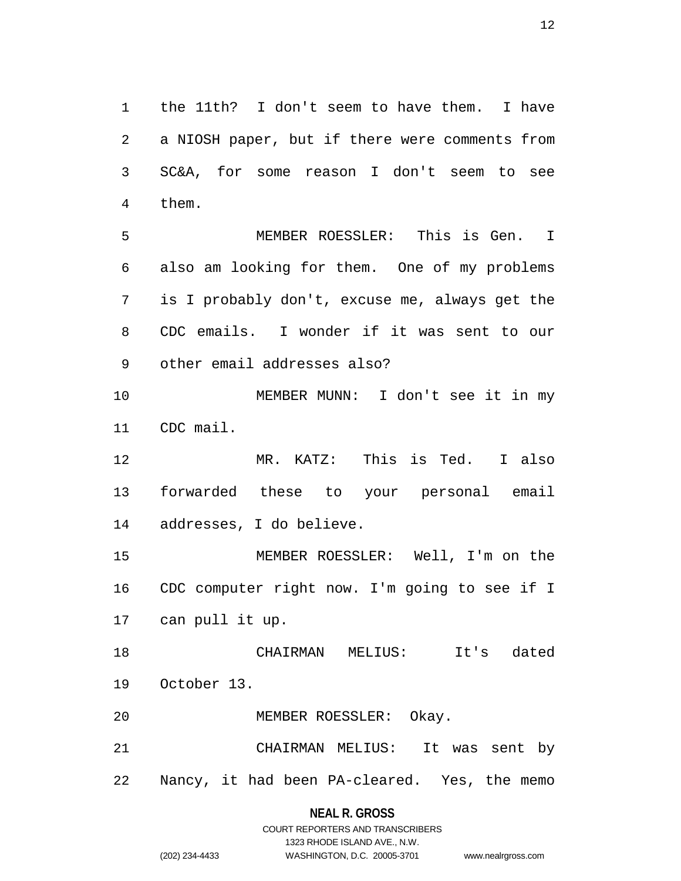the 11th? I don't seem to have them. I have a NIOSH paper, but if there were comments from SC&A, for some reason I don't seem to see them.

MEMBER ROESSLER: This is Gen. I also am looking for them. One of my problems is I probably don't, excuse me, always get the CDC emails. I wonder if it was sent to our other email addresses also?

MEMBER MUNN: I don't see it in my CDC mail.

MR. KATZ: This is Ted. I also forwarded these to your personal email addresses, I do believe.

MEMBER ROESSLER: Well, I'm on the CDC computer right now. I'm going to see if I can pull it up.

CHAIRMAN MELIUS: It's dated October 13.

MEMBER ROESSLER: Okay.

CHAIRMAN MELIUS: It was sent by Nancy, it had been PA-cleared. Yes, the memo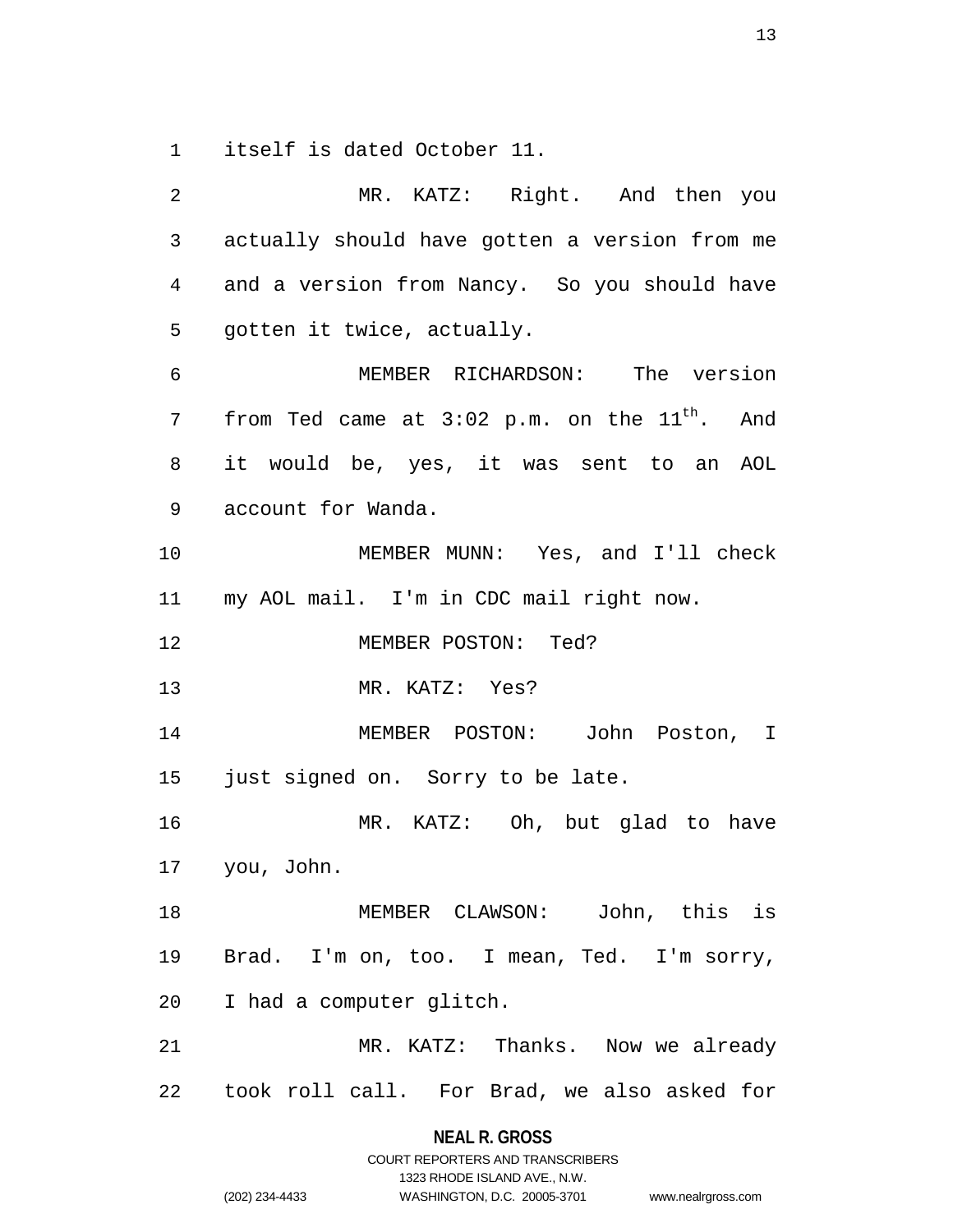itself is dated October 11.

MR. KATZ: Right. And then you actually should have gotten a version from me and a version from Nancy. So you should have gotten it twice, actually.

MEMBER RICHARDSON: The version from Ted came at 3:02 p.m. on the 11th. And it would be, yes, it was sent to an AOL account for Wanda.

MEMBER MUNN: Yes, and I'll check my AOL mail. I'm in CDC mail right now.

MEMBER POSTON: Ted?

MR. KATZ: Yes?

MEMBER POSTON: John Poston, I just signed on. Sorry to be late.

MR. KATZ: Oh, but glad to have you, John.

MEMBER CLAWSON: John, this is Brad. I'm on, too. I mean, Ted. I'm sorry, I had a computer glitch.

MR. KATZ: Thanks. Now we already took roll call. For Brad, we also asked for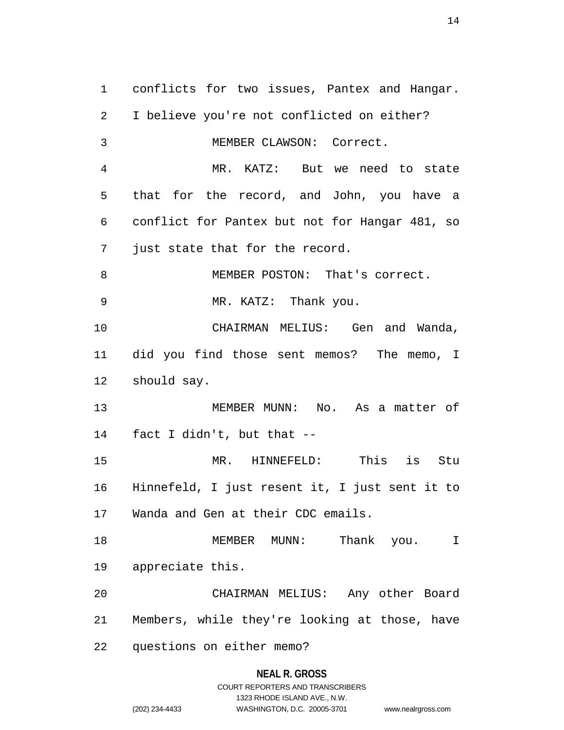conflicts for two issues, Pantex and Hangar. I believe you're not conflicted on either?

MEMBER CLAWSON: Correct.

MR. KATZ: But we need to state that for the record, and John, you have a conflict for Pantex but not for Hangar 481, so just state that for the record.

MEMBER POSTON: That's correct.

MR. KATZ: Thank you.

CHAIRMAN MELIUS: Gen and Wanda, did you find those sent memos? The memo, I should say.

MEMBER MUNN: No. As a matter of fact I didn't, but that --

MR. HINNEFELD: This is Stu Hinnefeld, I just resent it, I just sent it to Wanda and Gen at their CDC emails.

MEMBER MUNN: Thank you. I appreciate this.

CHAIRMAN MELIUS: Any other Board Members, while they're looking at those, have questions on either memo?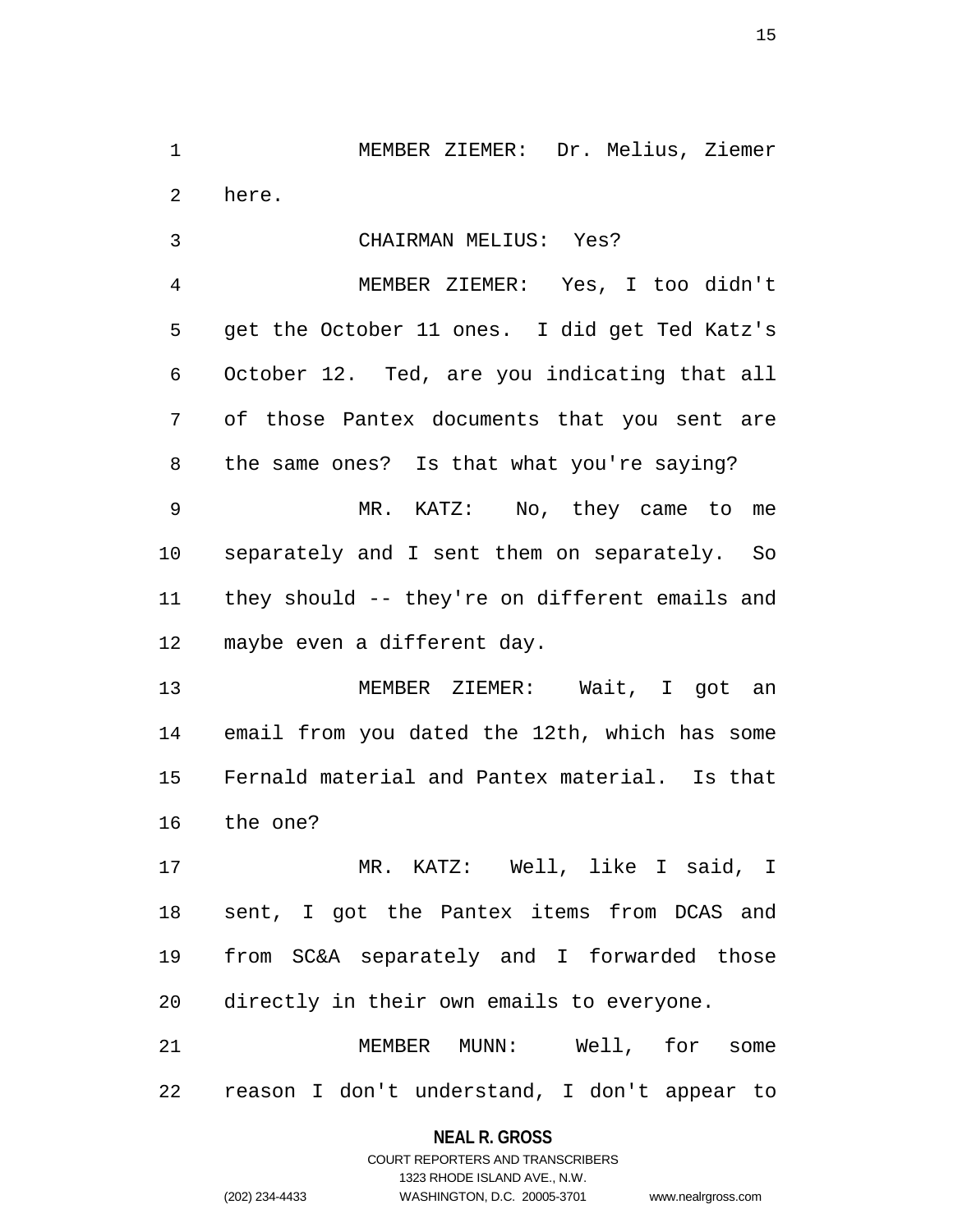MEMBER ZIEMER: Dr. Melius, Ziemer here.

CHAIRMAN MELIUS: Yes?

MEMBER ZIEMER: Yes, I too didn't get the October 11 ones. I did get Ted Katz's October 12. Ted, are you indicating that all of those Pantex documents that you sent are the same ones? Is that what you're saying?

MR. KATZ: No, they came to me separately and I sent them on separately. So they should -- they're on different emails and maybe even a different day.

MEMBER ZIEMER: Wait, I got an email from you dated the 12th, which has some Fernald material and Pantex material. Is that the one?

MR. KATZ: Well, like I said, I sent, I got the Pantex items from DCAS and from SC&A separately and I forwarded those directly in their own emails to everyone.

MEMBER MUNN: Well, for some reason I don't understand, I don't appear to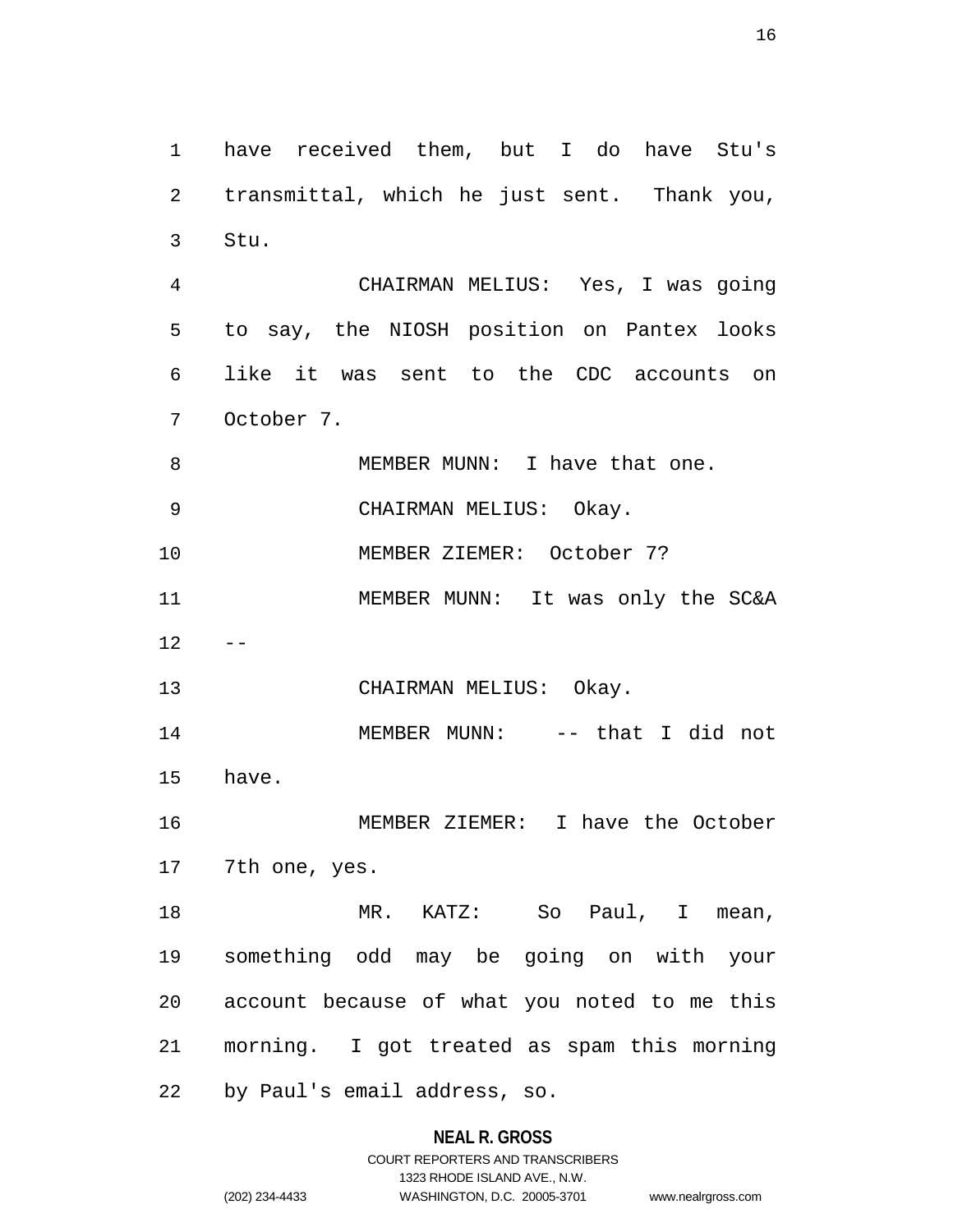have received them, but I do have Stu's transmittal, which he just sent. Thank you, Stu.

CHAIRMAN MELIUS: Yes, I was going to say, the NIOSH position on Pantex looks like it was sent to the CDC accounts on October 7.

MEMBER MUNN: I have that one.

CHAIRMAN MELIUS: Okay.

MEMBER ZIEMER: October 7?

MEMBER MUNN: It was only the SC&A --

CHAIRMAN MELIUS: Okay.

MEMBER MUNN: -- that I did not have.

MEMBER ZIEMER: I have the October 7th one, yes.

MR. KATZ: So Paul, I mean, something odd may be going on with your account because of what you noted to me this morning. I got treated as spam this morning by Paul's email address, so.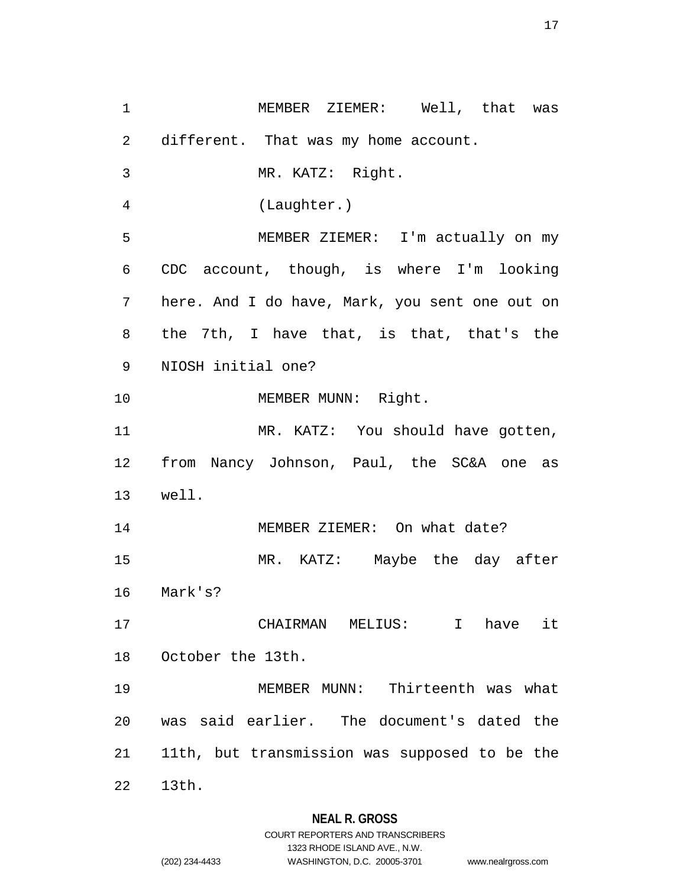MEMBER ZIEMER: Well, that was different. That was my home account.

MR. KATZ: Right.

(Laughter.)

MEMBER ZIEMER: I'm actually on my CDC account, though, is where I'm looking here. And I do have, Mark, you sent one out on the 7th, I have that, is that, that's the NIOSH initial one?

MEMBER MUNN: Right.

MR. KATZ: You should have gotten, from Nancy Johnson, Paul, the SC&A one as well.

MEMBER ZIEMER: On what date?

MR. KATZ: Maybe the day after Mark's?

CHAIRMAN MELIUS: I have it October the 13th.

MEMBER MUNN: Thirteenth was what was said earlier. The document's dated the 11th, but transmission was supposed to be the 13th.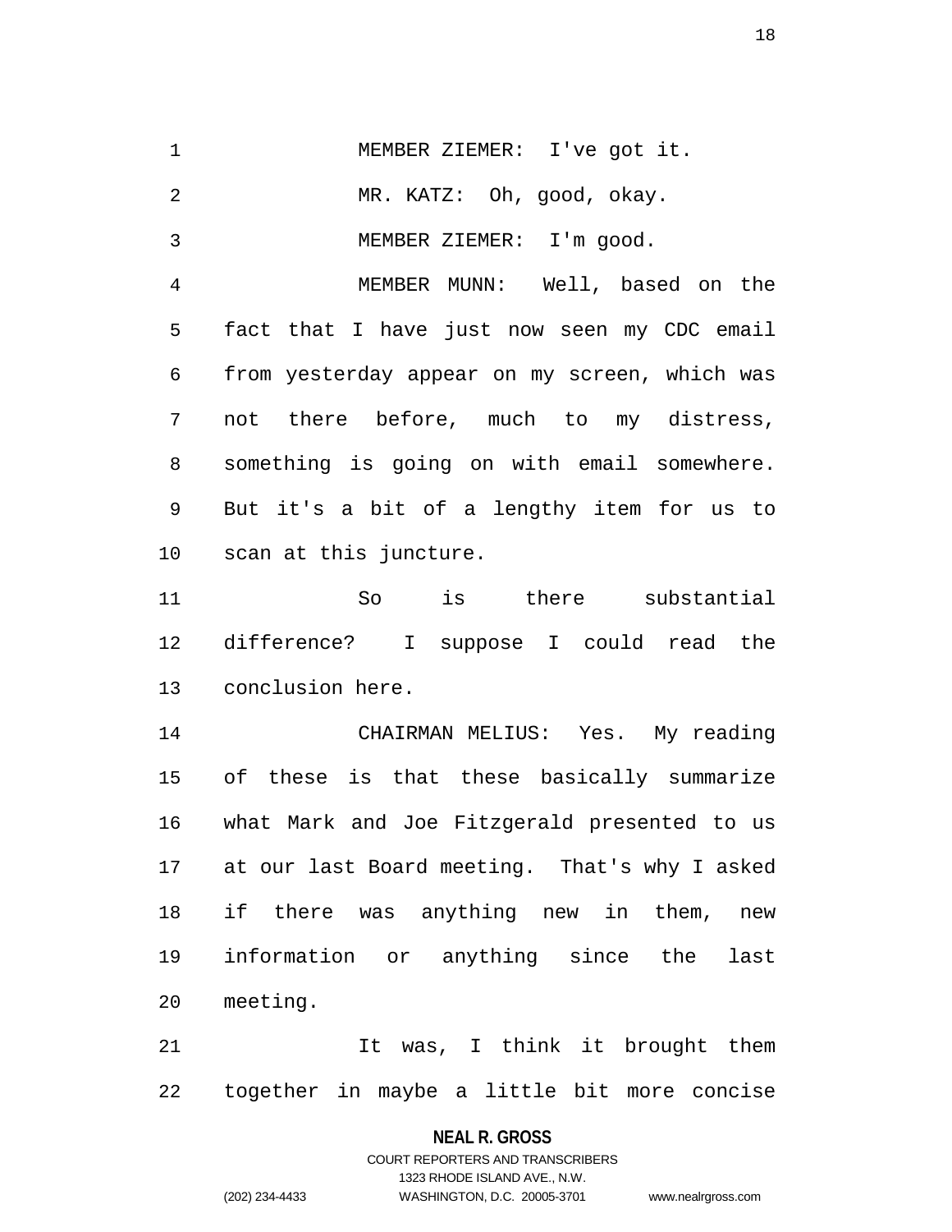MEMBER ZIEMER: I've got it.

MR. KATZ: Oh, good, okay.

MEMBER ZIEMER: I'm good.

MEMBER MUNN: Well, based on the fact that I have just now seen my CDC email from yesterday appear on my screen, which was not there before, much to my distress, something is going on with email somewhere. But it's a bit of a lengthy item for us to scan at this juncture.

So is there substantial difference? I suppose I could read the conclusion here.

CHAIRMAN MELIUS: Yes. My reading of these is that these basically summarize what Mark and Joe Fitzgerald presented to us at our last Board meeting. That's why I asked if there was anything new in them, new information or anything since the last meeting.

It was, I think it brought them together in maybe a little bit more concise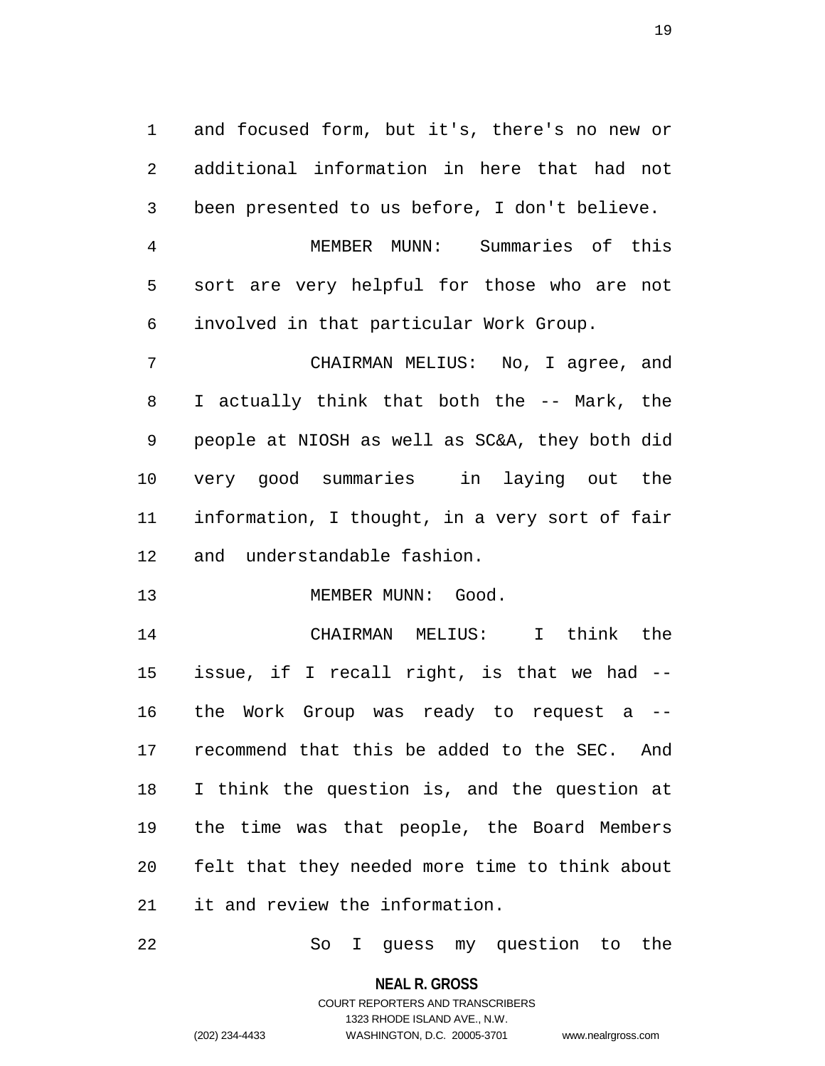and focused form, but it's, there's no new or additional information in here that had not been presented to us before, I don't believe.

MEMBER MUNN: Summaries of this sort are very helpful for those who are not involved in that particular Work Group.

CHAIRMAN MELIUS: No, I agree, and I actually think that both the -- Mark, the people at NIOSH as well as SC&A, they both did very good summaries in laying out the information, I thought, in a very sort of fair and understandable fashion.

MEMBER MUNN: Good.

CHAIRMAN MELIUS: I think the issue, if I recall right, is that we had -- the Work Group was ready to request a -- recommend that this be added to the SEC. And I think the question is, and the question at the time was that people, the Board Members felt that they needed more time to think about it and review the information.

So I guess my question to the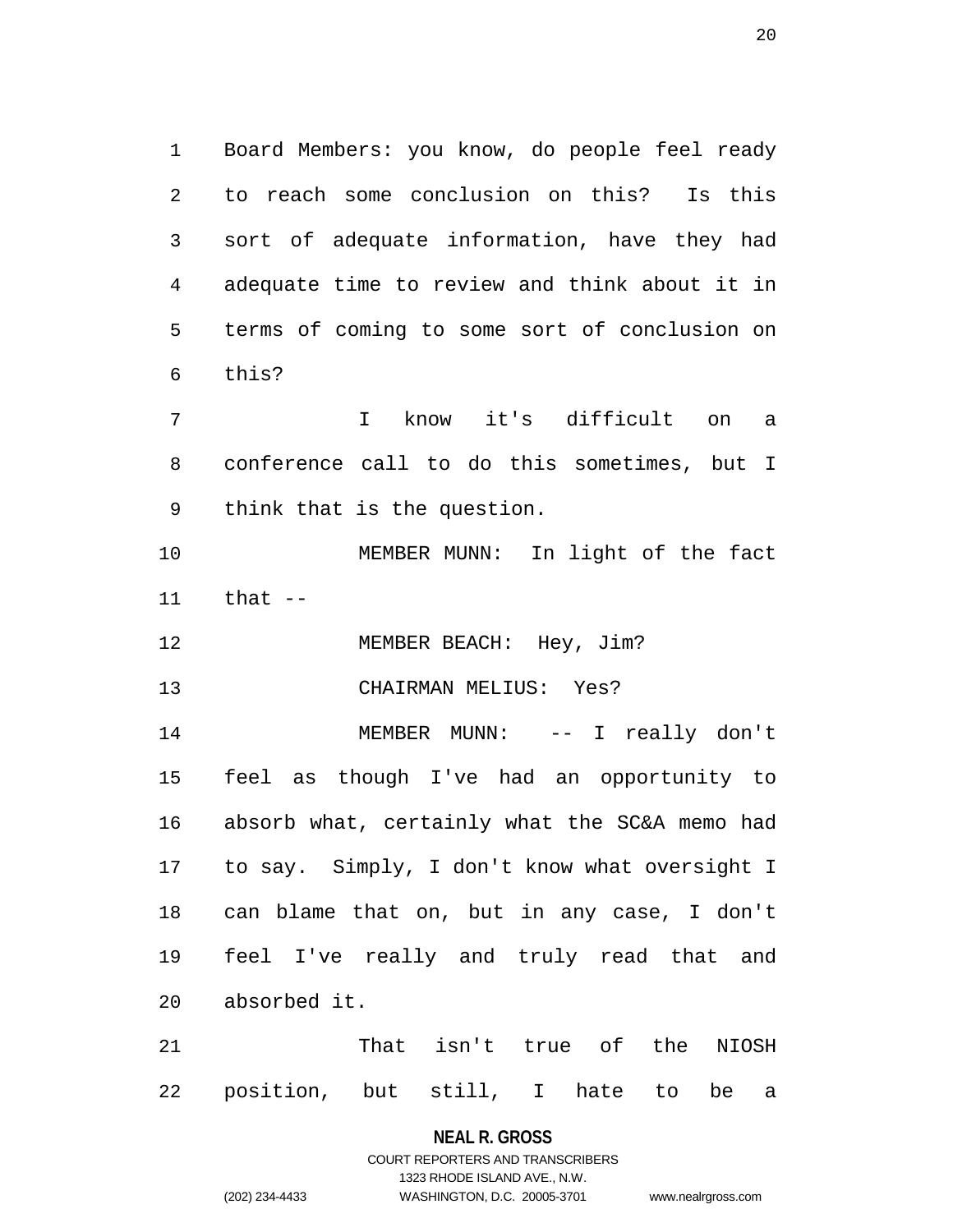Board Members: you know, do people feel ready to reach some conclusion on this? Is this sort of adequate information, have they had adequate time to review and think about it in terms of coming to some sort of conclusion on this?

I know it's difficult on a conference call to do this sometimes, but I think that is the question.

MEMBER MUNN: In light of the fact that --

MEMBER BEACH: Hey, Jim?

CHAIRMAN MELIUS: Yes?

MEMBER MUNN: -- I really don't feel as though I've had an opportunity to absorb what, certainly what the SC&A memo had to say. Simply, I don't know what oversight I can blame that on, but in any case, I don't feel I've really and truly read that and absorbed it.

That isn't true of the NIOSH position, but still, I hate to be a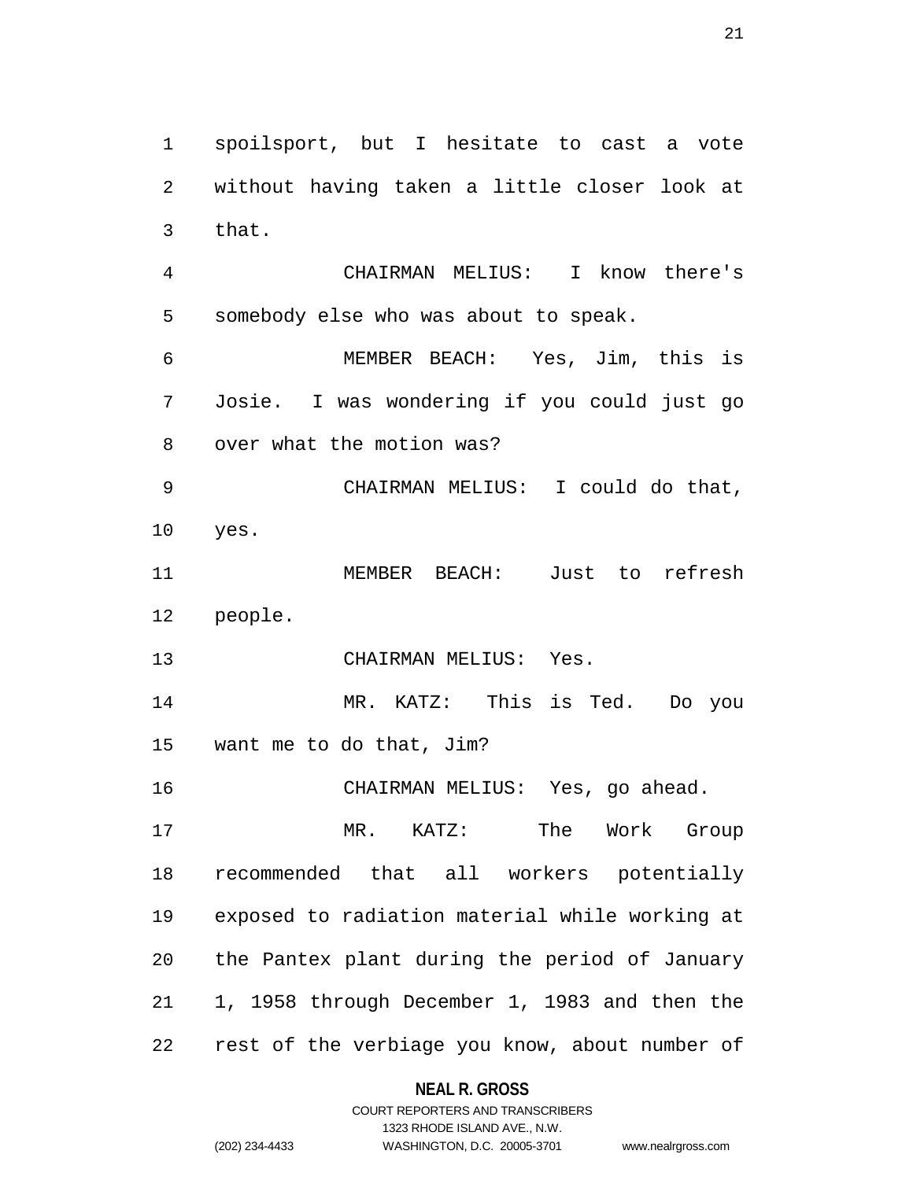spoilsport, but I hesitate to cast a vote without having taken a little closer look at that.

CHAIRMAN MELIUS: I know there's somebody else who was about to speak.

MEMBER BEACH: Yes, Jim, this is Josie. I was wondering if you could just go over what the motion was?

CHAIRMAN MELIUS: I could do that, yes.

MEMBER BEACH: Just to refresh people.

CHAIRMAN MELIUS: Yes.

MR. KATZ: This is Ted. Do you want me to do that, Jim?

CHAIRMAN MELIUS: Yes, go ahead.

MR. KATZ: The Work Group recommended that all workers potentially exposed to radiation material while working at the Pantex plant during the period of January 1, 1958 through December 1, 1983 and then the rest of the verbiage you know, about number of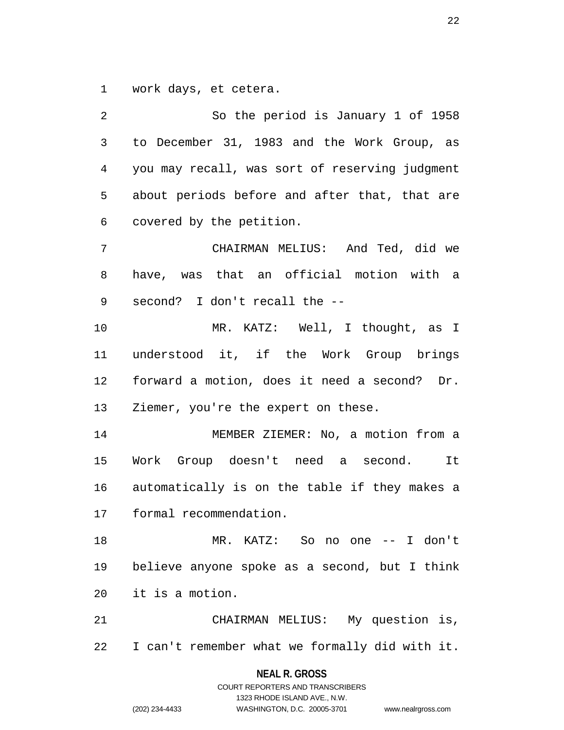work days, et cetera.

So the period is January 1 of 1958 to December 31, 1983 and the Work Group, as you may recall, was sort of reserving judgment about periods before and after that, that are covered by the petition.

CHAIRMAN MELIUS: And Ted, did we have, was that an official motion with a second? I don't recall the --

MR. KATZ: Well, I thought, as I understood it, if the Work Group brings forward a motion, does it need a second? Dr. Ziemer, you're the expert on these.

MEMBER ZIEMER: No, a motion from a Work Group doesn't need a second. It automatically is on the table if they makes a formal recommendation.

MR. KATZ: So no one -- I don't believe anyone spoke as a second, but I think it is a motion.

CHAIRMAN MELIUS: My question is, I can't remember what we formally did with it.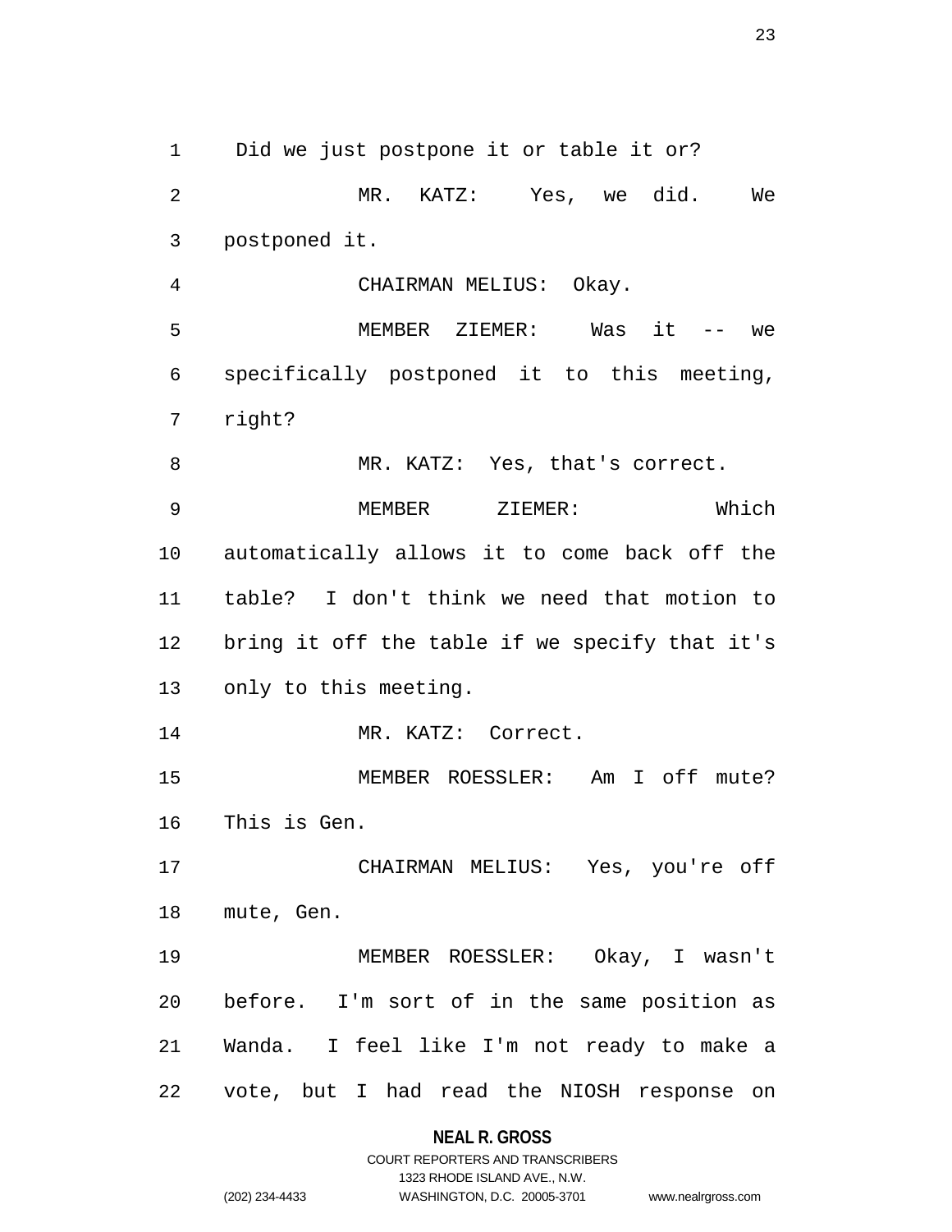Did we just postpone it or table it or?

MR. KATZ: Yes, we did. We postponed it.

CHAIRMAN MELIUS: Okay.

MEMBER ZIEMER: Was it -- we specifically postponed it to this meeting, right?

MR. KATZ: Yes, that's correct.

MEMBER ZIEMER: Which automatically allows it to come back off the table? I don't think we need that motion to bring it off the table if we specify that it's only to this meeting.

MR. KATZ: Correct.

MEMBER ROESSLER: Am I off mute? This is Gen.

CHAIRMAN MELIUS: Yes, you're off mute, Gen.

MEMBER ROESSLER: Okay, I wasn't before. I'm sort of in the same position as Wanda. I feel like I'm not ready to make a vote, but I had read the NIOSH response on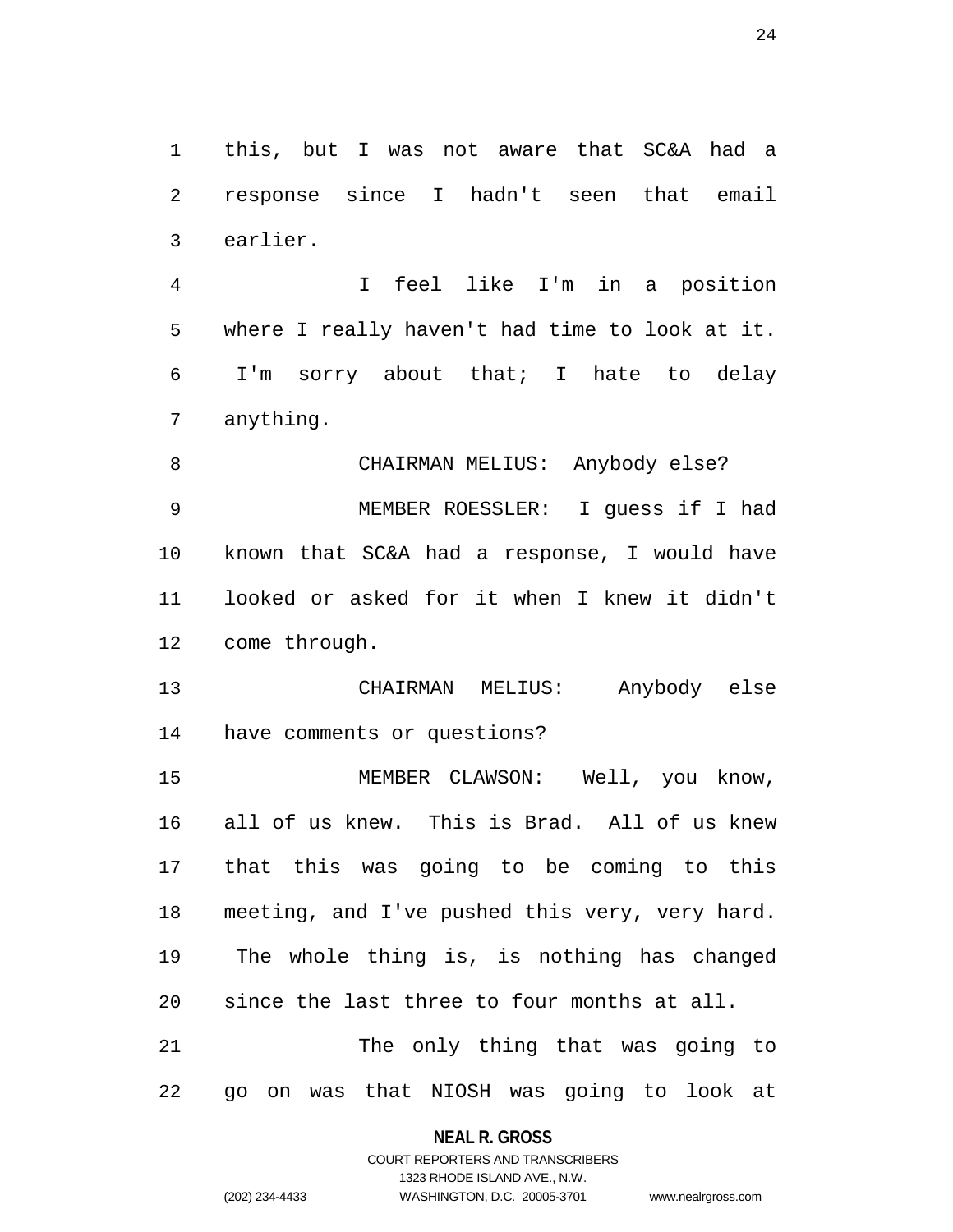this, but I was not aware that SC&A had a response since I hadn't seen that email earlier.

I feel like I'm in a position where I really haven't had time to look at it. I'm sorry about that; I hate to delay anything.

CHAIRMAN MELIUS: Anybody else?

MEMBER ROESSLER: I guess if I had known that SC&A had a response, I would have looked or asked for it when I knew it didn't come through.

CHAIRMAN MELIUS: Anybody else have comments or questions?

MEMBER CLAWSON: Well, you know, all of us knew. This is Brad. All of us knew that this was going to be coming to this meeting, and I've pushed this very, very hard. The whole thing is, is nothing has changed since the last three to four months at all.

The only thing that was going to go on was that NIOSH was going to look at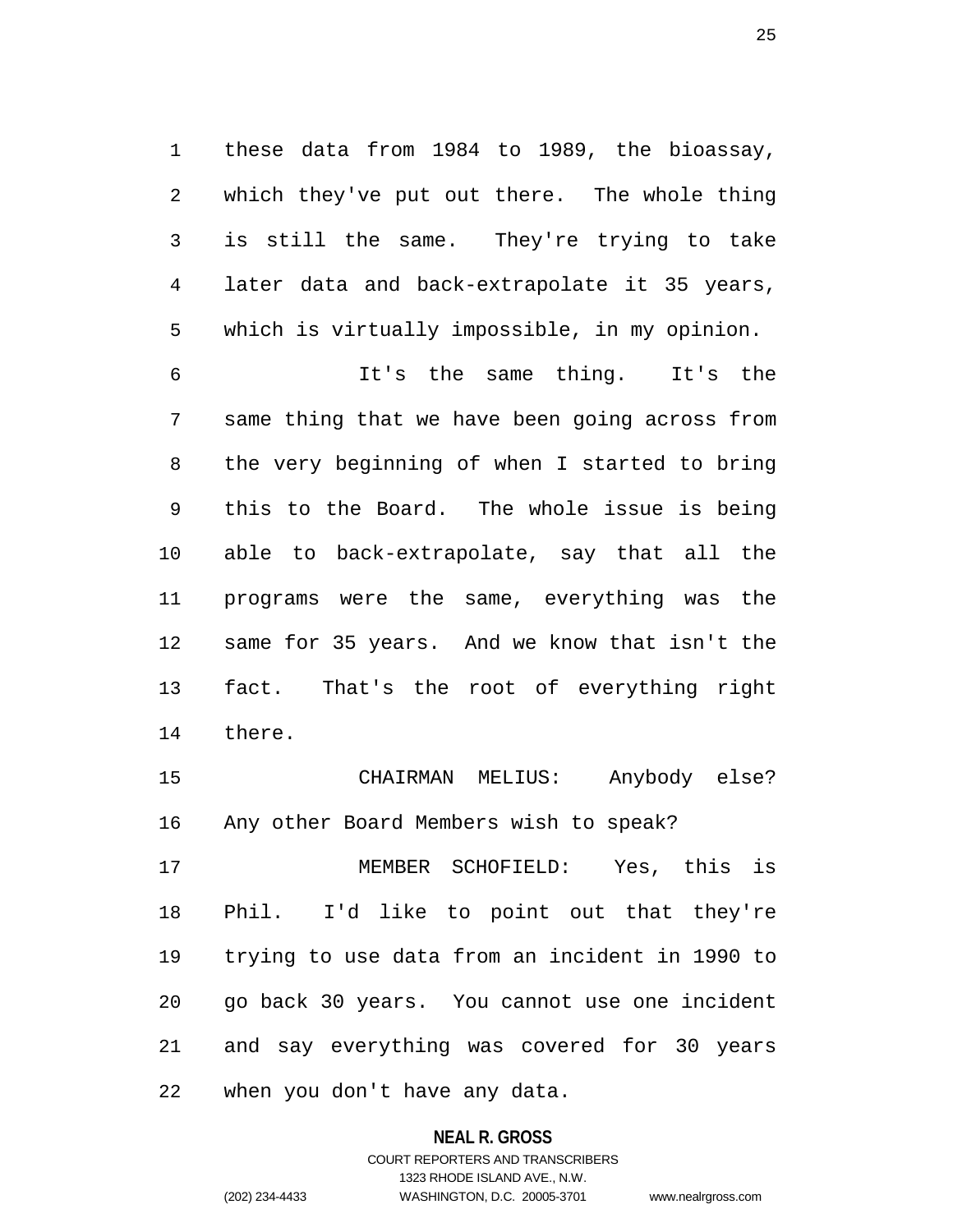these data from 1984 to 1989, the bioassay, which they've put out there. The whole thing is still the same. They're trying to take later data and back-extrapolate it 35 years, which is virtually impossible, in my opinion.

It's the same thing. It's the same thing that we have been going across from the very beginning of when I started to bring this to the Board. The whole issue is being able to back-extrapolate, say that all the programs were the same, everything was the same for 35 years. And we know that isn't the fact. That's the root of everything right there.

CHAIRMAN MELIUS: Anybody else? Any other Board Members wish to speak?

MEMBER SCHOFIELD: Yes, this is Phil. I'd like to point out that they're trying to use data from an incident in 1990 to go back 30 years. You cannot use one incident and say everything was covered for 30 years when you don't have any data.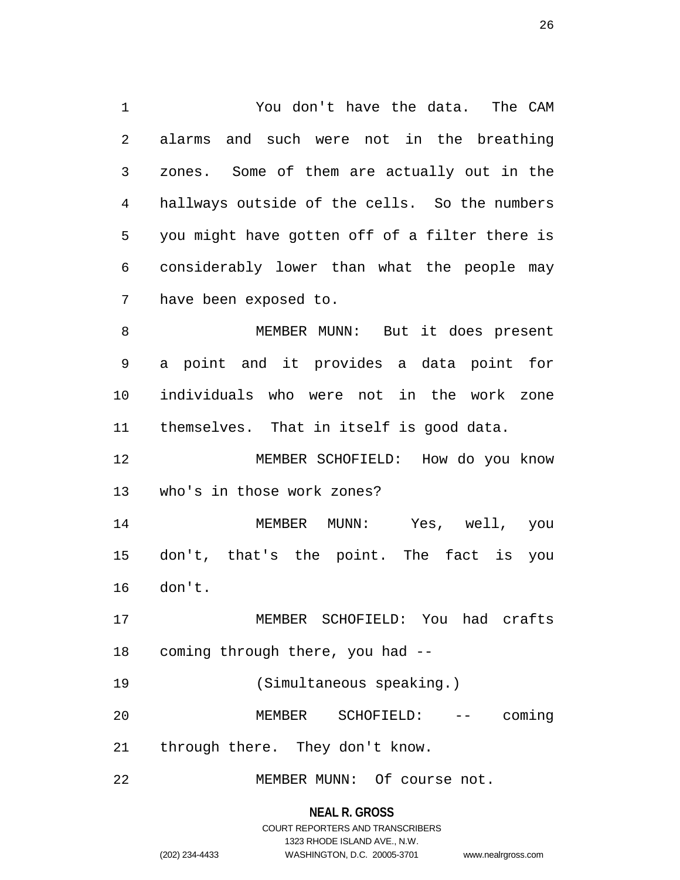You don't have the data. The CAM alarms and such were not in the breathing zones. Some of them are actually out in the hallways outside of the cells. So the numbers you might have gotten off of a filter there is considerably lower than what the people may have been exposed to.

MEMBER MUNN: But it does present a point and it provides a data point for individuals who were not in the work zone themselves. That in itself is good data.

MEMBER SCHOFIELD: How do you know who's in those work zones?

MEMBER MUNN: Yes, well, you don't, that's the point. The fact is you don't.

MEMBER SCHOFIELD: You had crafts coming through there, you had --

(Simultaneous speaking.)

MEMBER SCHOFIELD: -- coming through there. They don't know.

MEMBER MUNN: Of course not.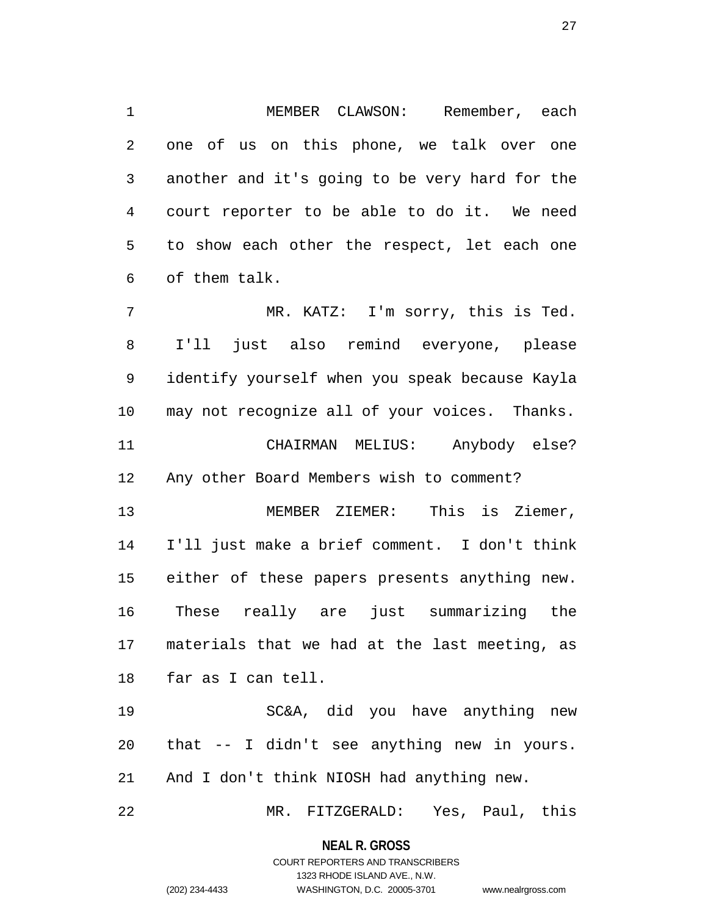MEMBER CLAWSON: Remember, each one of us on this phone, we talk over one another and it's going to be very hard for the court reporter to be able to do it. We need to show each other the respect, let each one of them talk.

MR. KATZ: I'm sorry, this is Ted. I'll just also remind everyone, please identify yourself when you speak because Kayla may not recognize all of your voices. Thanks.

CHAIRMAN MELIUS: Anybody else? Any other Board Members wish to comment?

MEMBER ZIEMER: This is Ziemer, I'll just make a brief comment. I don't think either of these papers presents anything new. These really are just summarizing the materials that we had at the last meeting, as far as I can tell.

SC&A, did you have anything new that -- I didn't see anything new in yours. And I don't think NIOSH had anything new.

MR. FITZGERALD: Yes, Paul, this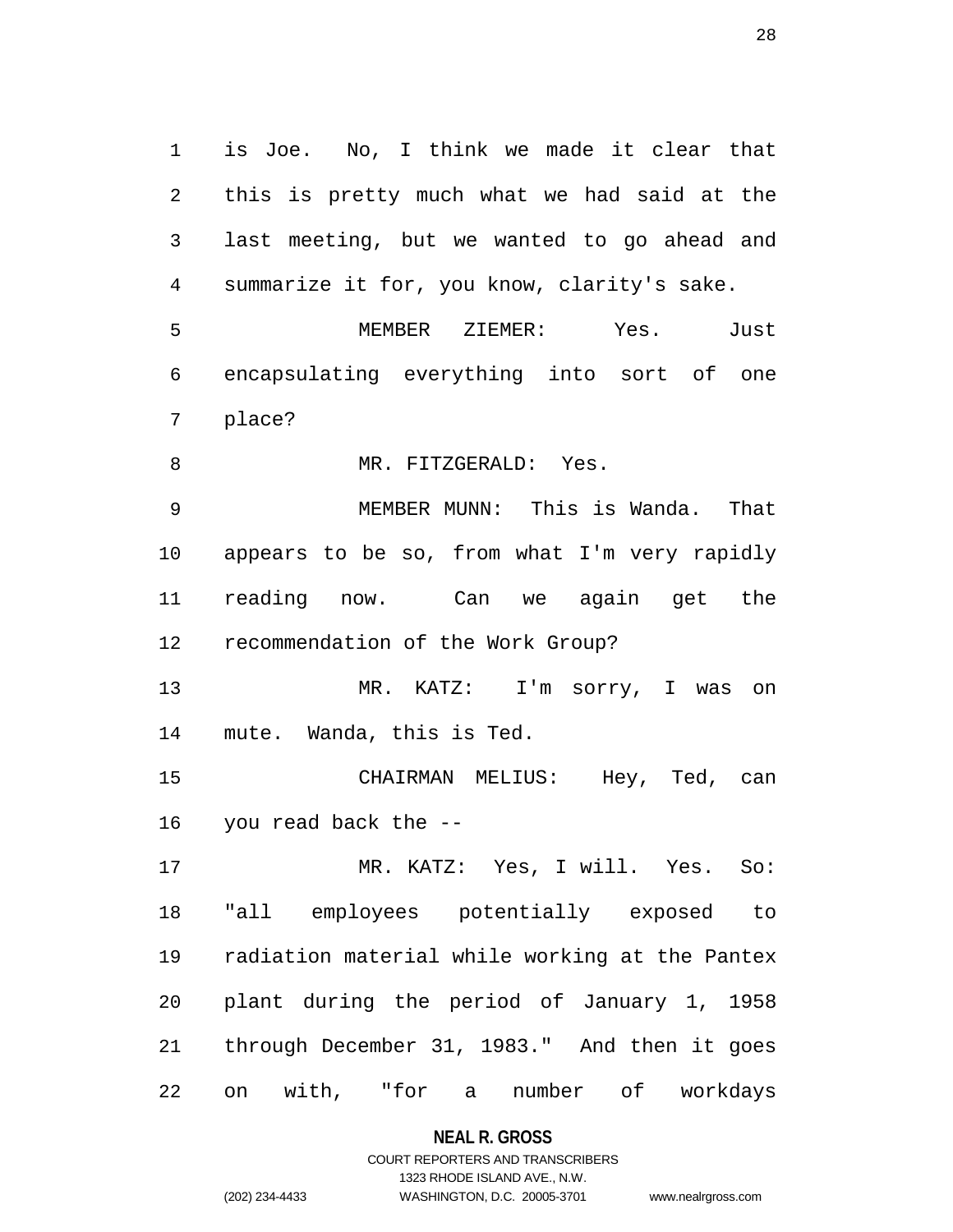is Joe. No, I think we made it clear that this is pretty much what we had said at the last meeting, but we wanted to go ahead and summarize it for, you know, clarity's sake.

MEMBER ZIEMER: Yes. Just encapsulating everything into sort of one place?

MR. FITZGERALD: Yes.

MEMBER MUNN: This is Wanda. That appears to be so, from what I'm very rapidly reading now. Can we again get the recommendation of the Work Group?

MR. KATZ: I'm sorry, I was on mute. Wanda, this is Ted.

CHAIRMAN MELIUS: Hey, Ted, can you read back the --

MR. KATZ: Yes, I will. Yes. So: "all employees potentially exposed to radiation material while working at the Pantex plant during the period of January 1, 1958 through December 31, 1983." And then it goes on with, "for a number of workdays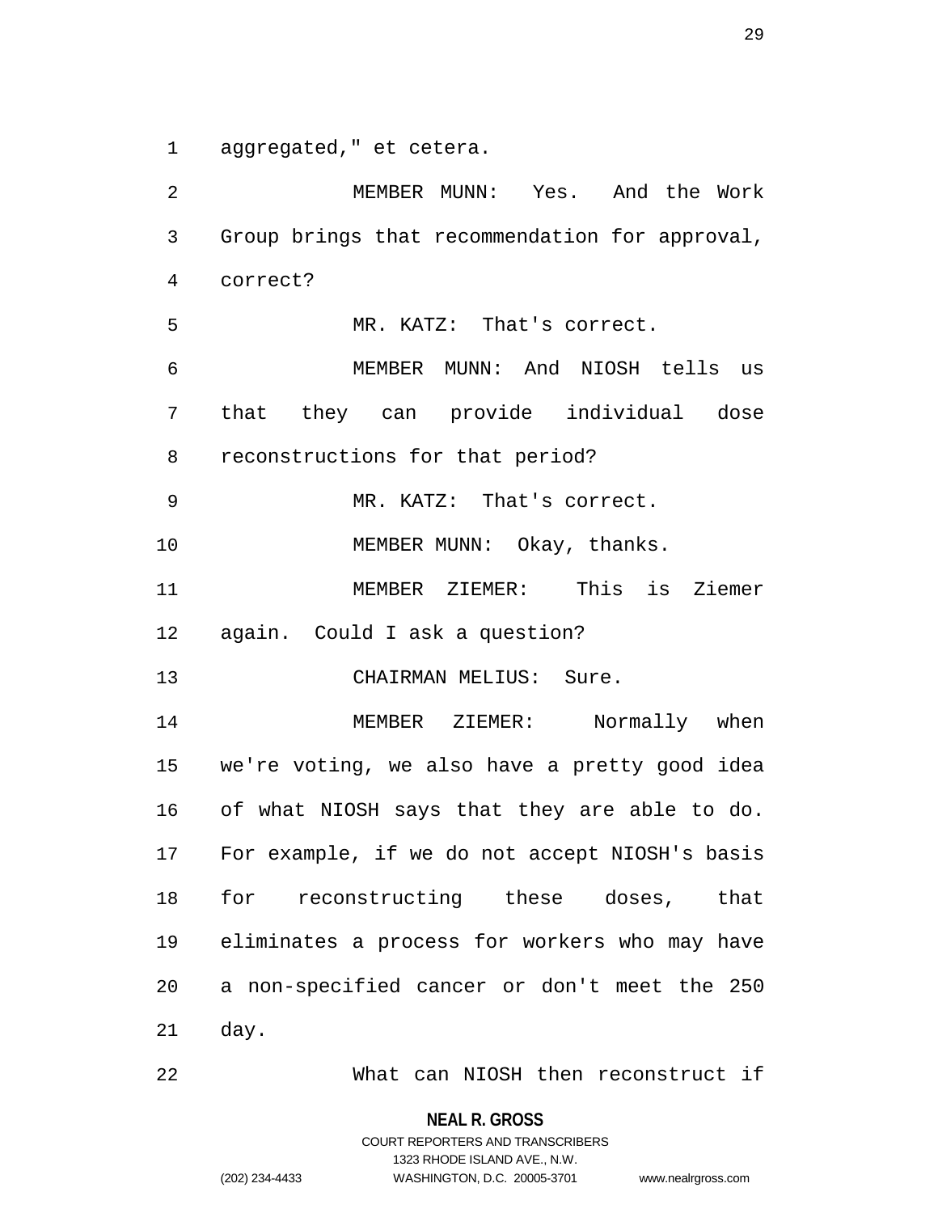aggregated," et cetera.

MEMBER MUNN: Yes. And the Work Group brings that recommendation for approval, correct?

MR. KATZ: That's correct.

MEMBER MUNN: And NIOSH tells us that they can provide individual dose reconstructions for that period?

MR. KATZ: That's correct.

MEMBER MUNN: Okay, thanks.

MEMBER ZIEMER: This is Ziemer again. Could I ask a question?

CHAIRMAN MELIUS: Sure.

MEMBER ZIEMER: Normally when we're voting, we also have a pretty good idea of what NIOSH says that they are able to do. For example, if we do not accept NIOSH's basis for reconstructing these doses, that eliminates a process for workers who may have a non-specified cancer or don't meet the 250 day.

What can NIOSH then reconstruct if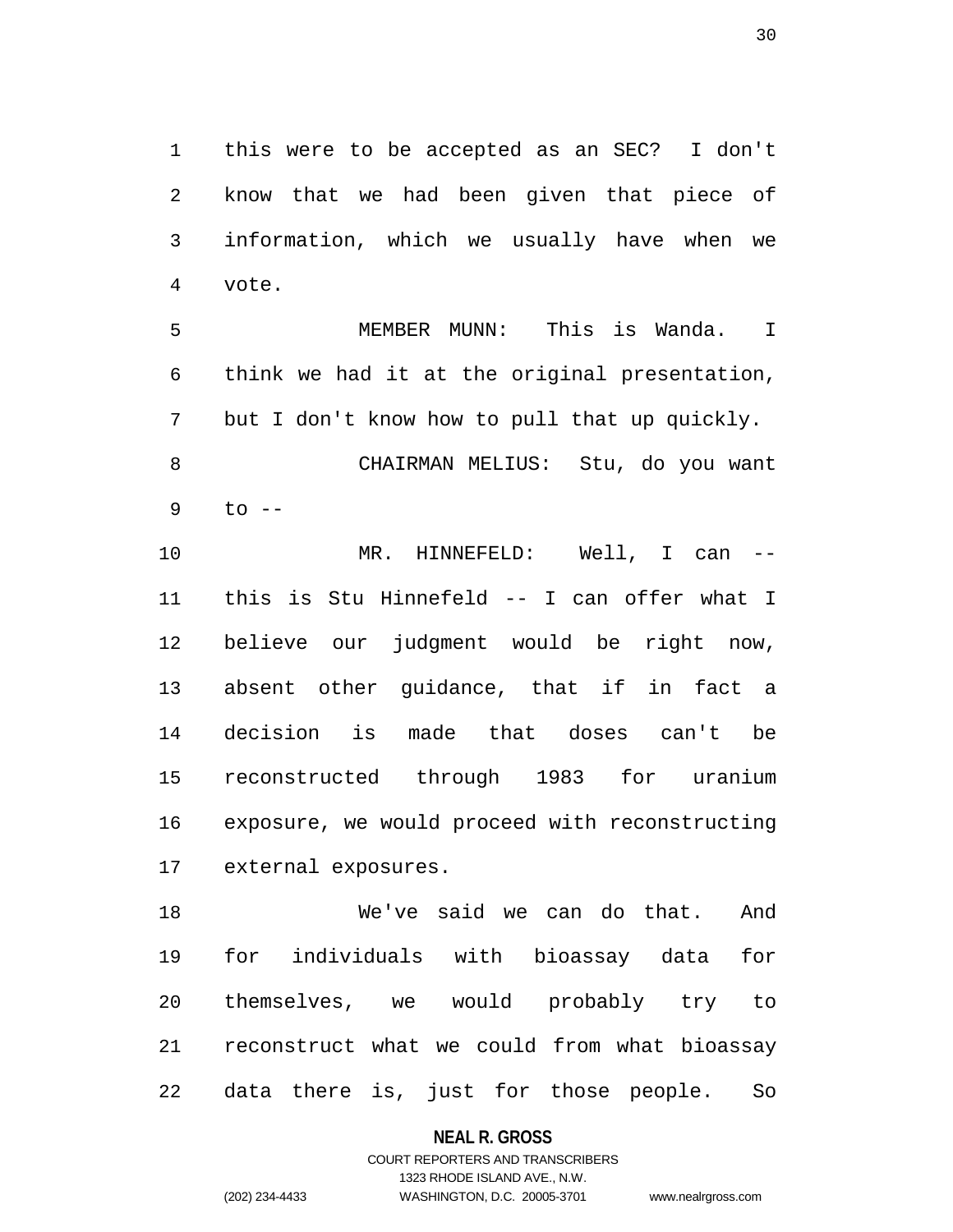this were to be accepted as an SEC? I don't know that we had been given that piece of information, which we usually have when we vote.

MEMBER MUNN: This is Wanda. I think we had it at the original presentation, but I don't know how to pull that up quickly.

CHAIRMAN MELIUS: Stu, do you want to --

MR. HINNEFELD: Well, I can -- this is Stu Hinnefeld -- I can offer what I believe our judgment would be right now, absent other guidance, that if in fact a decision is made that doses can't be reconstructed through 1983 for uranium exposure, we would proceed with reconstructing external exposures.

We've said we can do that. And for individuals with bioassay data for themselves, we would probably try to reconstruct what we could from what bioassay data there is, just for those people. So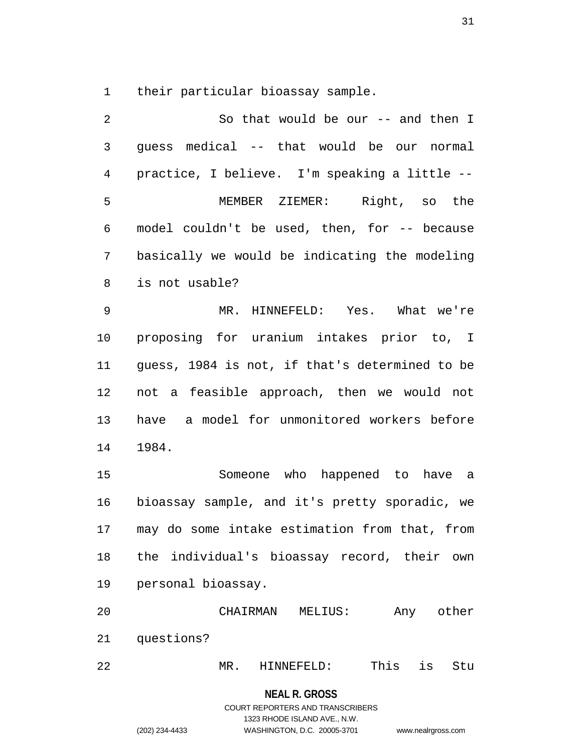their particular bioassay sample.

So that would be our -- and then I guess medical -- that would be our normal practice, I believe. I'm speaking a little --

MEMBER ZIEMER: Right, so the model couldn't be used, then, for -- because basically we would be indicating the modeling is not usable?

MR. HINNEFELD: Yes. What we're proposing for uranium intakes prior to, I guess, 1984 is not, if that's determined to be not a feasible approach, then we would not have a model for unmonitored workers before 1984.

Someone who happened to have a bioassay sample, and it's pretty sporadic, we may do some intake estimation from that, from the individual's bioassay record, their own personal bioassay.

CHAIRMAN MELIUS: Any other questions?

MR. HINNEFELD: This is Stu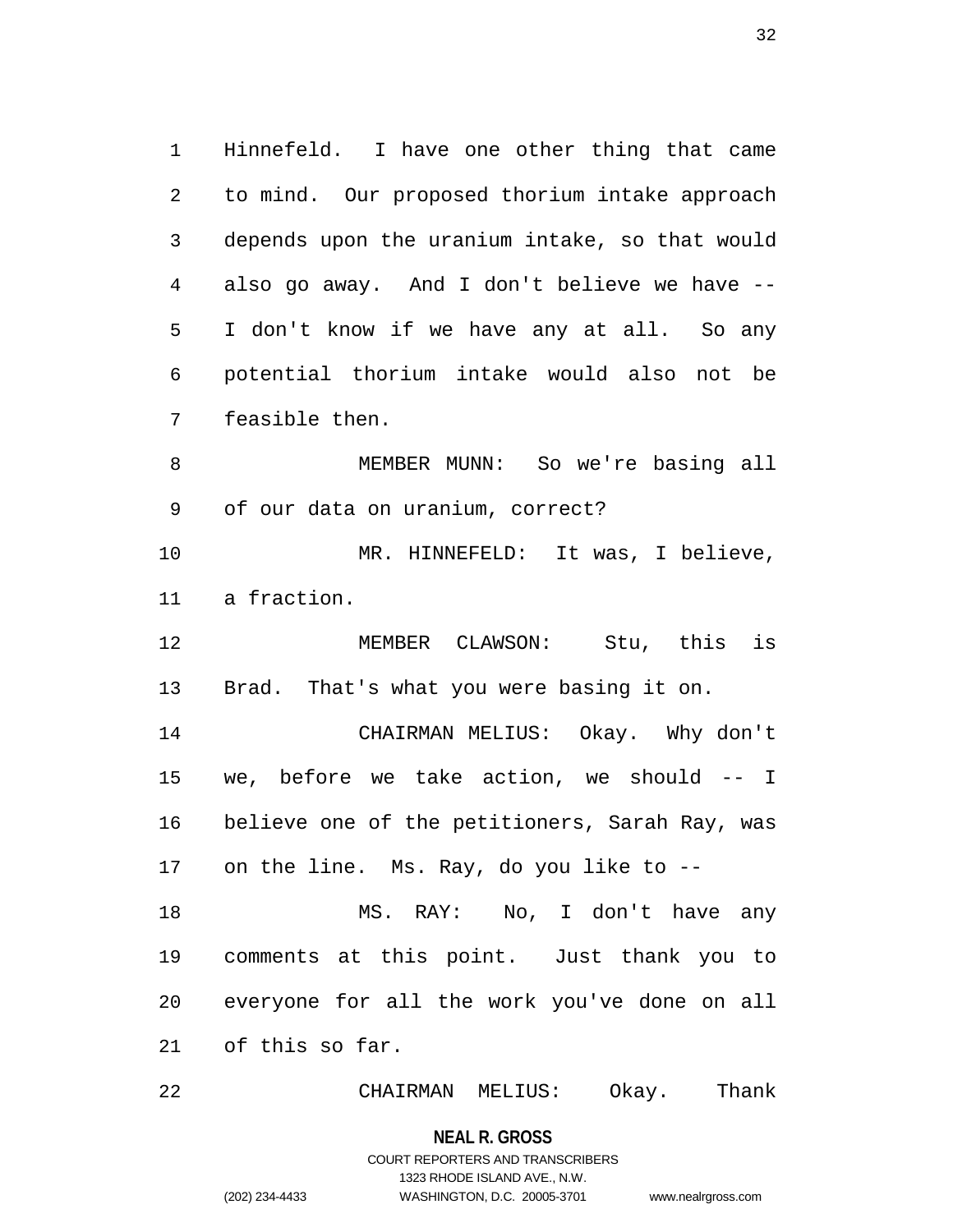Hinnefeld. I have one other thing that came to mind. Our proposed thorium intake approach depends upon the uranium intake, so that would also go away. And I don't believe we have -- I don't know if we have any at all. So any potential thorium intake would also not be feasible then.

MEMBER MUNN: So we're basing all of our data on uranium, correct?

MR. HINNEFELD: It was, I believe, a fraction.

MEMBER CLAWSON: Stu, this is Brad. That's what you were basing it on.

CHAIRMAN MELIUS: Okay. Why don't we, before we take action, we should -- I believe one of the petitioners, Sarah Ray, was on the line. Ms. Ray, do you like to --

MS. RAY: No, I don't have any comments at this point. Just thank you to everyone for all the work you've done on all of this so far.

CHAIRMAN MELIUS: Okay. Thank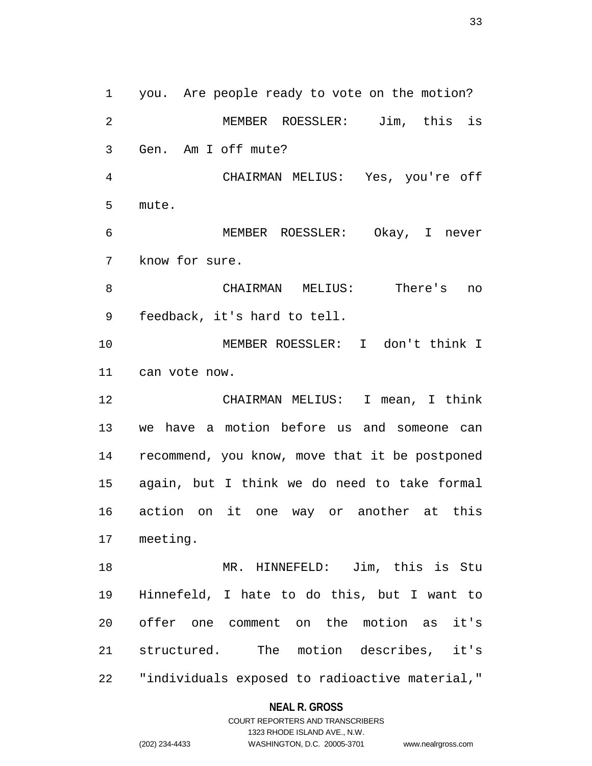you. Are people ready to vote on the motion?

MEMBER ROESSLER: Jim, this is Gen. Am I off mute?

CHAIRMAN MELIUS: Yes, you're off mute.

MEMBER ROESSLER: Okay, I never know for sure.

CHAIRMAN MELIUS: There's no feedback, it's hard to tell.

MEMBER ROESSLER: I don't think I can vote now.

CHAIRMAN MELIUS: I mean, I think we have a motion before us and someone can recommend, you know, move that it be postponed again, but I think we do need to take formal action on it one way or another at this meeting.

MR. HINNEFELD: Jim, this is Stu Hinnefeld, I hate to do this, but I want to offer one comment on the motion as it's structured. The motion describes, it's "individuals exposed to radioactive material,"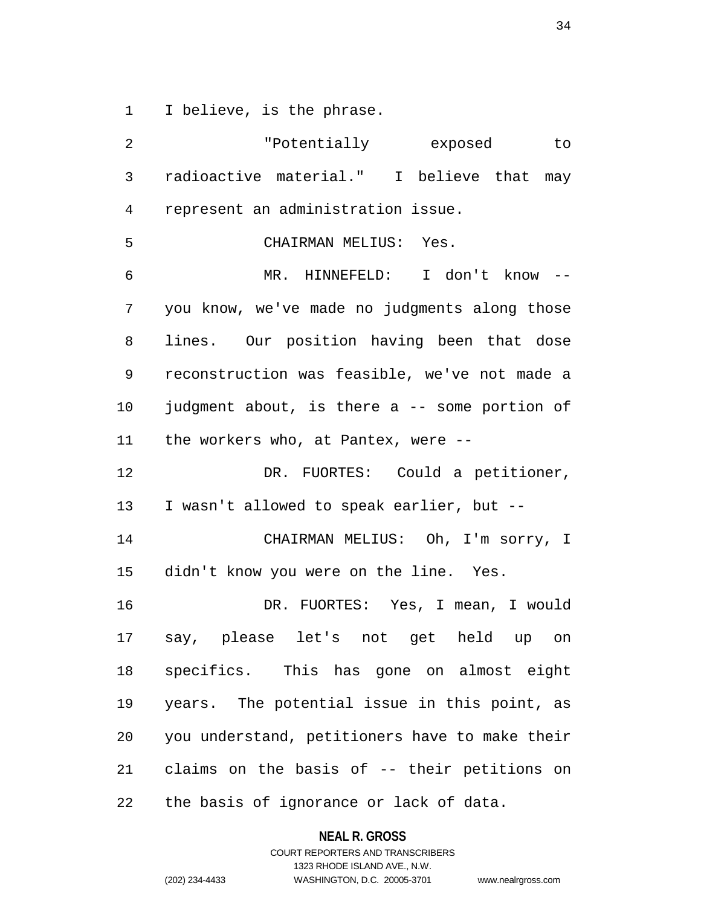I believe, is the phrase.

"Potentially exposed to radioactive material." I believe that may represent an administration issue.

CHAIRMAN MELIUS: Yes.

MR. HINNEFELD: I don't know -- you know, we've made no judgments along those lines. Our position having been that dose reconstruction was feasible, we've not made a judgment about, is there a -- some portion of the workers who, at Pantex, were --

DR. FUORTES: Could a petitioner, I wasn't allowed to speak earlier, but --

CHAIRMAN MELIUS: Oh, I'm sorry, I didn't know you were on the line. Yes.

DR. FUORTES: Yes, I mean, I would say, please let's not get held up on specifics. This has gone on almost eight years. The potential issue in this point, as you understand, petitioners have to make their claims on the basis of -- their petitions on the basis of ignorance or lack of data.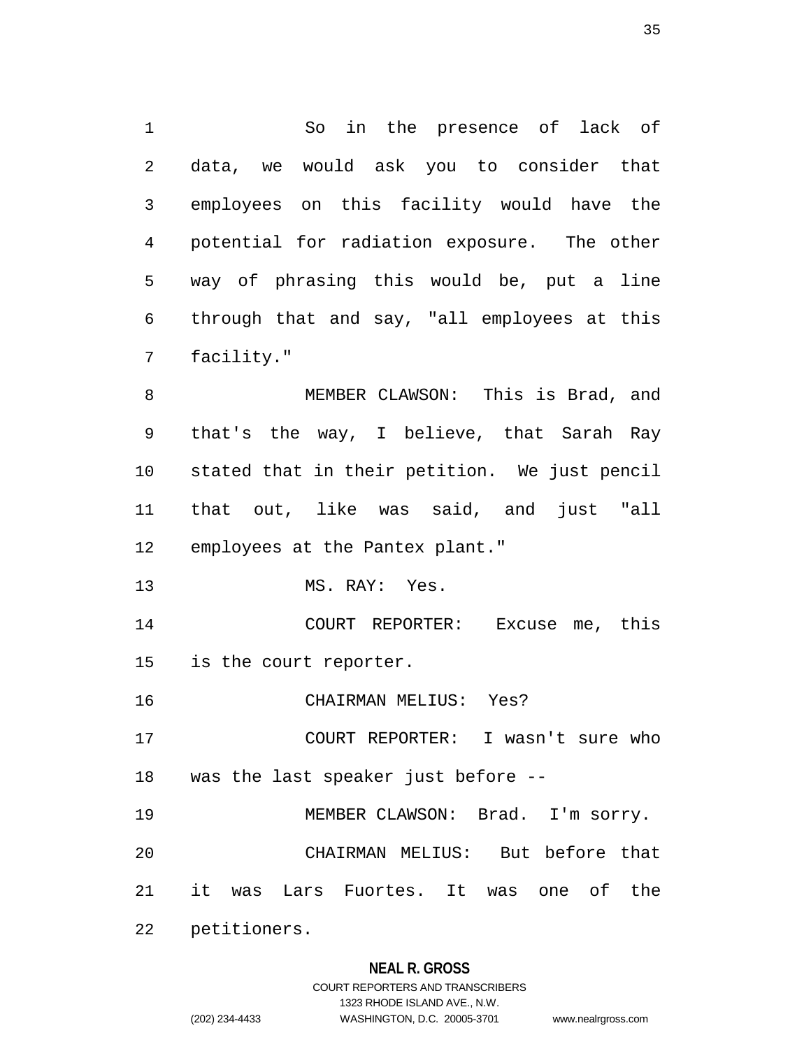So in the presence of lack of data, we would ask you to consider that employees on this facility would have the potential for radiation exposure. The other way of phrasing this would be, put a line through that and say, "all employees at this facility."

MEMBER CLAWSON: This is Brad, and that's the way, I believe, that Sarah Ray stated that in their petition. We just pencil that out, like was said, and just "all employees at the Pantex plant."

MS. RAY: Yes.

COURT REPORTER: Excuse me, this is the court reporter.

CHAIRMAN MELIUS: Yes?

COURT REPORTER: I wasn't sure who was the last speaker just before --

MEMBER CLAWSON: Brad. I'm sorry.

CHAIRMAN MELIUS: But before that it was Lars Fuortes. It was one of the petitioners.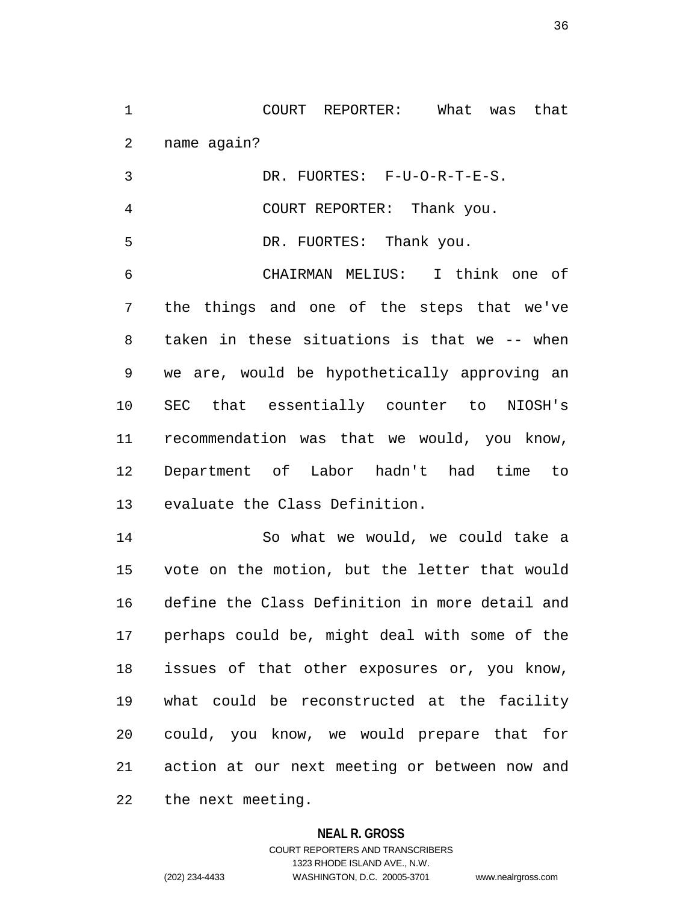COURT REPORTER: What was that name again?

DR. FUORTES: F-U-O-R-T-E-S.

COURT REPORTER: Thank you.

DR. FUORTES: Thank you.

CHAIRMAN MELIUS: I think one of the things and one of the steps that we've taken in these situations is that we -- when we are, would be hypothetically approving an SEC that essentially counter to NIOSH's recommendation was that we would, you know, Department of Labor hadn't had time to evaluate the Class Definition.

So what we would, we could take a vote on the motion, but the letter that would define the Class Definition in more detail and perhaps could be, might deal with some of the issues of that other exposures or, you know, what could be reconstructed at the facility could, you know, we would prepare that for action at our next meeting or between now and the next meeting.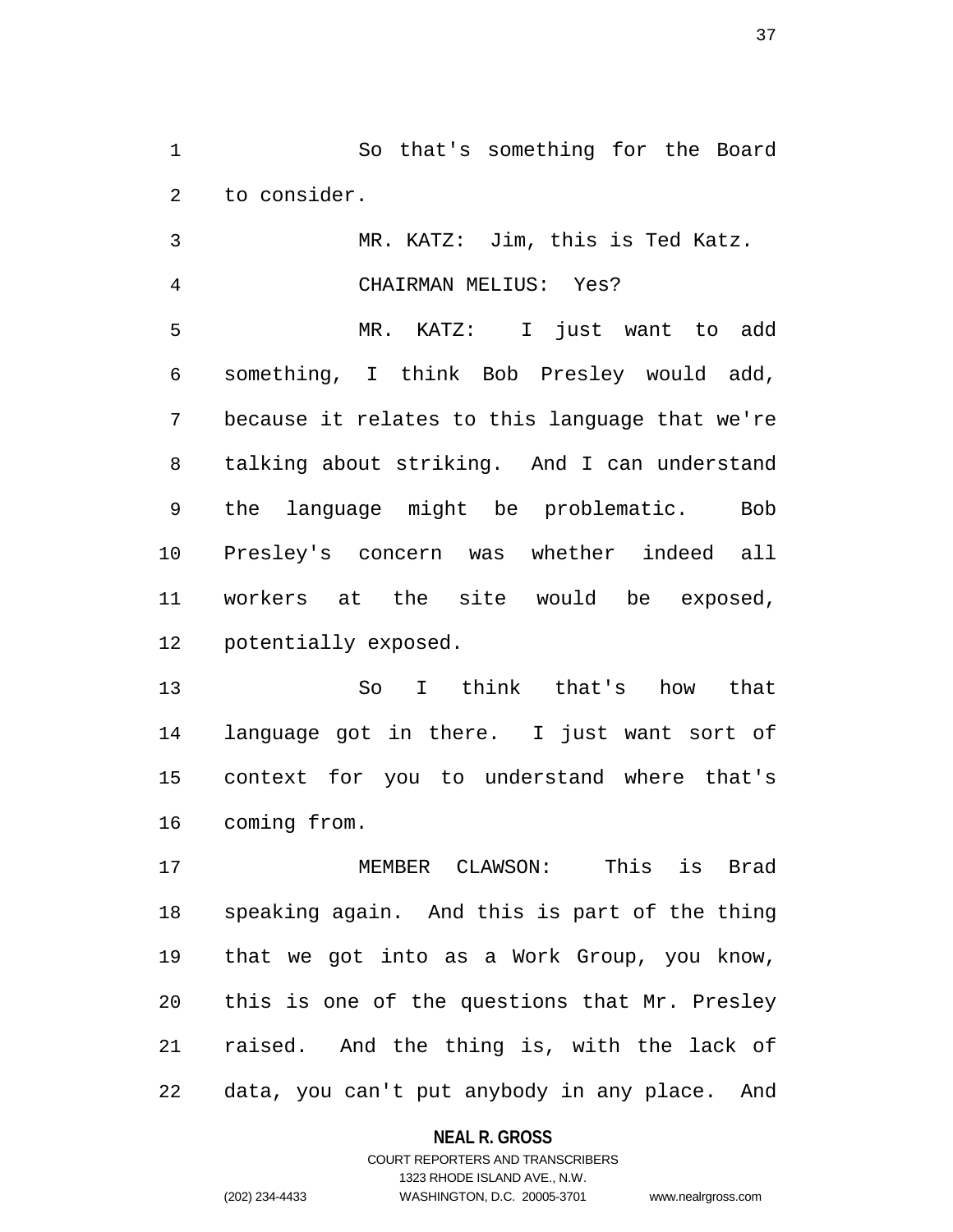So that's something for the Board to consider.

MR. KATZ: Jim, this is Ted Katz.

CHAIRMAN MELIUS: Yes?

MR. KATZ: I just want to add something, I think Bob Presley would add, because it relates to this language that we're talking about striking. And I can understand the language might be problematic. Bob Presley's concern was whether indeed all workers at the site would be exposed, potentially exposed.

So I think that's how that language got in there. I just want sort of context for you to understand where that's coming from.

MEMBER CLAWSON: This is Brad speaking again. And this is part of the thing that we got into as a Work Group, you know, this is one of the questions that Mr. Presley raised. And the thing is, with the lack of data, you can't put anybody in any place. And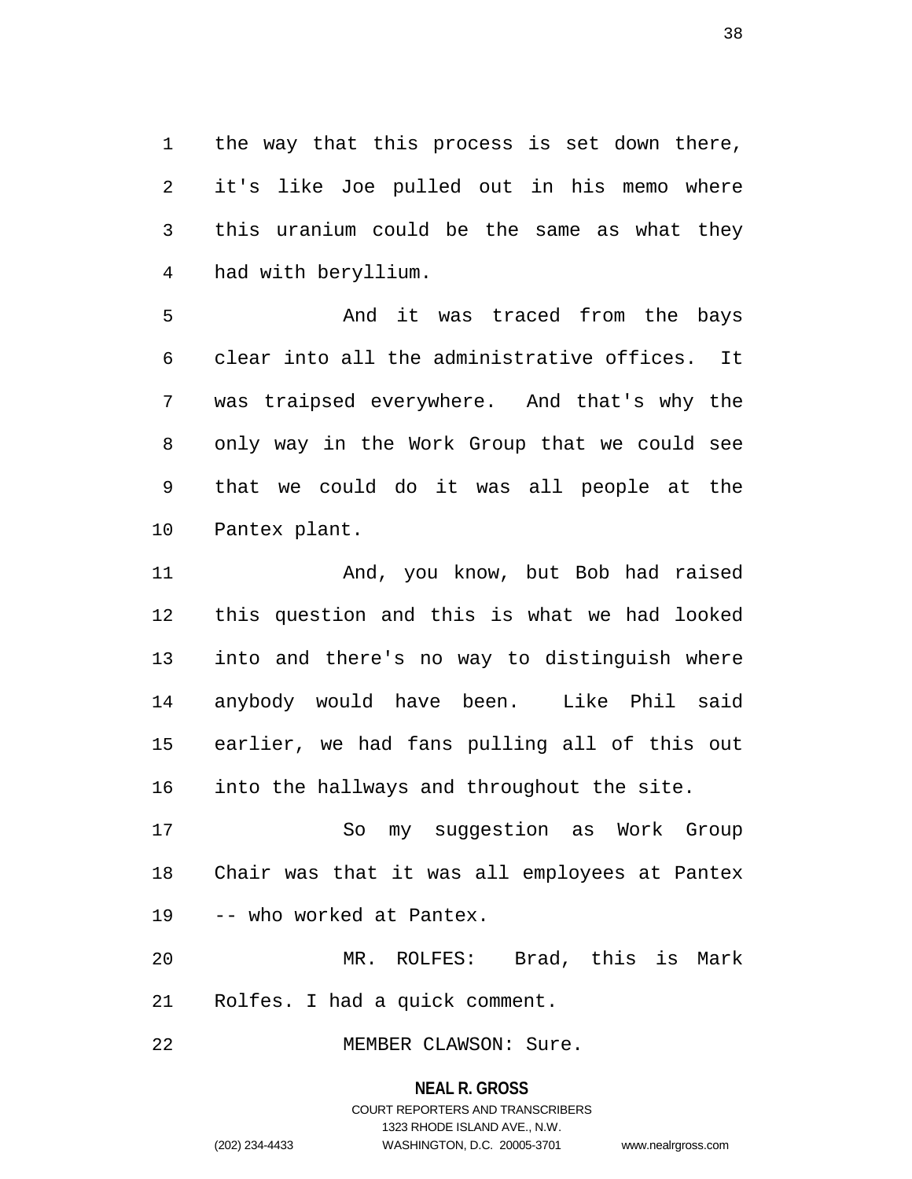the way that this process is set down there, it's like Joe pulled out in his memo where this uranium could be the same as what they had with beryllium.

And it was traced from the bays clear into all the administrative offices. It was traipsed everywhere. And that's why the only way in the Work Group that we could see that we could do it was all people at the Pantex plant.

And, you know, but Bob had raised this question and this is what we had looked into and there's no way to distinguish where anybody would have been. Like Phil said earlier, we had fans pulling all of this out into the hallways and throughout the site.

So my suggestion as Work Group Chair was that it was all employees at Pantex -- who worked at Pantex.

MR. ROLFES: Brad, this is Mark Rolfes. I had a quick comment.

MEMBER CLAWSON: Sure.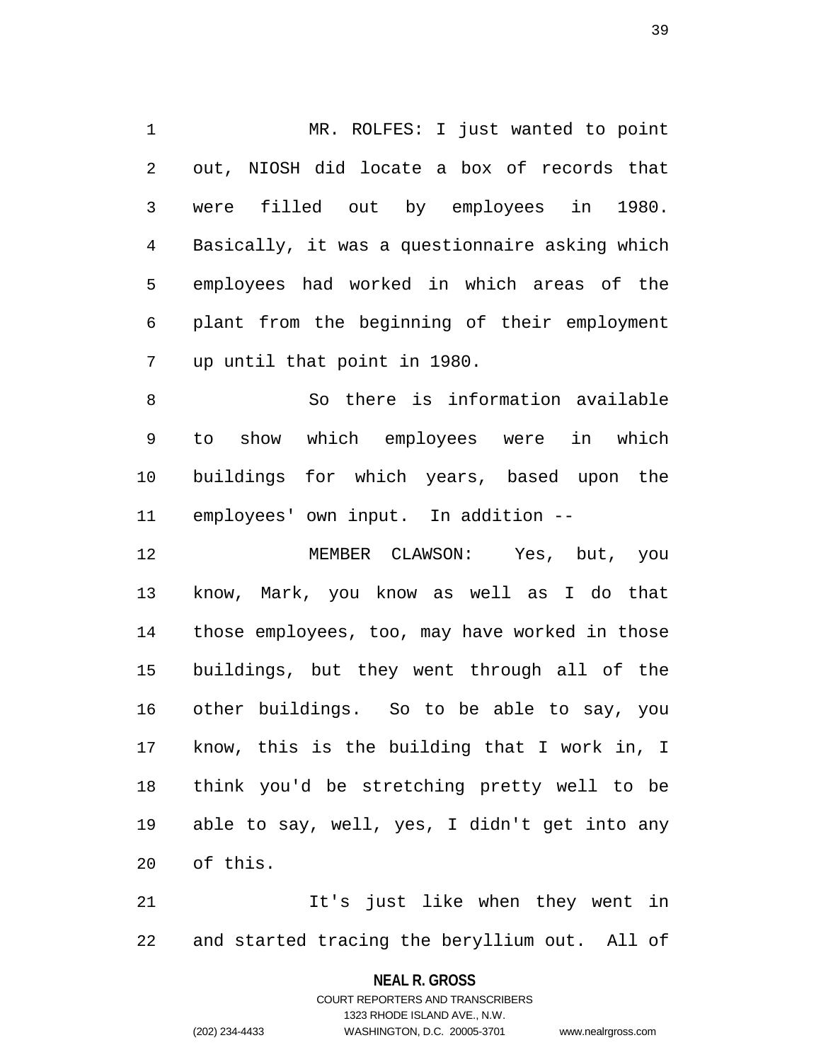MR. ROLFES: I just wanted to point out, NIOSH did locate a box of records that were filled out by employees in 1980. Basically, it was a questionnaire asking which employees had worked in which areas of the plant from the beginning of their employment up until that point in 1980.

So there is information available to show which employees were in which buildings for which years, based upon the employees' own input. In addition --

MEMBER CLAWSON: Yes, but, you know, Mark, you know as well as I do that those employees, too, may have worked in those buildings, but they went through all of the other buildings. So to be able to say, you know, this is the building that I work in, I think you'd be stretching pretty well to be able to say, well, yes, I didn't get into any of this.

It's just like when they went in and started tracing the beryllium out. All of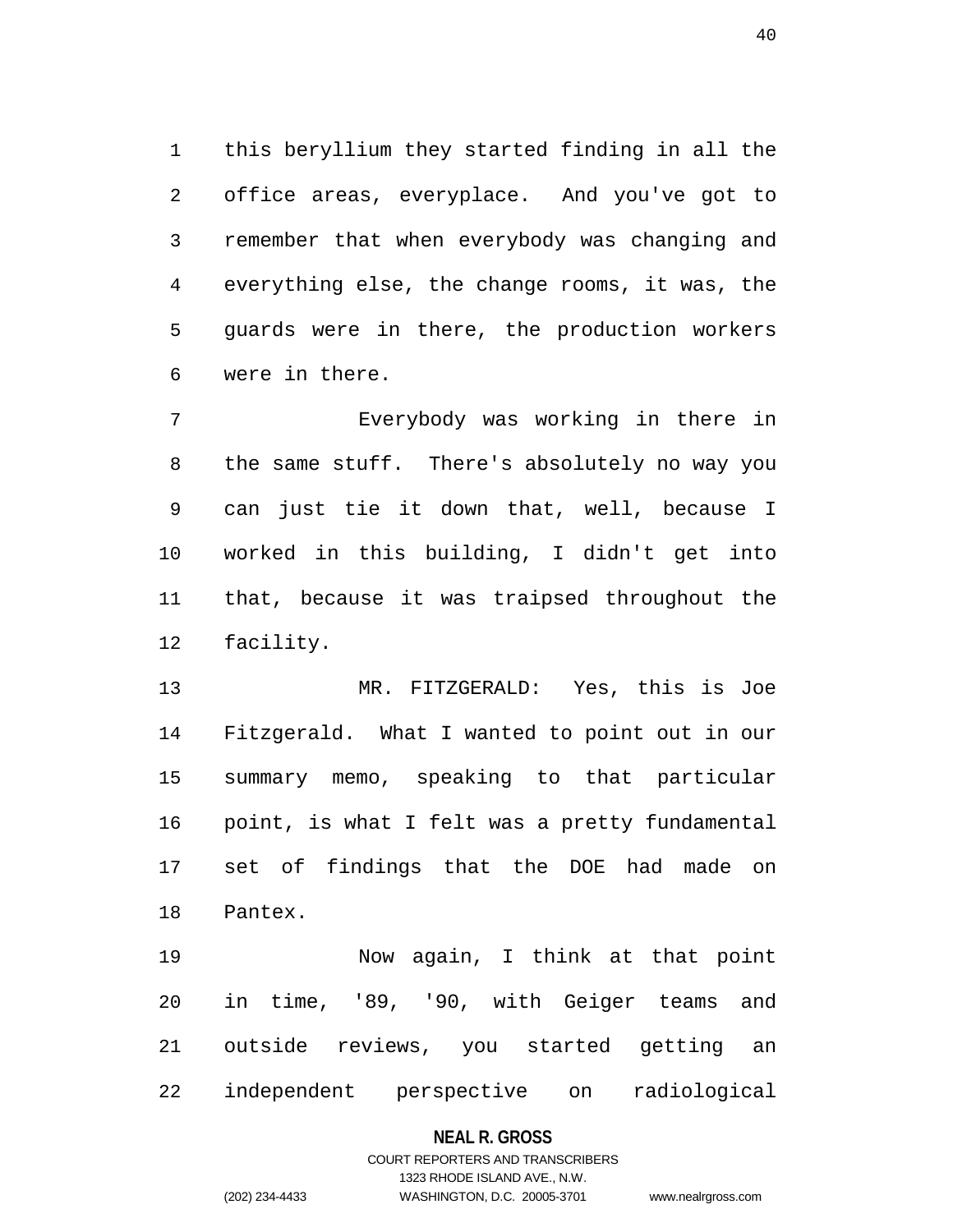this beryllium they started finding in all the office areas, everyplace. And you've got to remember that when everybody was changing and everything else, the change rooms, it was, the guards were in there, the production workers were in there.

Everybody was working in there in the same stuff. There's absolutely no way you can just tie it down that, well, because I worked in this building, I didn't get into that, because it was traipsed throughout the facility.

MR. FITZGERALD: Yes, this is Joe Fitzgerald. What I wanted to point out in our summary memo, speaking to that particular point, is what I felt was a pretty fundamental set of findings that the DOE had made on Pantex.

Now again, I think at that point in time, '89, '90, with Geiger teams and outside reviews, you started getting an independent perspective on radiological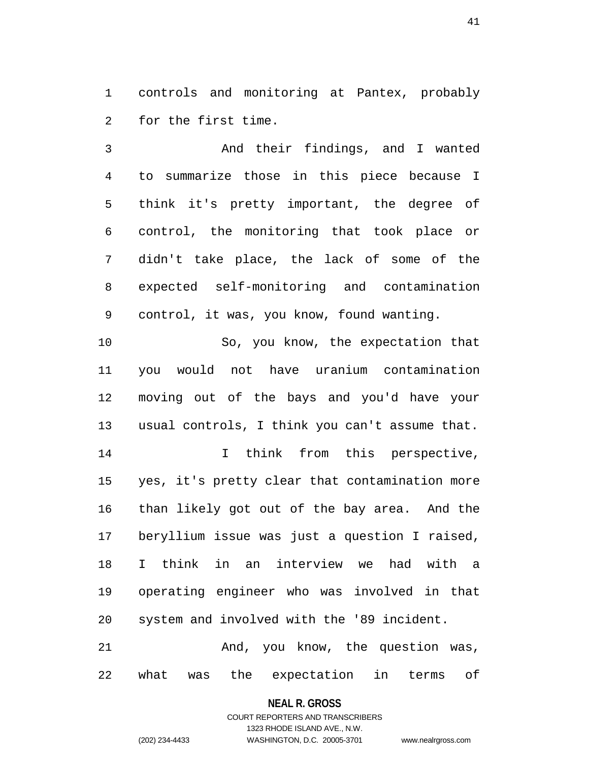controls and monitoring at Pantex, probably for the first time.

And their findings, and I wanted to summarize those in this piece because I think it's pretty important, the degree of control, the monitoring that took place or didn't take place, the lack of some of the expected self-monitoring and contamination control, it was, you know, found wanting.

So, you know, the expectation that you would not have uranium contamination moving out of the bays and you'd have your usual controls, I think you can't assume that.

I think from this perspective, yes, it's pretty clear that contamination more than likely got out of the bay area. And the beryllium issue was just a question I raised, I think in an interview we had with a operating engineer who was involved in that system and involved with the '89 incident.

And, you know, the question was, what was the expectation in terms of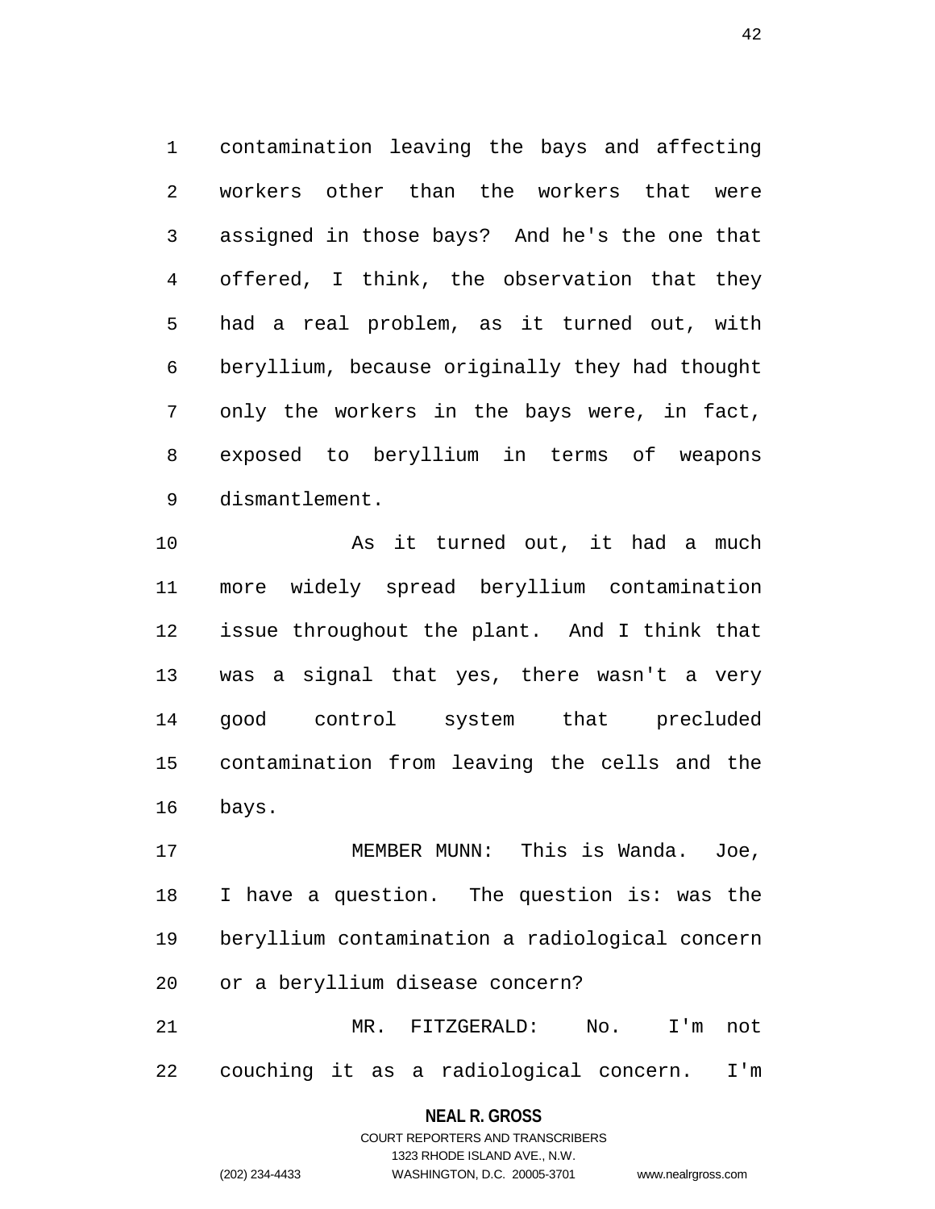contamination leaving the bays and affecting workers other than the workers that were assigned in those bays? And he's the one that offered, I think, the observation that they had a real problem, as it turned out, with beryllium, because originally they had thought only the workers in the bays were, in fact, exposed to beryllium in terms of weapons dismantlement.

As it turned out, it had a much more widely spread beryllium contamination issue throughout the plant. And I think that was a signal that yes, there wasn't a very good control system that precluded contamination from leaving the cells and the bays.

MEMBER MUNN: This is Wanda. Joe, I have a question. The question is: was the beryllium contamination a radiological concern or a beryllium disease concern?

MR. FITZGERALD: No. I'm not couching it as a radiological concern. I'm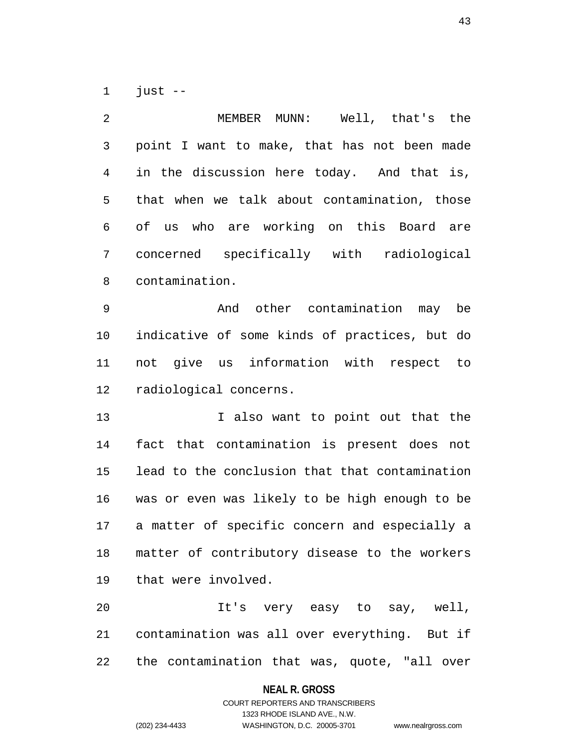just --

MEMBER MUNN: Well, that's the point I want to make, that has not been made in the discussion here today. And that is, that when we talk about contamination, those of us who are working on this Board are concerned specifically with radiological contamination.

And other contamination may be indicative of some kinds of practices, but do not give us information with respect to radiological concerns.

I also want to point out that the fact that contamination is present does not lead to the conclusion that that contamination was or even was likely to be high enough to be a matter of specific concern and especially a matter of contributory disease to the workers that were involved.

It's very easy to say, well, contamination was all over everything. But if the contamination that was, quote, "all over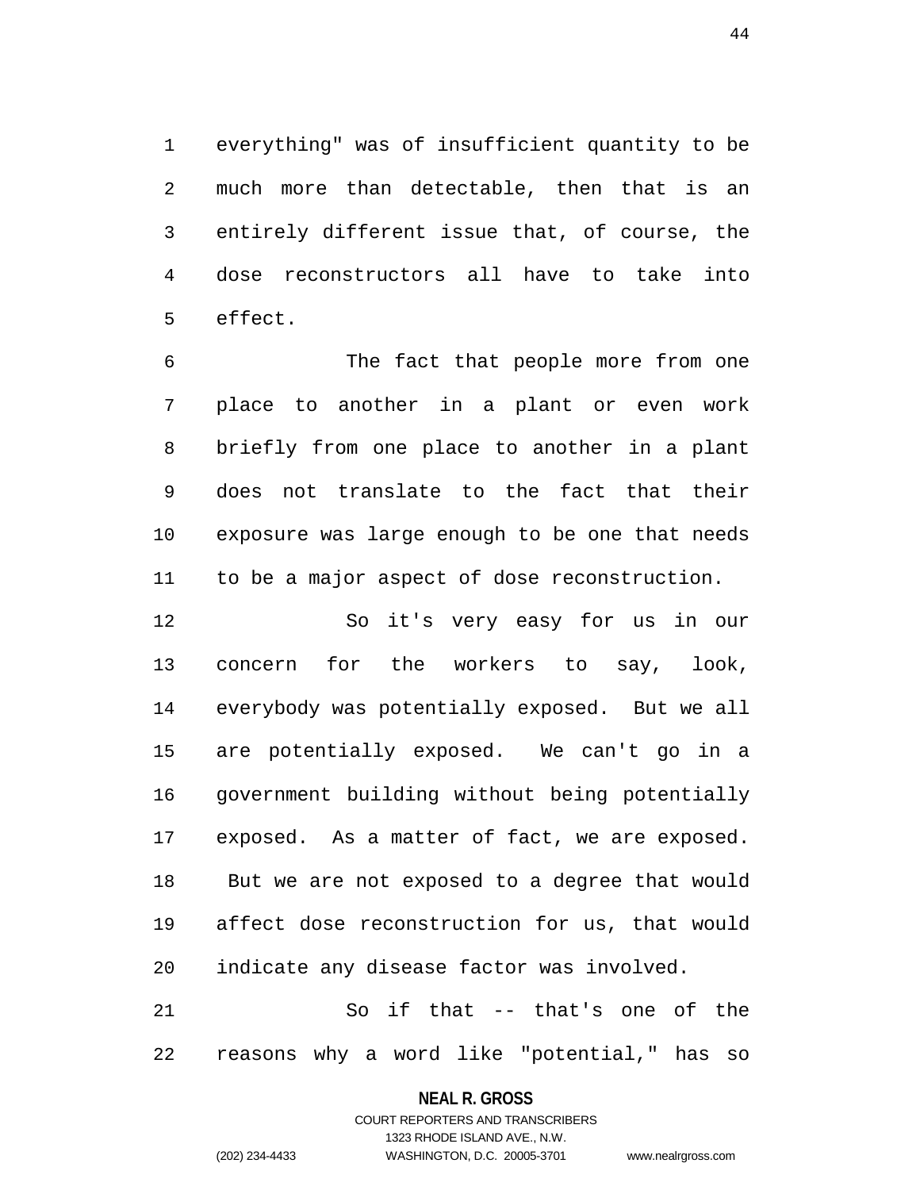everything" was of insufficient quantity to be much more than detectable, then that is an entirely different issue that, of course, the dose reconstructors all have to take into effect.

The fact that people more from one place to another in a plant or even work briefly from one place to another in a plant does not translate to the fact that their exposure was large enough to be one that needs to be a major aspect of dose reconstruction.

So it's very easy for us in our concern for the workers to say, look, everybody was potentially exposed. But we all are potentially exposed. We can't go in a government building without being potentially exposed. As a matter of fact, we are exposed. But we are not exposed to a degree that would affect dose reconstruction for us, that would indicate any disease factor was involved.

So if that -- that's one of the reasons why a word like "potential," has so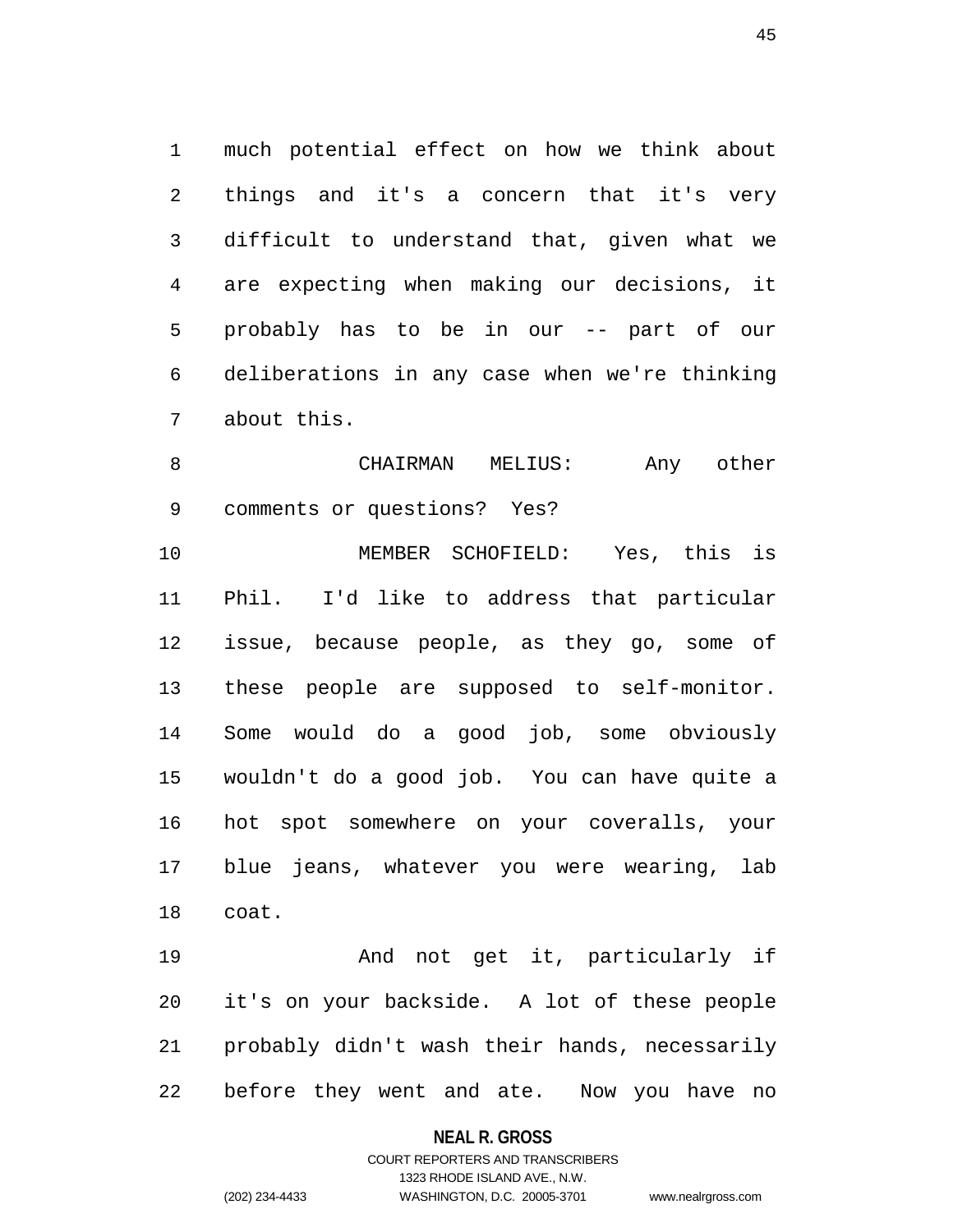much potential effect on how we think about things and it's a concern that it's very difficult to understand that, given what we are expecting when making our decisions, it probably has to be in our -- part of our deliberations in any case when we're thinking about this.

CHAIRMAN MELIUS: Any other comments or questions? Yes?

MEMBER SCHOFIELD: Yes, this is Phil. I'd like to address that particular issue, because people, as they go, some of these people are supposed to self-monitor. Some would do a good job, some obviously wouldn't do a good job. You can have quite a hot spot somewhere on your coveralls, your blue jeans, whatever you were wearing, lab coat.

And not get it, particularly if it's on your backside. A lot of these people probably didn't wash their hands, necessarily before they went and ate. Now you have no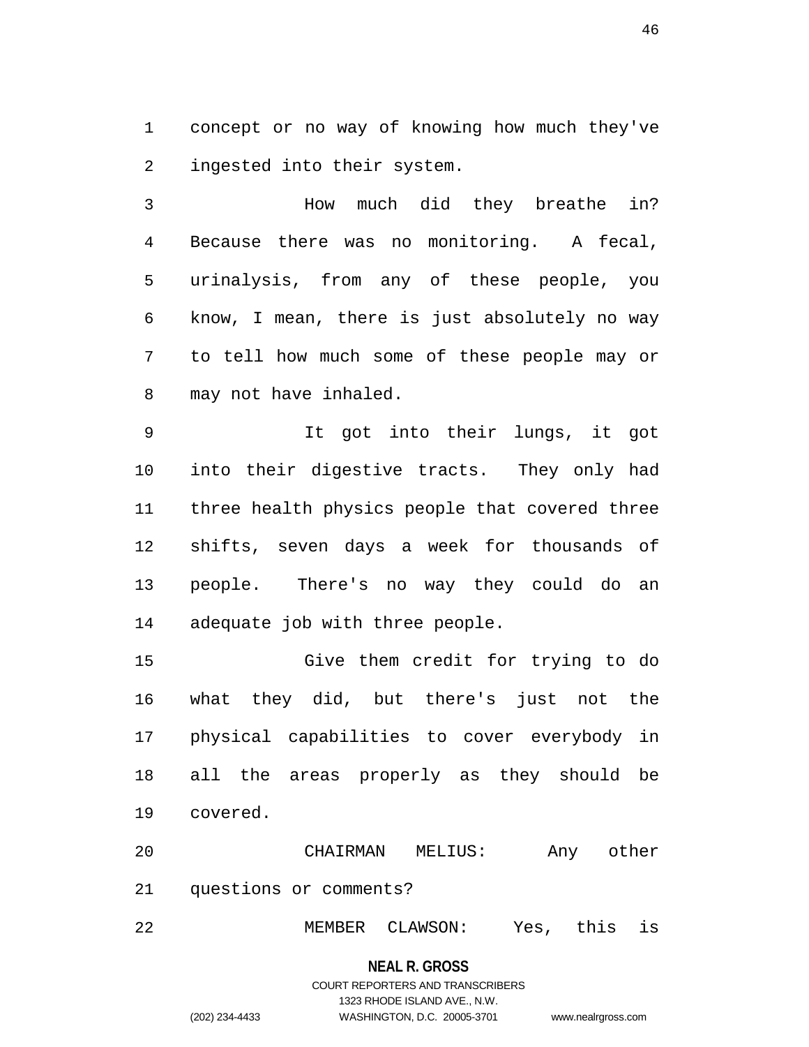concept or no way of knowing how much they've ingested into their system.

How much did they breathe in? Because there was no monitoring. A fecal, urinalysis, from any of these people, you know, I mean, there is just absolutely no way to tell how much some of these people may or may not have inhaled.

It got into their lungs, it got into their digestive tracts. They only had three health physics people that covered three shifts, seven days a week for thousands of people. There's no way they could do an adequate job with three people.

Give them credit for trying to do what they did, but there's just not the physical capabilities to cover everybody in all the areas properly as they should be covered.

CHAIRMAN MELIUS: Any other questions or comments?

MEMBER CLAWSON: Yes, this is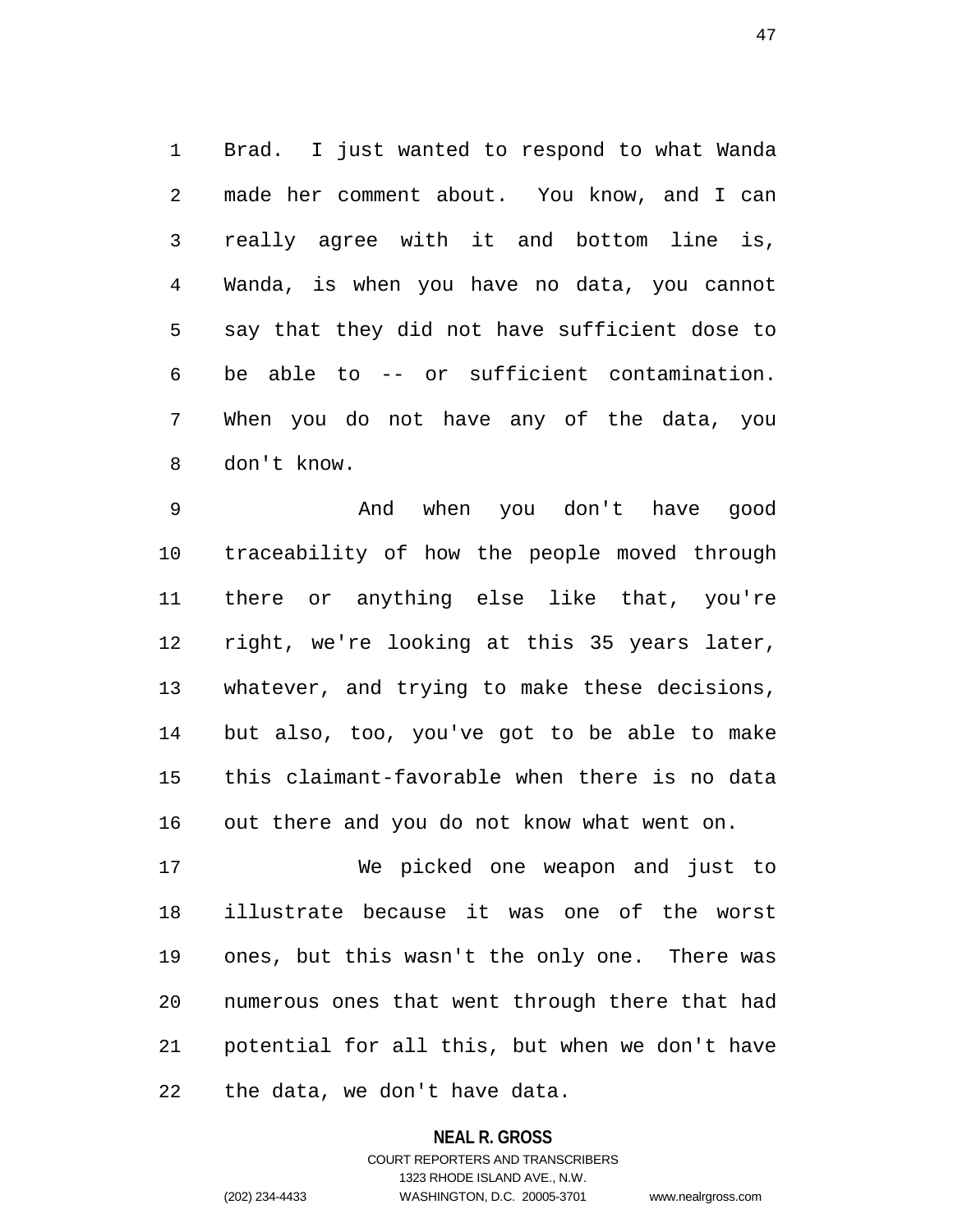Brad. I just wanted to respond to what Wanda made her comment about. You know, and I can really agree with it and bottom line is, Wanda, is when you have no data, you cannot say that they did not have sufficient dose to be able to -- or sufficient contamination. When you do not have any of the data, you don't know.

And when you don't have good traceability of how the people moved through there or anything else like that, you're right, we're looking at this 35 years later, whatever, and trying to make these decisions, but also, too, you've got to be able to make this claimant-favorable when there is no data out there and you do not know what went on.

We picked one weapon and just to illustrate because it was one of the worst ones, but this wasn't the only one. There was numerous ones that went through there that had potential for all this, but when we don't have the data, we don't have data.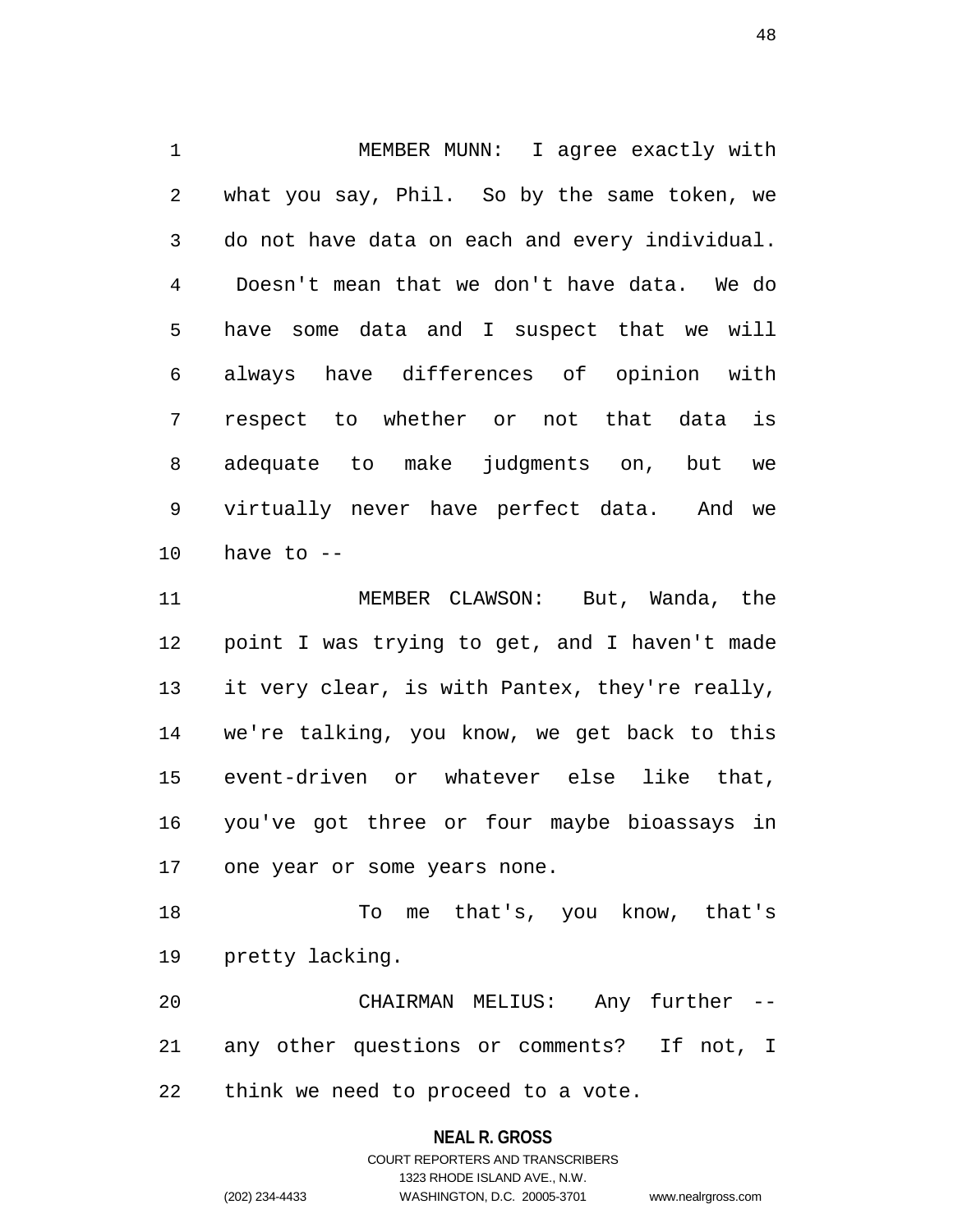MEMBER MUNN: I agree exactly with what you say, Phil. So by the same token, we do not have data on each and every individual. Doesn't mean that we don't have data. We do have some data and I suspect that we will always have differences of opinion with respect to whether or not that data is adequate to make judgments on, but we virtually never have perfect data. And we have to --

MEMBER CLAWSON: But, Wanda, the point I was trying to get, and I haven't made it very clear, is with Pantex, they're really, we're talking, you know, we get back to this event-driven or whatever else like that, you've got three or four maybe bioassays in one year or some years none.

To me that's, you know, that's pretty lacking.

CHAIRMAN MELIUS: Any further -- any other questions or comments? If not, I think we need to proceed to a vote.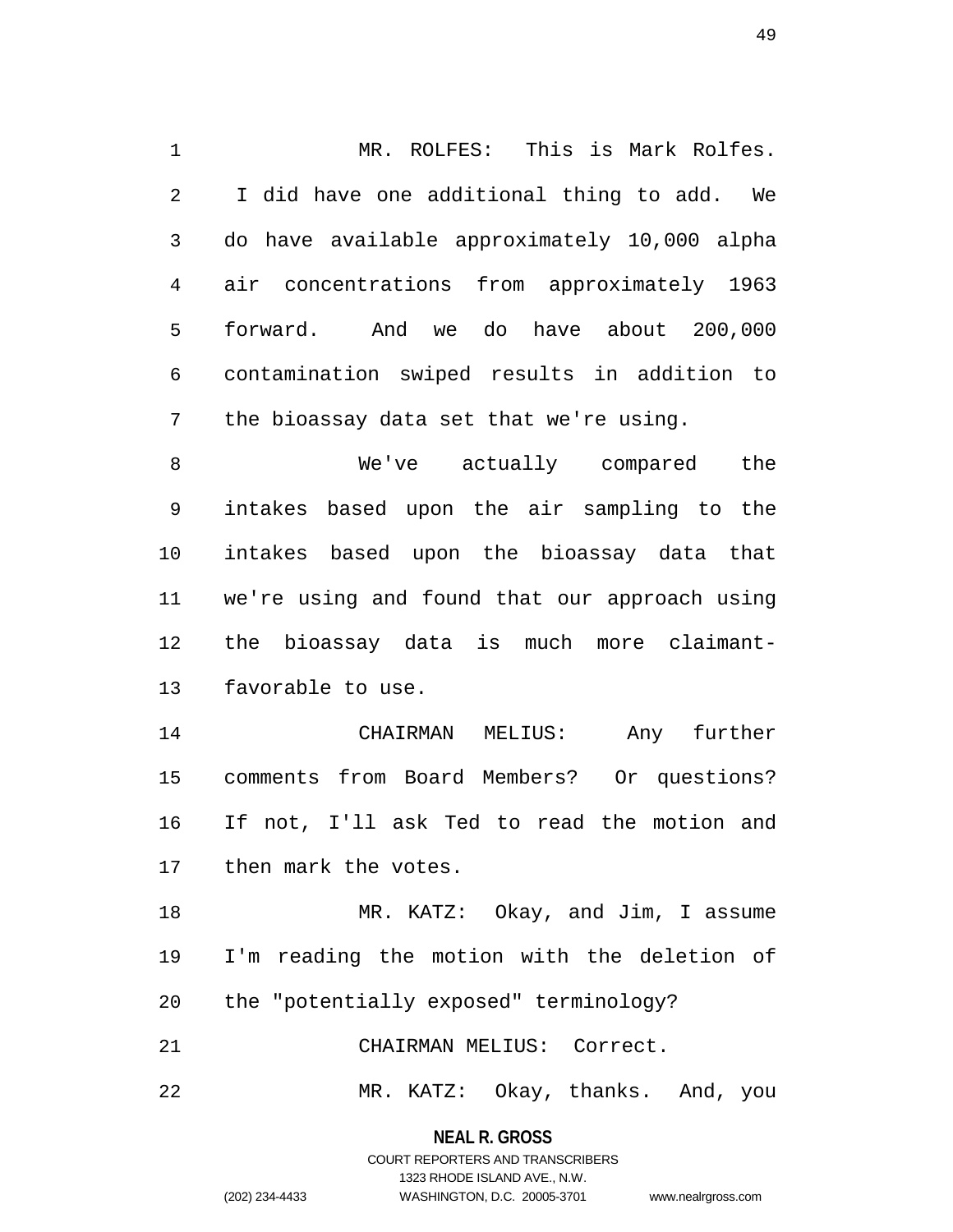MR. ROLFES: This is Mark Rolfes. I did have one additional thing to add. We do have available approximately 10,000 alpha air concentrations from approximately 1963 forward. And we do have about 200,000 contamination swiped results in addition to the bioassay data set that we're using.

We've actually compared the intakes based upon the air sampling to the intakes based upon the bioassay data that we're using and found that our approach using the bioassay data is much more claimant-favorable to use.

CHAIRMAN MELIUS: Any further comments from Board Members? Or questions? If not, I'll ask Ted to read the motion and then mark the votes.

MR. KATZ: Okay, and Jim, I assume I'm reading the motion with the deletion of the "potentially exposed" terminology?

CHAIRMAN MELIUS: Correct.

MR. KATZ: Okay, thanks. And, you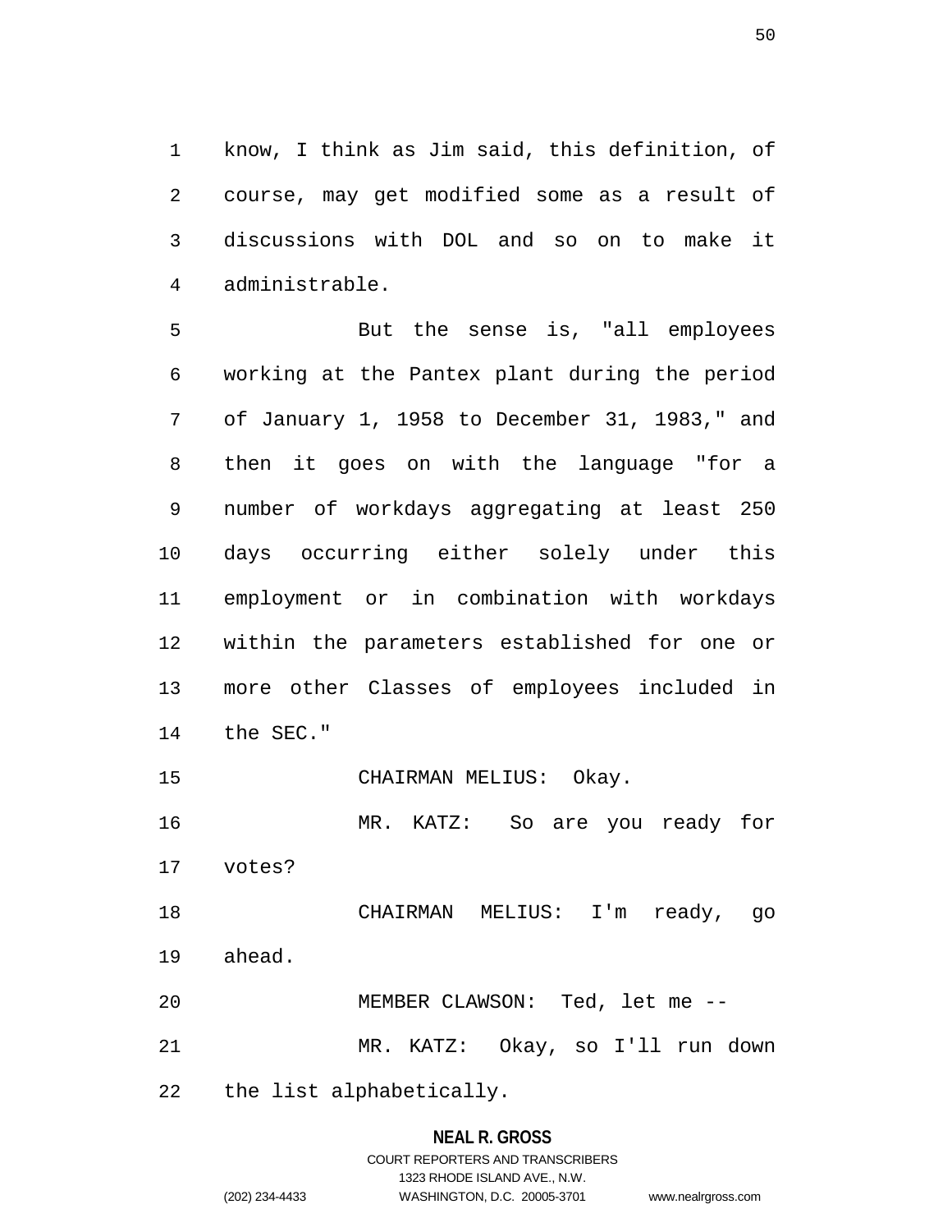know, I think as Jim said, this definition, of course, may get modified some as a result of discussions with DOL and so on to make it administrable.

But the sense is, "all employees working at the Pantex plant during the period of January 1, 1958 to December 31, 1983," and then it goes on with the language "for a number of workdays aggregating at least 250 days occurring either solely under this employment or in combination with workdays within the parameters established for one or more other Classes of employees included in the SEC."

CHAIRMAN MELIUS: Okay.

MR. KATZ: So are you ready for votes?

CHAIRMAN MELIUS: I'm ready, go ahead.

MEMBER CLAWSON: Ted, let me --

MR. KATZ: Okay, so I'll run down the list alphabetically.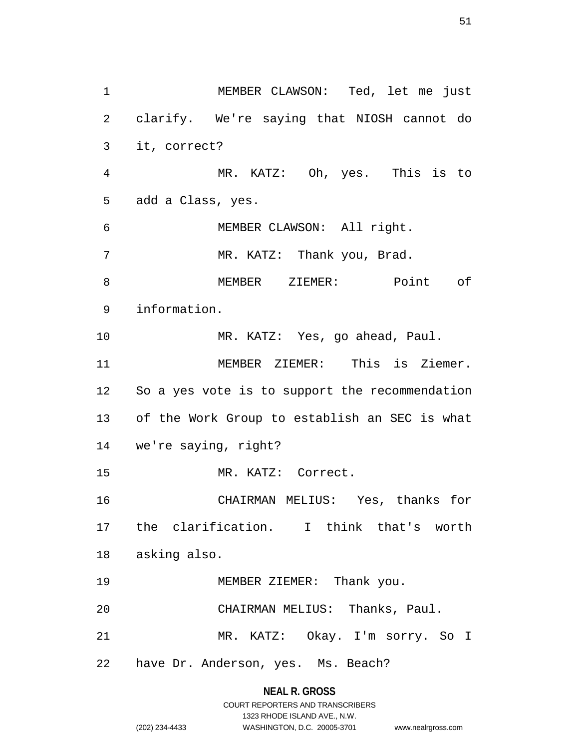MEMBER CLAWSON: Ted, let me just clarify. We're saying that NIOSH cannot do it, correct?

MR. KATZ: Oh, yes. This is to add a Class, yes.

MEMBER CLAWSON: All right.

MR. KATZ: Thank you, Brad.

MEMBER ZIEMER: Point of information.

MR. KATZ: Yes, go ahead, Paul.

MEMBER ZIEMER: This is Ziemer. So a yes vote is to support the recommendation of the Work Group to establish an SEC is what we're saying, right?

MR. KATZ: Correct.

CHAIRMAN MELIUS: Yes, thanks for the clarification. I think that's worth asking also.

MEMBER ZIEMER: Thank you.

CHAIRMAN MELIUS: Thanks, Paul.

MR. KATZ: Okay. I'm sorry. So I have Dr. Anderson, yes. Ms. Beach?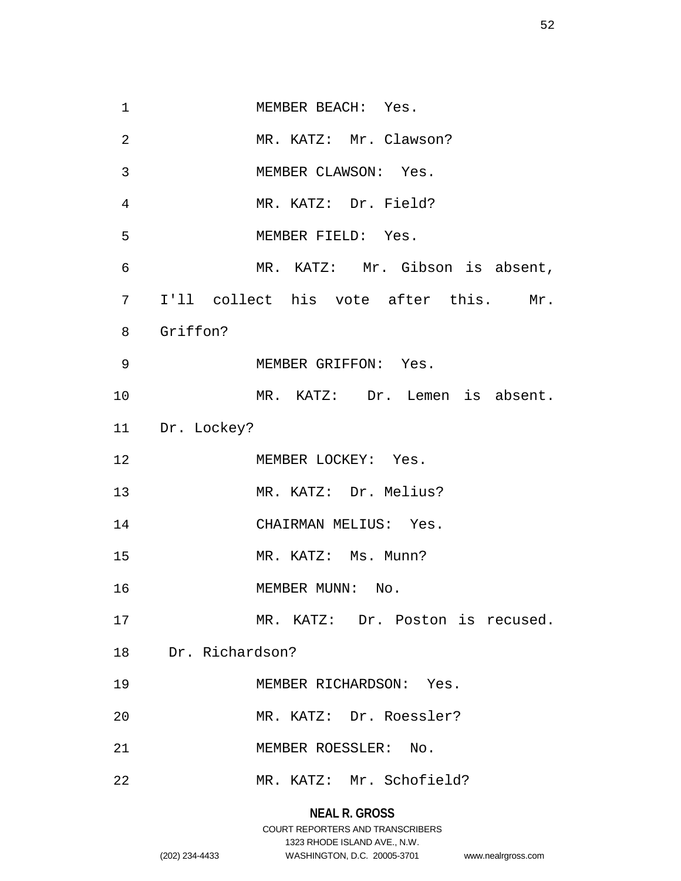MEMBER BEACH: Yes.

MR. KATZ: Mr. Clawson?

MEMBER CLAWSON: Yes.

MR. KATZ: Dr. Field?

MEMBER FIELD: Yes.

MR. KATZ: Mr. Gibson is absent, I'll collect his vote after this. Mr. Griffon?

MEMBER GRIFFON: Yes.

MR. KATZ: Dr. Lemen is absent. Dr. Lockey?

MEMBER LOCKEY: Yes.

MR. KATZ: Dr. Melius?

CHAIRMAN MELIUS: Yes.

MR. KATZ: Ms. Munn?

MEMBER MUNN: No.

MR. KATZ: Dr. Poston is recused. Dr. Richardson?

MEMBER RICHARDSON: Yes.

MR. KATZ: Dr. Roessler?

MEMBER ROESSLER: No.

MR. KATZ: Mr. Schofield?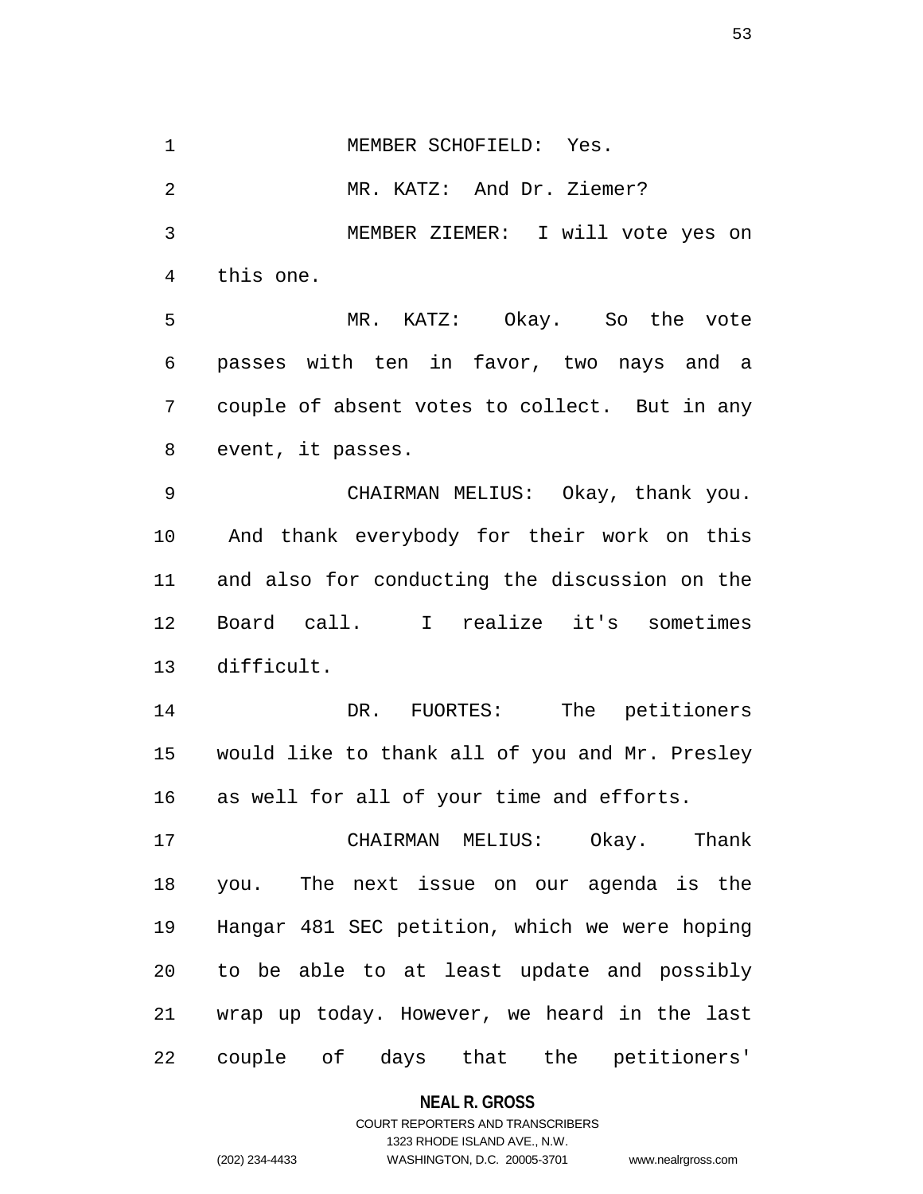MEMBER SCHOFIELD: Yes.

MR. KATZ: And Dr. Ziemer?

MEMBER ZIEMER: I will vote yes on this one.

MR. KATZ: Okay. So the vote passes with ten in favor, two nays and a couple of absent votes to collect. But in any event, it passes.

CHAIRMAN MELIUS: Okay, thank you. And thank everybody for their work on this and also for conducting the discussion on the Board call. I realize it's sometimes difficult.

DR. FUORTES: The petitioners would like to thank all of you and Mr. Presley as well for all of your time and efforts.

CHAIRMAN MELIUS: Okay. Thank you. The next issue on our agenda is the Hangar 481 SEC petition, which we were hoping to be able to at least update and possibly wrap up today. However, we heard in the last couple of days that the petitioners'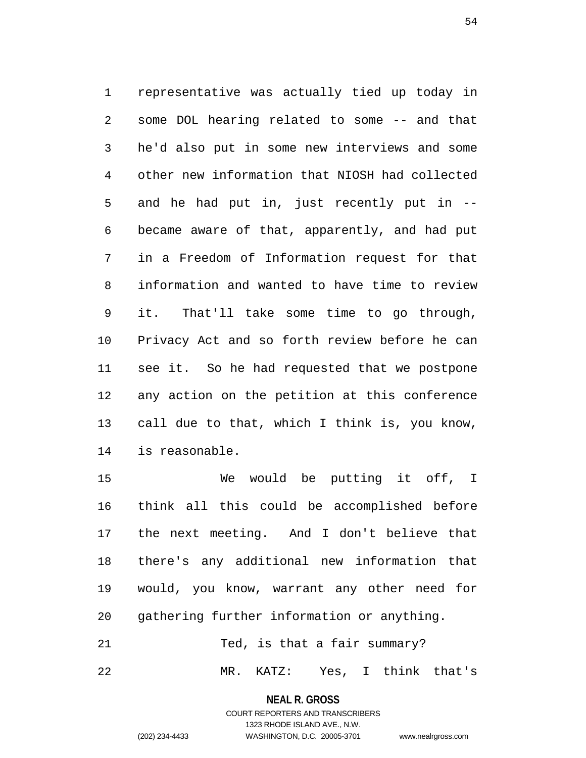representative was actually tied up today in some DOL hearing related to some -- and that he'd also put in some new interviews and some other new information that NIOSH had collected and he had put in, just recently put in -- became aware of that, apparently, and had put in a Freedom of Information request for that information and wanted to have time to review it. That'll take some time to go through, Privacy Act and so forth review before he can see it. So he had requested that we postpone any action on the petition at this conference call due to that, which I think is, you know, is reasonable.

We would be putting it off, I think all this could be accomplished before the next meeting. And I don't believe that there's any additional new information that would, you know, warrant any other need for gathering further information or anything.

Ted, is that a fair summary?

MR. KATZ: Yes, I think that's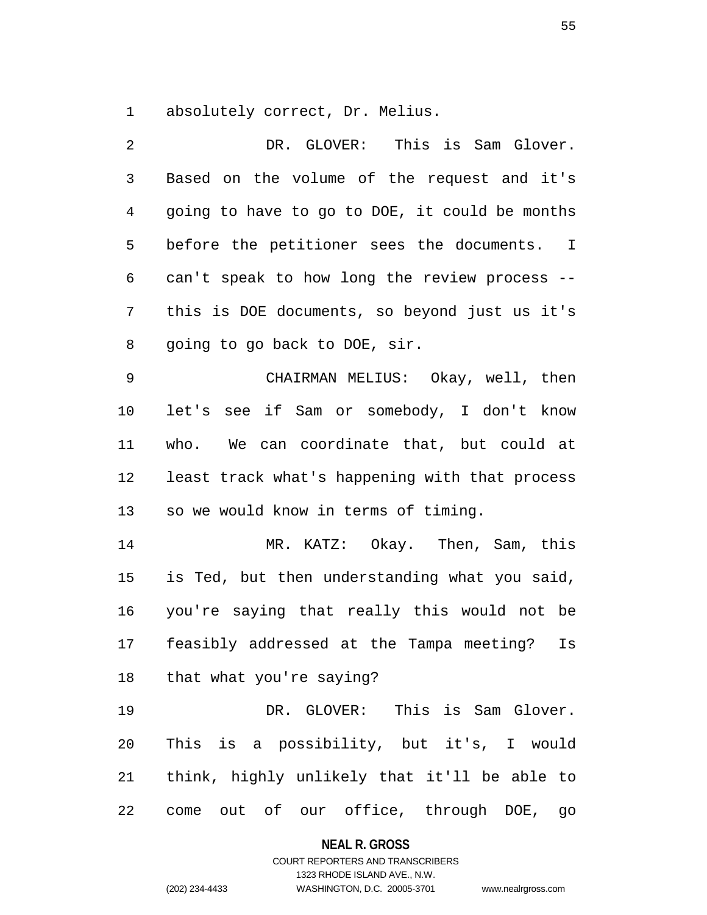absolutely correct, Dr. Melius.

DR. GLOVER: This is Sam Glover. Based on the volume of the request and it's going to have to go to DOE, it could be months before the petitioner sees the documents. I can't speak to how long the review process -- this is DOE documents, so beyond just us it's going to go back to DOE, sir.

CHAIRMAN MELIUS: Okay, well, then let's see if Sam or somebody, I don't know who. We can coordinate that, but could at least track what's happening with that process so we would know in terms of timing.

MR. KATZ: Okay. Then, Sam, this is Ted, but then understanding what you said, you're saying that really this would not be feasibly addressed at the Tampa meeting? Is that what you're saying?

DR. GLOVER: This is Sam Glover. This is a possibility, but it's, I would think, highly unlikely that it'll be able to come out of our office, through DOE, go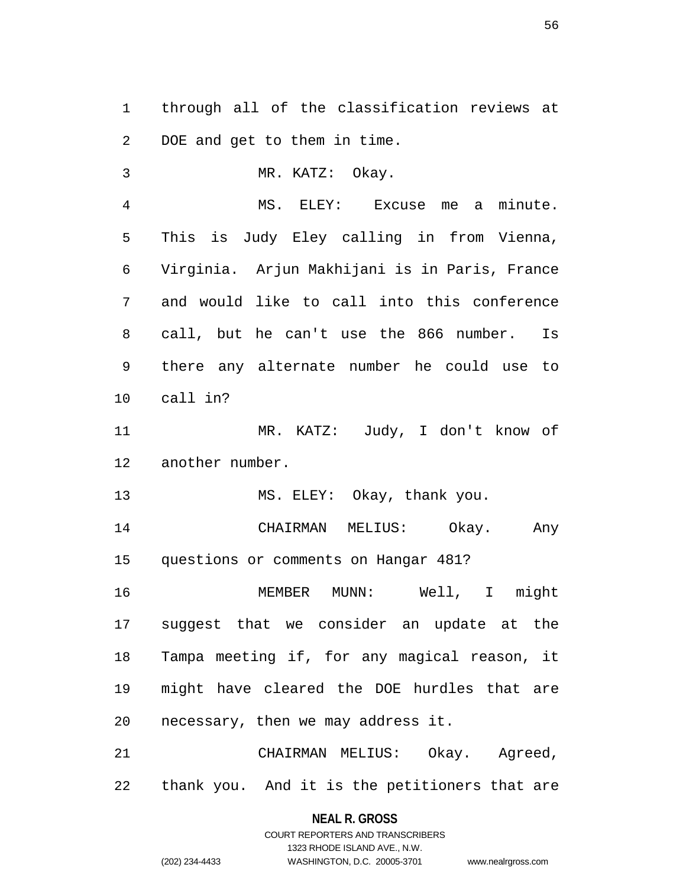through all of the classification reviews at DOE and get to them in time.

MR. KATZ: Okay.

MS. ELEY: Excuse me a minute. This is Judy Eley calling in from Vienna, Virginia. Arjun Makhijani is in Paris, France and would like to call into this conference call, but he can't use the 866 number. Is there any alternate number he could use to call in?

MR. KATZ: Judy, I don't know of another number.

MS. ELEY: Okay, thank you.

CHAIRMAN MELIUS: Okay. Any questions or comments on Hangar 481?

MEMBER MUNN: Well, I might suggest that we consider an update at the Tampa meeting if, for any magical reason, it might have cleared the DOE hurdles that are necessary, then we may address it.

CHAIRMAN MELIUS: Okay. Agreed, thank you. And it is the petitioners that are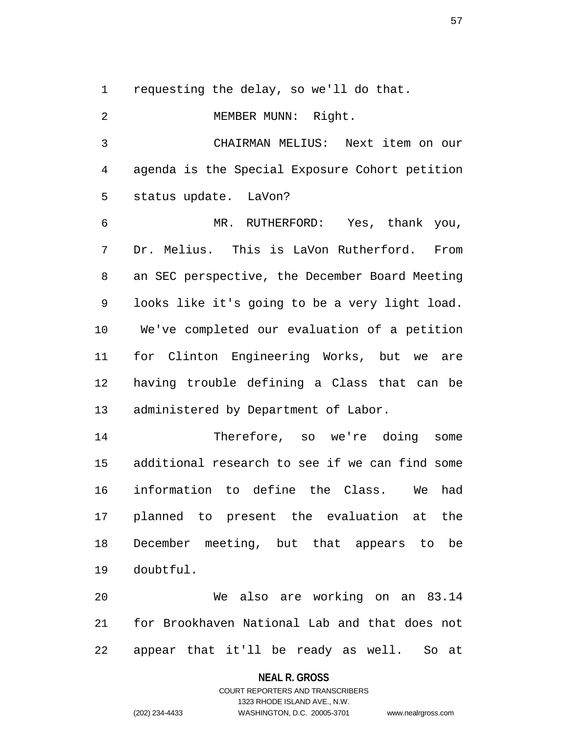requesting the delay, so we'll do that.

MEMBER MUNN: Right.

CHAIRMAN MELIUS: Next item on our agenda is the Special Exposure Cohort petition status update. LaVon?

MR. RUTHERFORD: Yes, thank you, Dr. Melius. This is LaVon Rutherford. From an SEC perspective, the December Board Meeting looks like it's going to be a very light load. We've completed our evaluation of a petition for Clinton Engineering Works, but we are having trouble defining a Class that can be administered by Department of Labor.

Therefore, so we're doing some additional research to see if we can find some information to define the Class. We had planned to present the evaluation at the December meeting, but that appears to be doubtful.

We also are working on an 83.14 for Brookhaven National Lab and that does not appear that it'll be ready as well. So at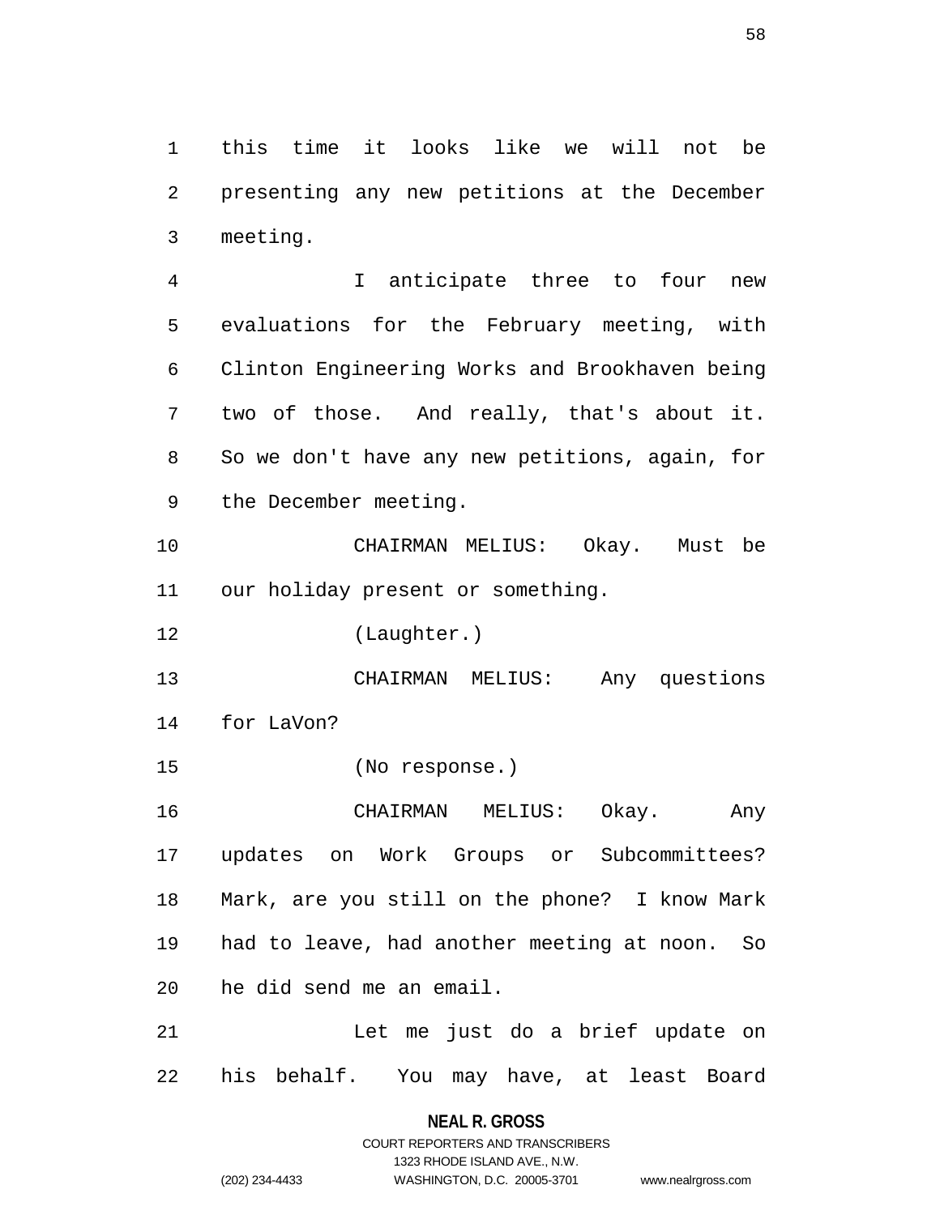this time it looks like we will not be presenting any new petitions at the December meeting.

I anticipate three to four new evaluations for the February meeting, with Clinton Engineering Works and Brookhaven being two of those. And really, that's about it. So we don't have any new petitions, again, for the December meeting.

CHAIRMAN MELIUS: Okay. Must be our holiday present or something.

(Laughter.)

CHAIRMAN MELIUS: Any questions for LaVon?

(No response.)

CHAIRMAN MELIUS: Okay. Any updates on Work Groups or Subcommittees? Mark, are you still on the phone? I know Mark had to leave, had another meeting at noon. So he did send me an email.

Let me just do a brief update on his behalf. You may have, at least Board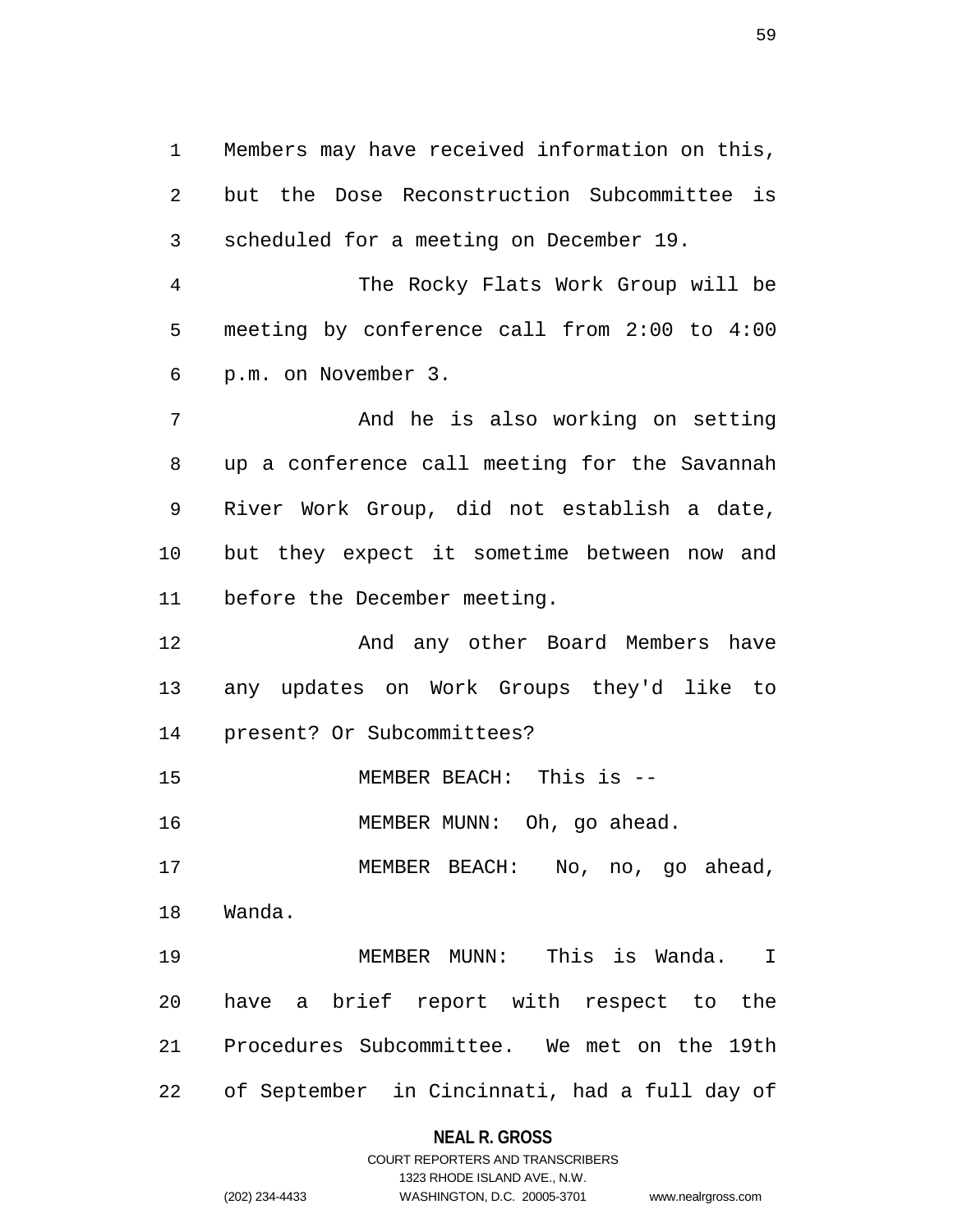Members may have received information on this, but the Dose Reconstruction Subcommittee is scheduled for a meeting on December 19.

The Rocky Flats Work Group will be meeting by conference call from 2:00 to 4:00 p.m. on November 3.

And he is also working on setting up a conference call meeting for the Savannah River Work Group, did not establish a date, but they expect it sometime between now and before the December meeting.

And any other Board Members have any updates on Work Groups they'd like to present? Or Subcommittees?

MEMBER BEACH: This is --

MEMBER MUNN: Oh, go ahead.

MEMBER BEACH: No, no, go ahead, Wanda.

MEMBER MUNN: This is Wanda. I have a brief report with respect to the Procedures Subcommittee. We met on the 19th of September in Cincinnati, had a full day of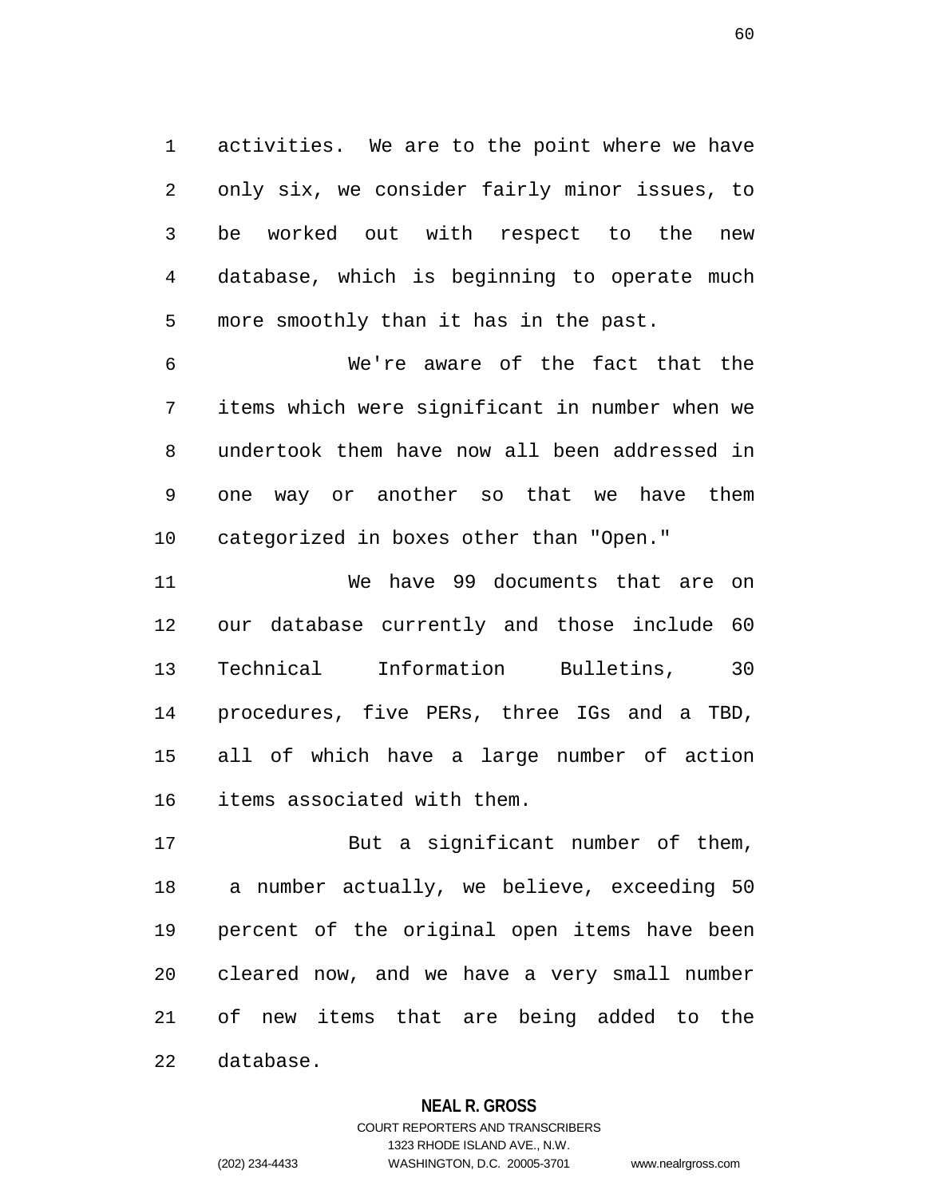activities. We are to the point where we have only six, we consider fairly minor issues, to be worked out with respect to the new database, which is beginning to operate much more smoothly than it has in the past.

We're aware of the fact that the items which were significant in number when we undertook them have now all been addressed in one way or another so that we have them categorized in boxes other than "Open."

We have 99 documents that are on our database currently and those include 60 Technical Information Bulletins, 30 procedures, five PERs, three IGs and a TBD, all of which have a large number of action items associated with them.

But a significant number of them, a number actually, we believe, exceeding 50 percent of the original open items have been cleared now, and we have a very small number of new items that are being added to the database.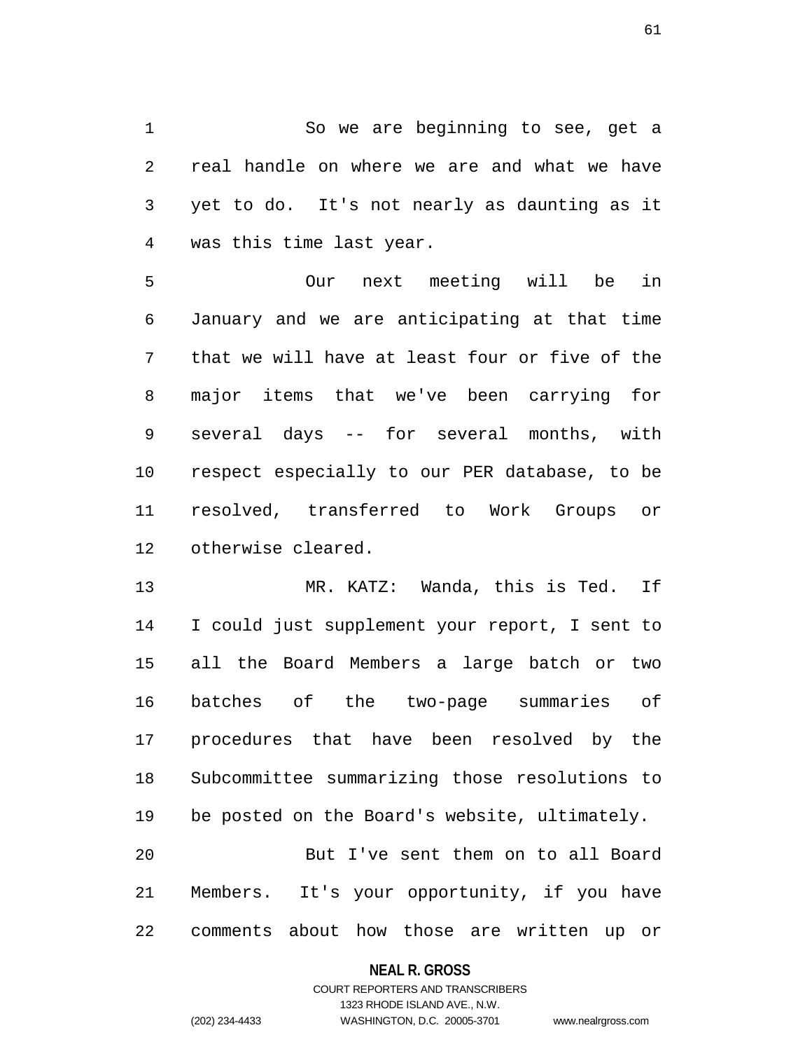So we are beginning to see, get a real handle on where we are and what we have yet to do. It's not nearly as daunting as it was this time last year.

Our next meeting will be in January and we are anticipating at that time that we will have at least four or five of the major items that we've been carrying for several days -- for several months, with respect especially to our PER database, to be resolved, transferred to Work Groups or otherwise cleared.

MR. KATZ: Wanda, this is Ted. If I could just supplement your report, I sent to all the Board Members a large batch or two batches of the two-page summaries of procedures that have been resolved by the Subcommittee summarizing those resolutions to be posted on the Board's website, ultimately.

But I've sent them on to all Board Members. It's your opportunity, if you have comments about how those are written up or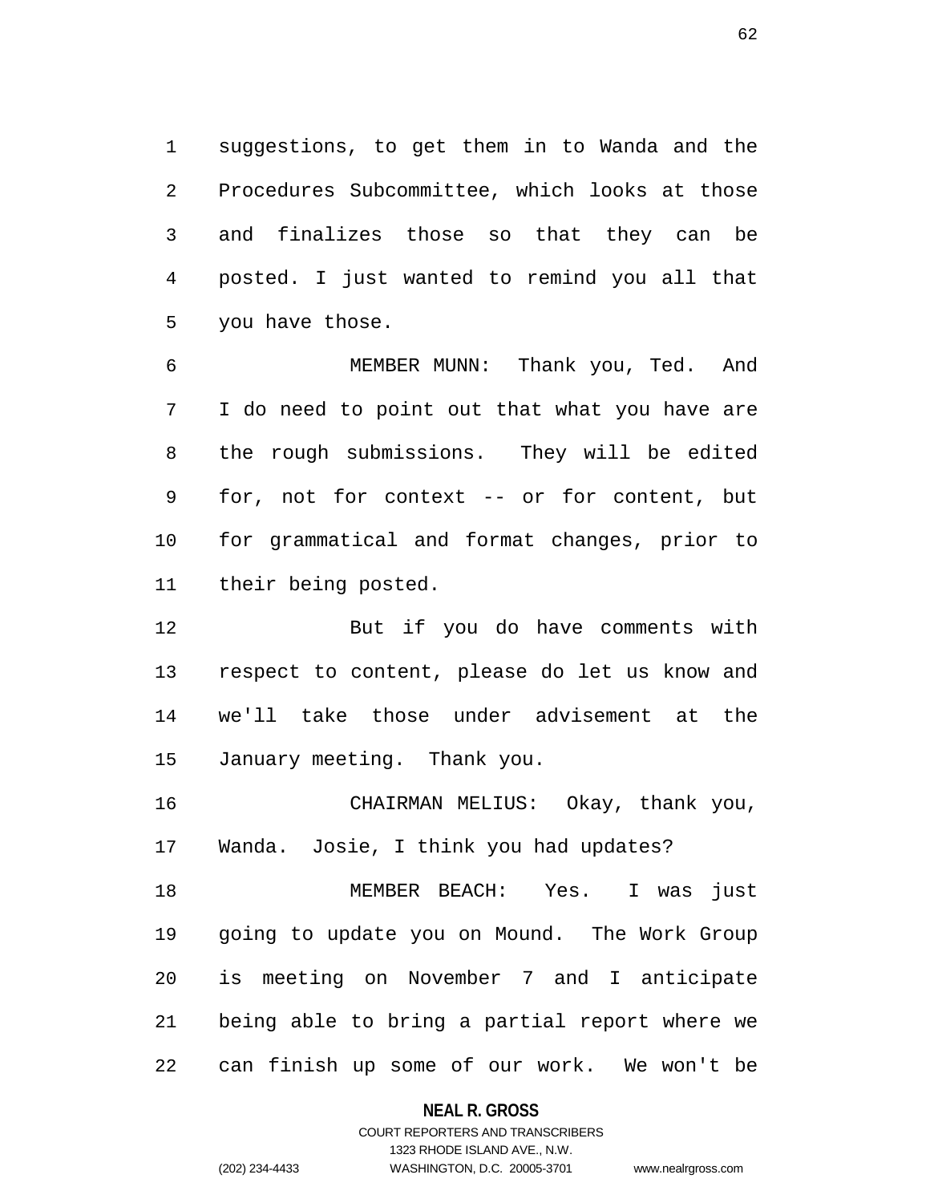suggestions, to get them in to Wanda and the Procedures Subcommittee, which looks at those and finalizes those so that they can be posted. I just wanted to remind you all that you have those.

MEMBER MUNN: Thank you, Ted. And I do need to point out that what you have are the rough submissions. They will be edited for, not for context -- or for content, but for grammatical and format changes, prior to their being posted.

But if you do have comments with respect to content, please do let us know and we'll take those under advisement at the January meeting. Thank you.

CHAIRMAN MELIUS: Okay, thank you, Wanda. Josie, I think you had updates?

MEMBER BEACH: Yes. I was just going to update you on Mound. The Work Group is meeting on November 7 and I anticipate being able to bring a partial report where we can finish up some of our work. We won't be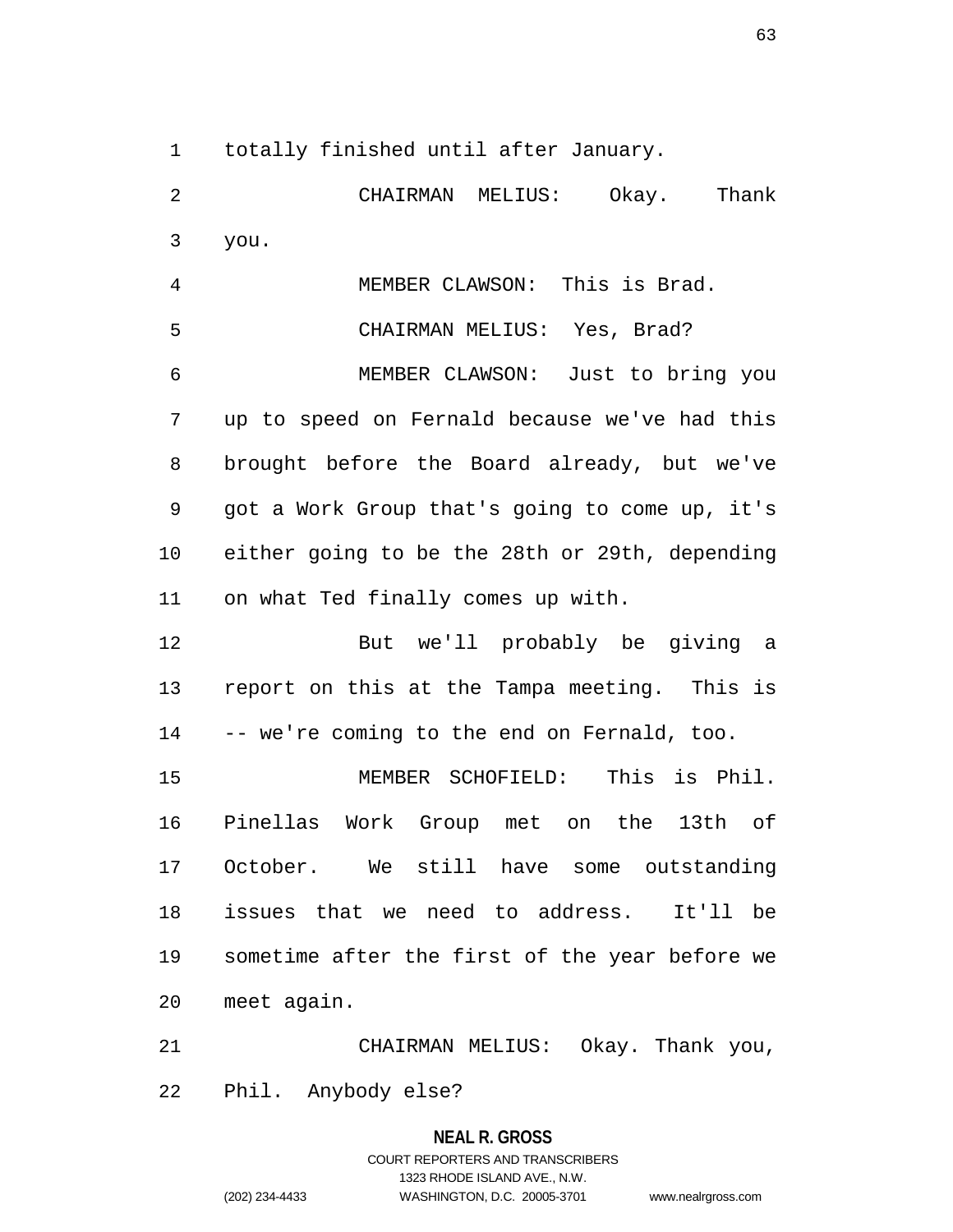totally finished until after January.

CHAIRMAN MELIUS: Okay. Thank you.

MEMBER CLAWSON: This is Brad.

CHAIRMAN MELIUS: Yes, Brad?

MEMBER CLAWSON: Just to bring you up to speed on Fernald because we've had this brought before the Board already, but we've got a Work Group that's going to come up, it's either going to be the 28th or 29th, depending on what Ted finally comes up with.

But we'll probably be giving a report on this at the Tampa meeting. This is -- we're coming to the end on Fernald, too.

MEMBER SCHOFIELD: This is Phil. Pinellas Work Group met on the 13th of October. We still have some outstanding issues that we need to address. It'll be sometime after the first of the year before we meet again.

CHAIRMAN MELIUS: Okay. Thank you, Phil. Anybody else?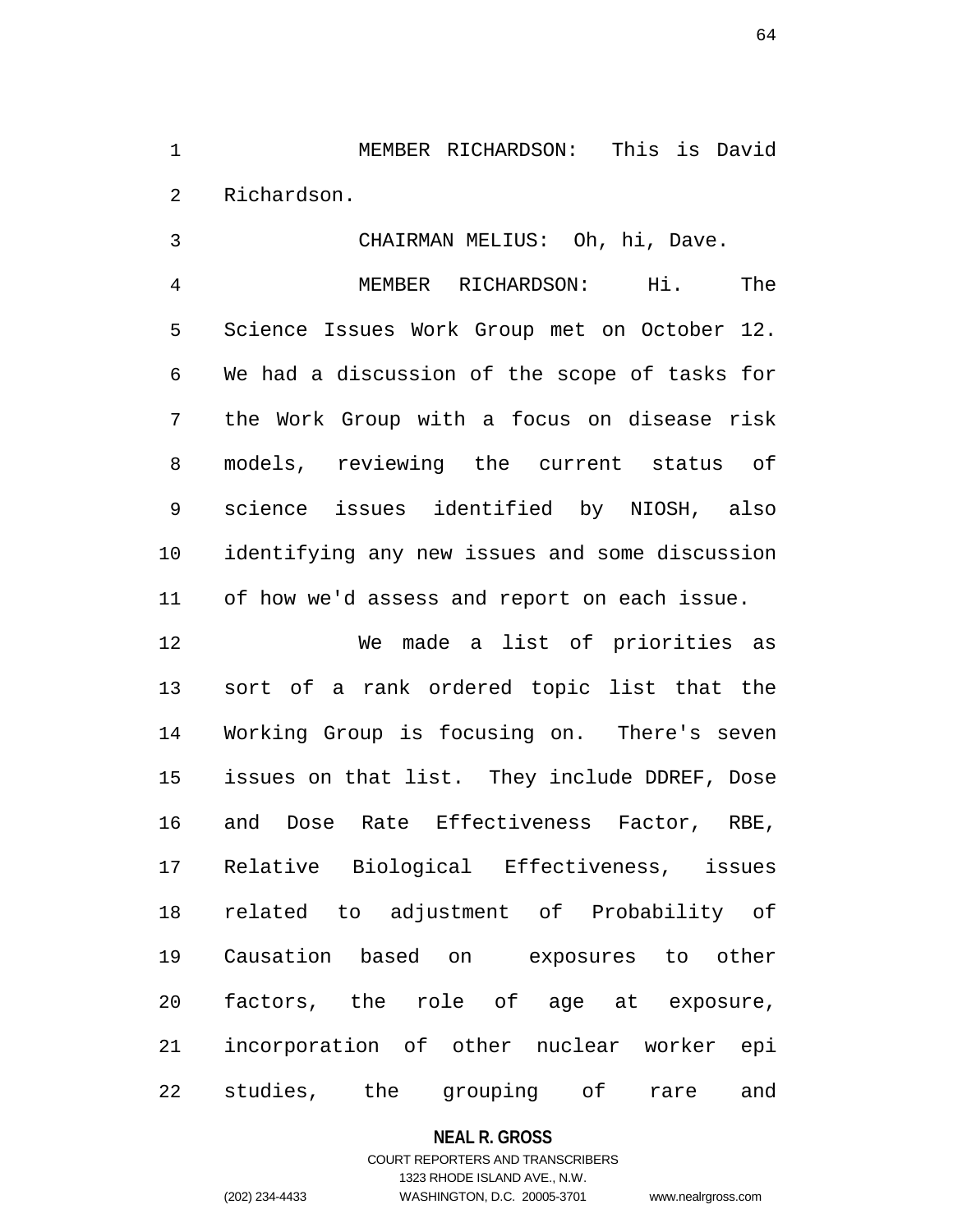MEMBER RICHARDSON: This is David Richardson.

CHAIRMAN MELIUS: Oh, hi, Dave.

MEMBER RICHARDSON: Hi. The Science Issues Work Group met on October 12. We had a discussion of the scope of tasks for the Work Group with a focus on disease risk models, reviewing the current status of science issues identified by NIOSH, also identifying any new issues and some discussion of how we'd assess and report on each issue.

We made a list of priorities as sort of a rank ordered topic list that the Working Group is focusing on. There's seven issues on that list. They include DDREF, Dose and Dose Rate Effectiveness Factor, RBE, Relative Biological Effectiveness, issues related to adjustment of Probability of Causation based on exposures to other factors, the role of age at exposure, incorporation of other nuclear worker epi studies, the grouping of rare and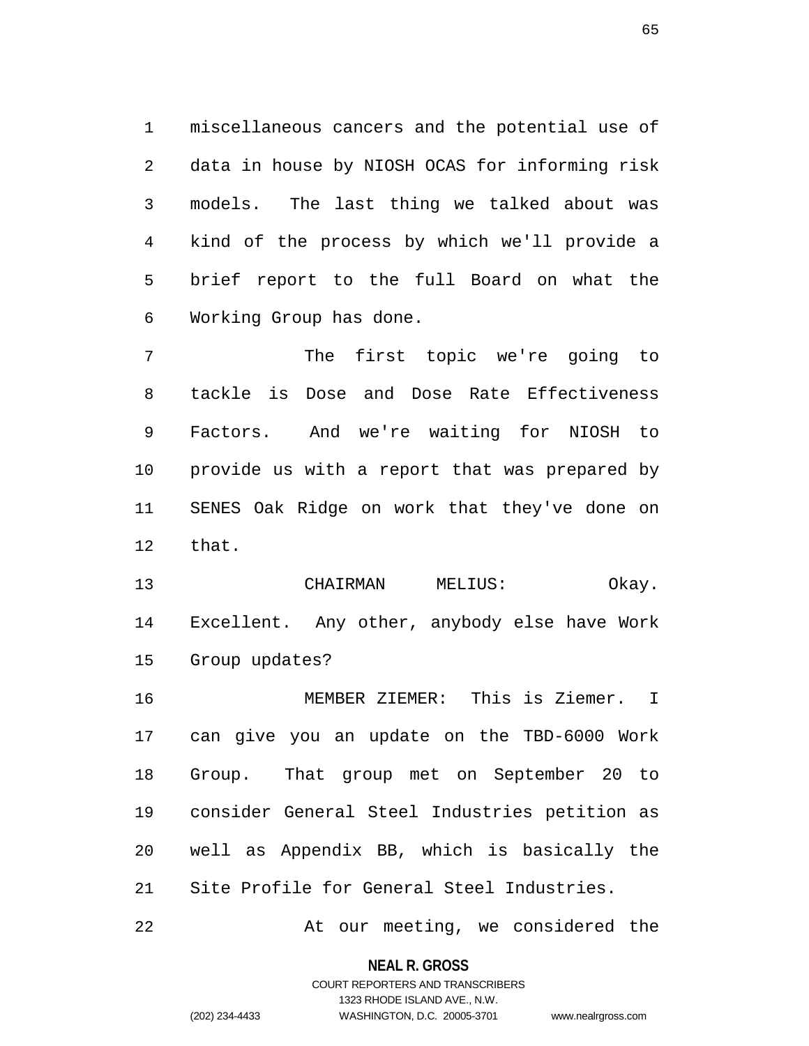miscellaneous cancers and the potential use of data in house by NIOSH OCAS for informing risk models. The last thing we talked about was kind of the process by which we'll provide a brief report to the full Board on what the Working Group has done.

The first topic we're going to tackle is Dose and Dose Rate Effectiveness Factors. And we're waiting for NIOSH to provide us with a report that was prepared by SENES Oak Ridge on work that they've done on that.

CHAIRMAN MELIUS: Okay. Excellent. Any other, anybody else have Work Group updates?

MEMBER ZIEMER: This is Ziemer. I can give you an update on the TBD-6000 Work Group. That group met on September 20 to consider General Steel Industries petition as well as Appendix BB, which is basically the Site Profile for General Steel Industries.

At our meeting, we considered the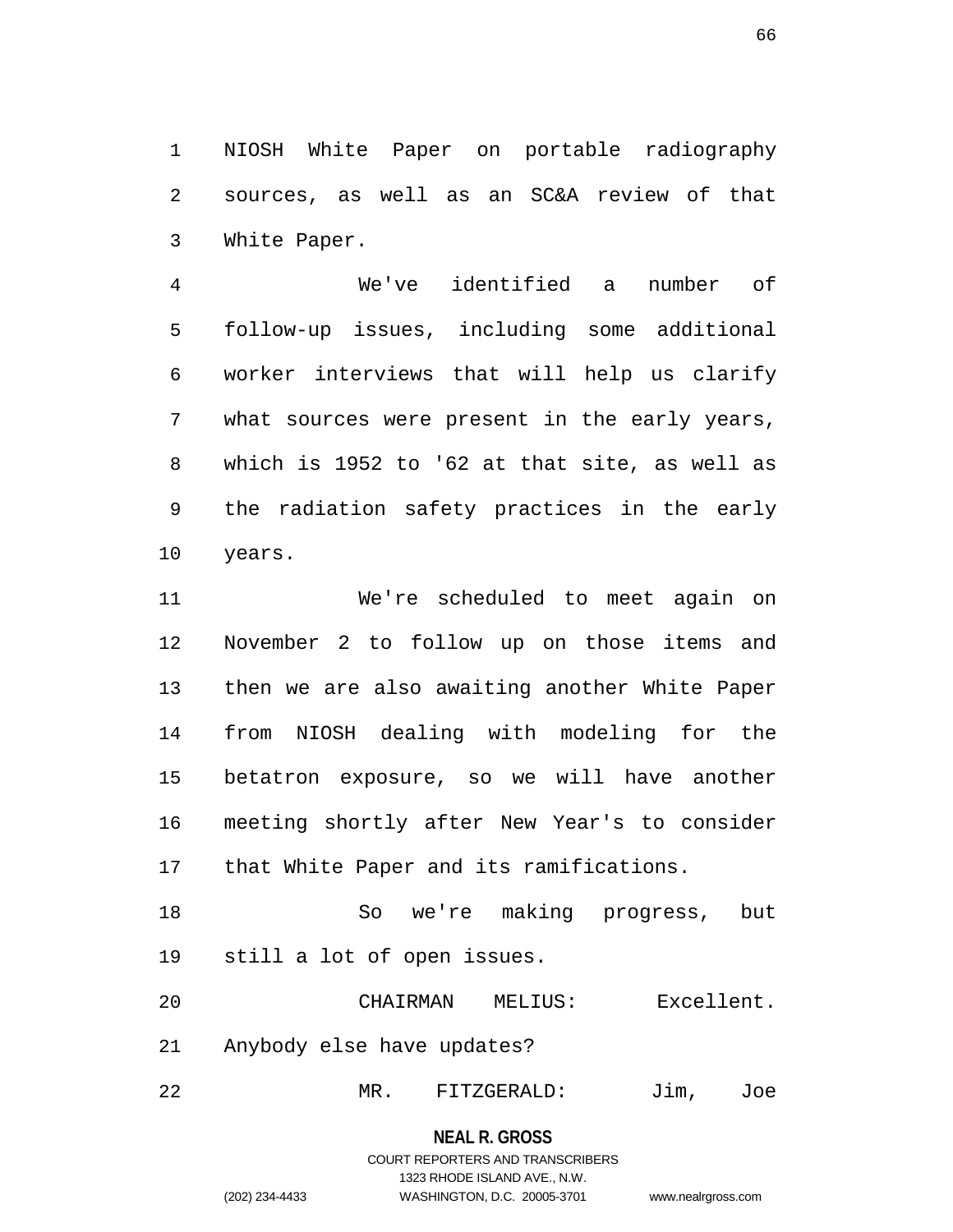NIOSH White Paper on portable radiography sources, as well as an SC&A review of that White Paper.

We've identified a number of follow-up issues, including some additional worker interviews that will help us clarify what sources were present in the early years, which is 1952 to '62 at that site, as well as the radiation safety practices in the early years.

We're scheduled to meet again on November 2 to follow up on those items and then we are also awaiting another White Paper from NIOSH dealing with modeling for the betatron exposure, so we will have another meeting shortly after New Year's to consider that White Paper and its ramifications.

So we're making progress, but still a lot of open issues.

CHAIRMAN MELIUS: Excellent. Anybody else have updates?

MR. FITZGERALD: Jim, Joe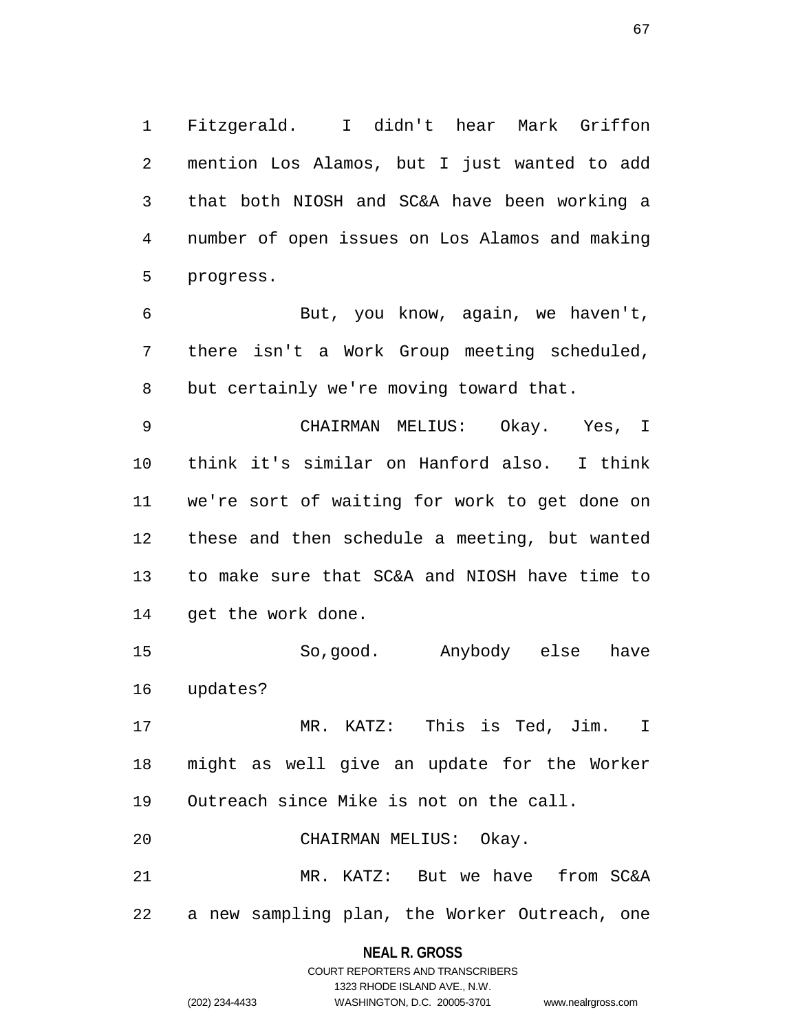Fitzgerald. I didn't hear Mark Griffon mention Los Alamos, but I just wanted to add that both NIOSH and SC&A have been working a number of open issues on Los Alamos and making progress.

But, you know, again, we haven't, there isn't a Work Group meeting scheduled, but certainly we're moving toward that.

CHAIRMAN MELIUS: Okay. Yes, I think it's similar on Hanford also. I think we're sort of waiting for work to get done on these and then schedule a meeting, but wanted to make sure that SC&A and NIOSH have time to get the work done.

So,good. Anybody else have updates?

MR. KATZ: This is Ted, Jim. I might as well give an update for the Worker Outreach since Mike is not on the call.

CHAIRMAN MELIUS: Okay.

MR. KATZ: But we have from SC&A a new sampling plan, the Worker Outreach, one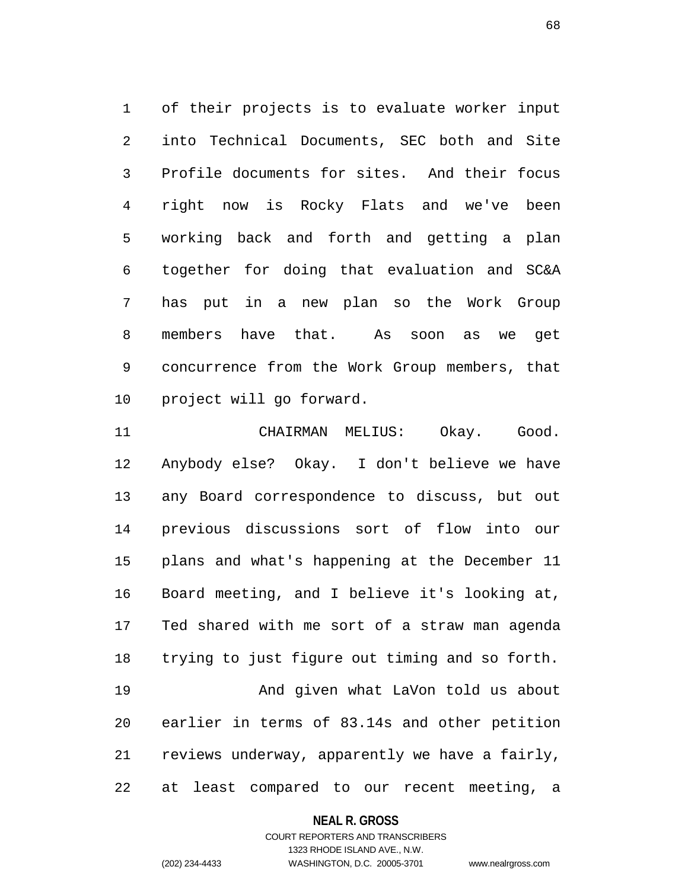of their projects is to evaluate worker input into Technical Documents, SEC both and Site Profile documents for sites. And their focus right now is Rocky Flats and we've been working back and forth and getting a plan together for doing that evaluation and SC&A has put in a new plan so the Work Group members have that. As soon as we get concurrence from the Work Group members, that project will go forward.

CHAIRMAN MELIUS: Okay. Good. Anybody else? Okay. I don't believe we have any Board correspondence to discuss, but out previous discussions sort of flow into our plans and what's happening at the December 11 Board meeting, and I believe it's looking at, Ted shared with me sort of a straw man agenda trying to just figure out timing and so forth.

And given what LaVon told us about earlier in terms of 83.14s and other petition reviews underway, apparently we have a fairly, at least compared to our recent meeting, a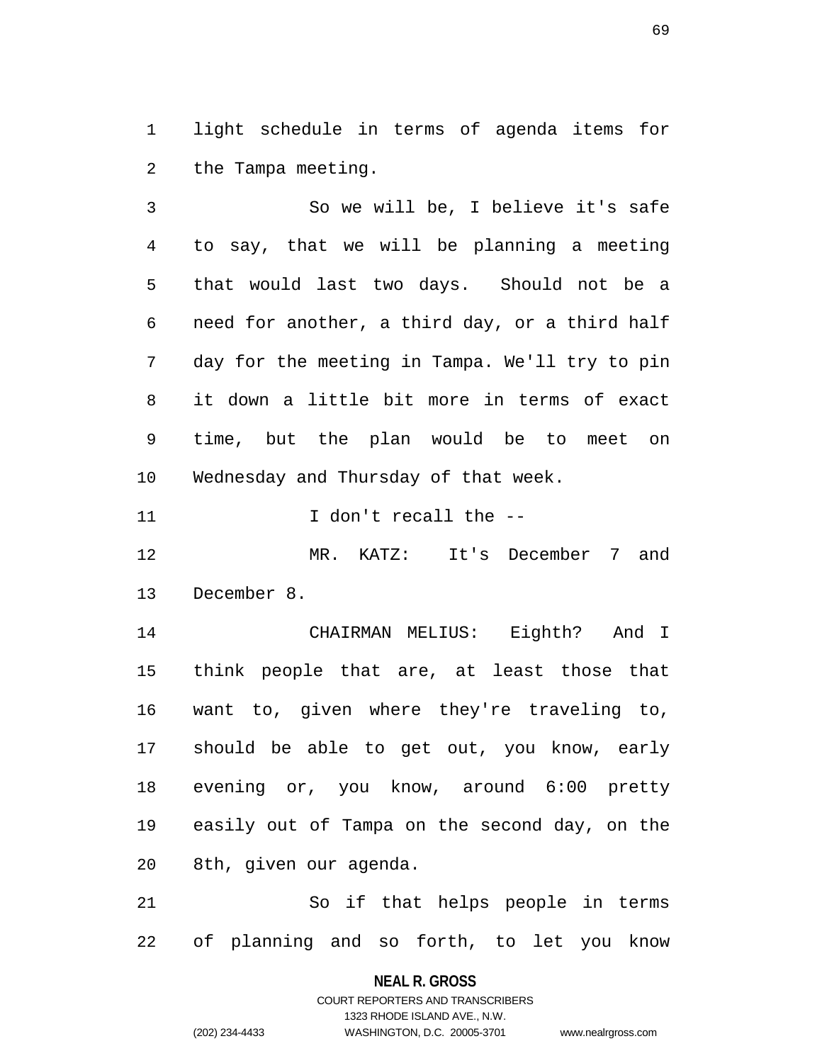light schedule in terms of agenda items for the Tampa meeting.

So we will be, I believe it's safe to say, that we will be planning a meeting that would last two days. Should not be a need for another, a third day, or a third half day for the meeting in Tampa. We'll try to pin it down a little bit more in terms of exact time, but the plan would be to meet on Wednesday and Thursday of that week.

I don't recall the --

MR. KATZ: It's December 7 and December 8.

CHAIRMAN MELIUS: Eighth? And I think people that are, at least those that want to, given where they're traveling to, should be able to get out, you know, early evening or, you know, around 6:00 pretty easily out of Tampa on the second day, on the 8th, given our agenda.

So if that helps people in terms of planning and so forth, to let you know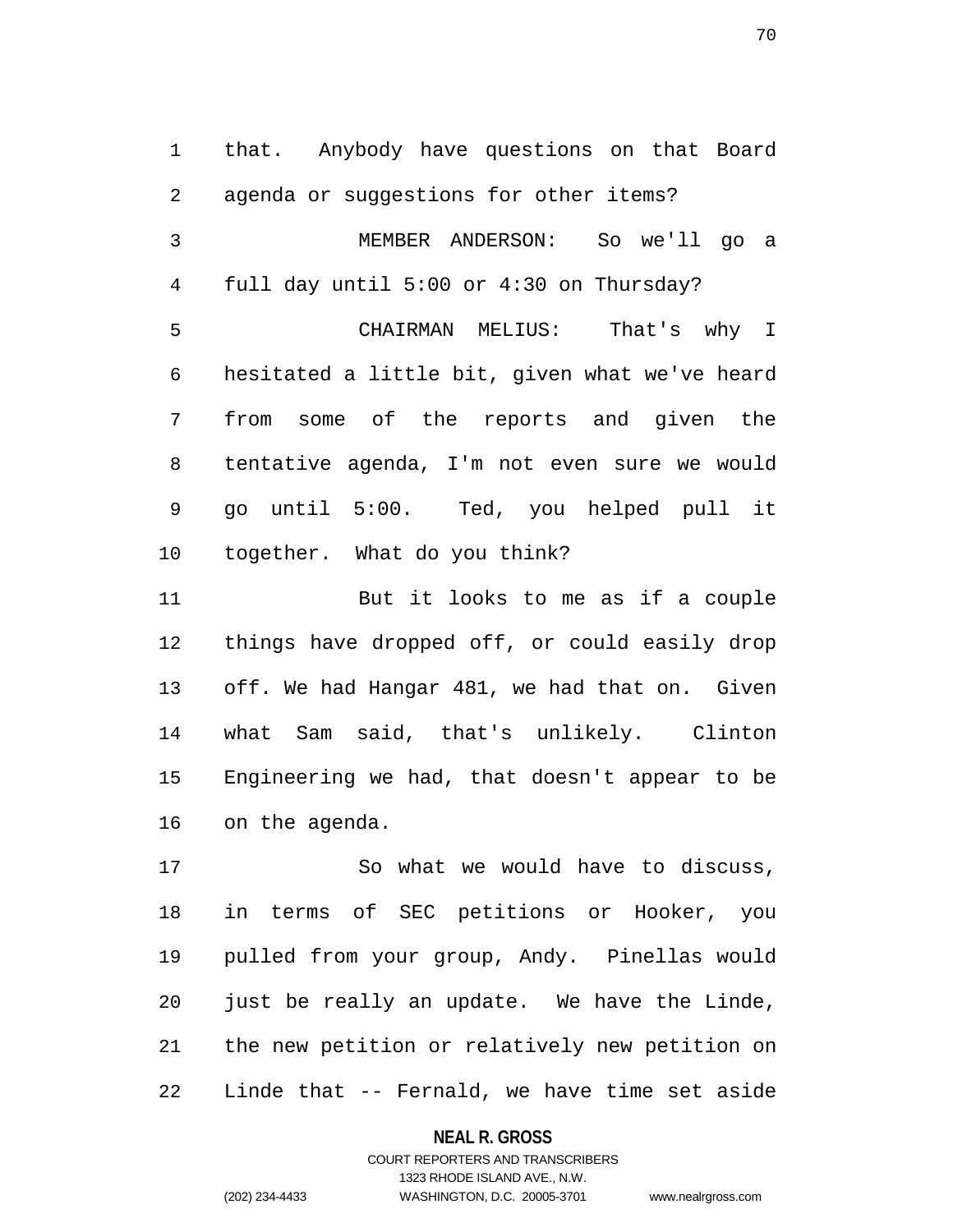that. Anybody have questions on that Board agenda or suggestions for other items?

MEMBER ANDERSON: So we'll go a full day until 5:00 or 4:30 on Thursday?

CHAIRMAN MELIUS: That's why I hesitated a little bit, given what we've heard from some of the reports and given the tentative agenda, I'm not even sure we would go until 5:00. Ted, you helped pull it together. What do you think?

But it looks to me as if a couple things have dropped off, or could easily drop off. We had Hangar 481, we had that on. Given what Sam said, that's unlikely. Clinton Engineering we had, that doesn't appear to be on the agenda.

So what we would have to discuss, in terms of SEC petitions or Hooker, you pulled from your group, Andy. Pinellas would just be really an update. We have the Linde, the new petition or relatively new petition on Linde that -- Fernald, we have time set aside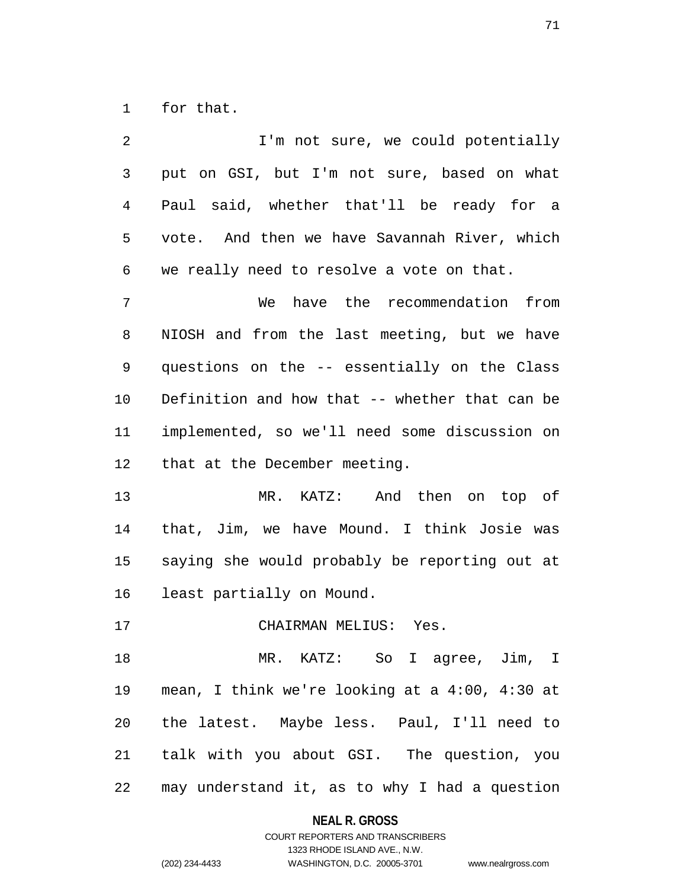for that.

I'm not sure, we could potentially put on GSI, but I'm not sure, based on what Paul said, whether that'll be ready for a vote. And then we have Savannah River, which we really need to resolve a vote on that.

We have the recommendation from NIOSH and from the last meeting, but we have questions on the -- essentially on the Class Definition and how that -- whether that can be implemented, so we'll need some discussion on that at the December meeting.

MR. KATZ: And then on top of that, Jim, we have Mound. I think Josie was saying she would probably be reporting out at least partially on Mound.

CHAIRMAN MELIUS: Yes.

MR. KATZ: So I agree, Jim, I mean, I think we're looking at a 4:00, 4:30 at the latest. Maybe less. Paul, I'll need to talk with you about GSI. The question, you may understand it, as to why I had a question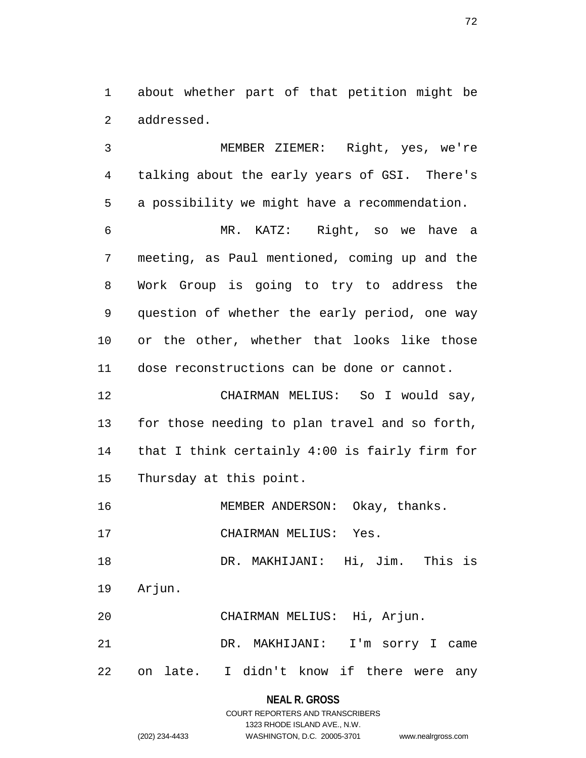about whether part of that petition might be addressed.

MEMBER ZIEMER: Right, yes, we're talking about the early years of GSI. There's a possibility we might have a recommendation.

MR. KATZ: Right, so we have a meeting, as Paul mentioned, coming up and the Work Group is going to try to address the question of whether the early period, one way or the other, whether that looks like those dose reconstructions can be done or cannot.

CHAIRMAN MELIUS: So I would say, for those needing to plan travel and so forth, that I think certainly 4:00 is fairly firm for Thursday at this point.

MEMBER ANDERSON: Okay, thanks.

CHAIRMAN MELIUS: Yes.

DR. MAKHIJANI: Hi, Jim. This is Arjun.

CHAIRMAN MELIUS: Hi, Arjun.

DR. MAKHIJANI: I'm sorry I came on late. I didn't know if there were any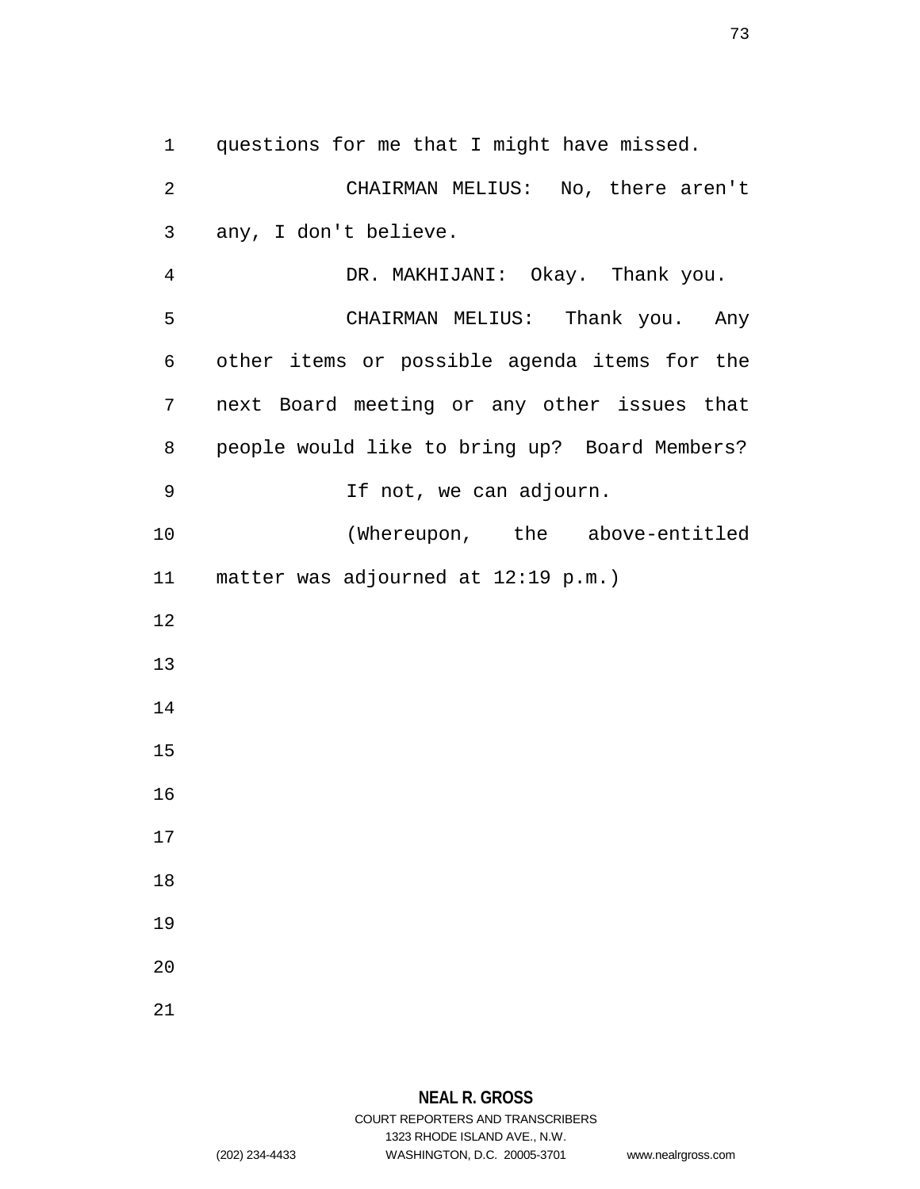questions for me that I might have missed.

CHAIRMAN MELIUS: No, there aren't any, I don't believe.

DR. MAKHIJANI: Okay. Thank you.

CHAIRMAN MELIUS: Thank you. Any other items or possible agenda items for the next Board meeting or any other issues that people would like to bring up? Board Members?

If not, we can adjourn.

(Whereupon, the above-entitled matter was adjourned at 12:19 p.m.)